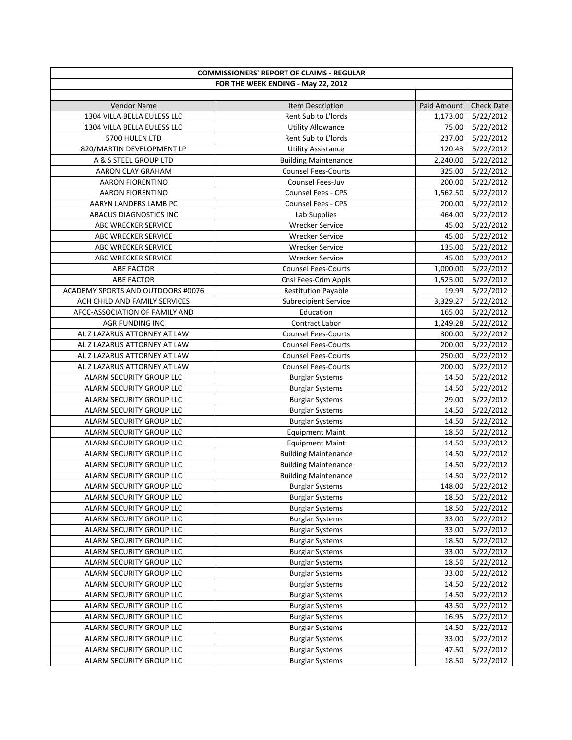| COMMISSIONERS' REPORT OF CLAIMS - REGULAR | | | |
|---|---|---|---|
| FOR THE WEEK ENDING - May 22, 2012 | | | |
| Vendor Name | Item Description | Paid Amount | Check Date |
| 1304 VILLA BELLA EULESS LLC | Rent Sub to L'lords | 1,173.00 | 5/22/2012 |
| 1304 VILLA BELLA EULESS LLC | Utility Allowance | 75.00 | 5/22/2012 |
| 5700 HULEN LTD | Rent Sub to L'lords | 237.00 | 5/22/2012 |
| 820/MARTIN DEVELOPMENT LP | Utility Assistance | 120.43 | 5/22/2012 |
| A & S STEEL GROUP LTD | Building Maintenance | 2,240.00 | 5/22/2012 |
| AARON CLAY GRAHAM | Counsel Fees-Courts | 325.00 | 5/22/2012 |
| AARON FIORENTINO | Counsel Fees-Juv | 200.00 | 5/22/2012 |
| AARON FIORENTINO | Counsel Fees - CPS | 1,562.50 | 5/22/2012 |
| AARYN LANDERS LAMB PC | Counsel Fees - CPS | 200.00 | 5/22/2012 |
| ABACUS DIAGNOSTICS INC | Lab Supplies | 464.00 | 5/22/2012 |
| ABC WRECKER SERVICE | Wrecker Service | 45.00 | 5/22/2012 |
| ABC WRECKER SERVICE | Wrecker Service | 45.00 | 5/22/2012 |
| ABC WRECKER SERVICE | Wrecker Service | 135.00 | 5/22/2012 |
| ABC WRECKER SERVICE | Wrecker Service | 45.00 | 5/22/2012 |
| ABE FACTOR | Counsel Fees-Courts | 1,000.00 | 5/22/2012 |
| ABE FACTOR | Cnsl Fees-Crim Appls | 1,525.00 | 5/22/2012 |
| ACADEMY SPORTS AND OUTDOORS #0076 | Restitution Payable | 19.99 | 5/22/2012 |
| ACH CHILD AND FAMILY SERVICES | Subrecipient Service | 3,329.27 | 5/22/2012 |
| AFCC-ASSOCIATION OF FAMILY AND | Education | 165.00 | 5/22/2012 |
| AGR FUNDING INC | Contract Labor | 1,249.28 | 5/22/2012 |
| AL Z LAZARUS ATTORNEY AT LAW | Counsel Fees-Courts | 300.00 | 5/22/2012 |
| AL Z LAZARUS ATTORNEY AT LAW | Counsel Fees-Courts | 200.00 | 5/22/2012 |
| AL Z LAZARUS ATTORNEY AT LAW | Counsel Fees-Courts | 250.00 | 5/22/2012 |
| AL Z LAZARUS ATTORNEY AT LAW | Counsel Fees-Courts | 200.00 | 5/22/2012 |
| ALARM SECURITY GROUP LLC | Burglar Systems | 14.50 | 5/22/2012 |
| ALARM SECURITY GROUP LLC | Burglar Systems | 14.50 | 5/22/2012 |
| ALARM SECURITY GROUP LLC | Burglar Systems | 29.00 | 5/22/2012 |
| ALARM SECURITY GROUP LLC | Burglar Systems | 14.50 | 5/22/2012 |
| ALARM SECURITY GROUP LLC | Burglar Systems | 14.50 | 5/22/2012 |
| ALARM SECURITY GROUP LLC | Equipment Maint | 18.50 | 5/22/2012 |
| ALARM SECURITY GROUP LLC | Equipment Maint | 14.50 | 5/22/2012 |
| ALARM SECURITY GROUP LLC | Building Maintenance | 14.50 | 5/22/2012 |
| ALARM SECURITY GROUP LLC | Building Maintenance | 14.50 | 5/22/2012 |
| ALARM SECURITY GROUP LLC | Building Maintenance | 14.50 | 5/22/2012 |
| ALARM SECURITY GROUP LLC | Burglar Systems | 148.00 | 5/22/2012 |
| ALARM SECURITY GROUP LLC | Burglar Systems | 18.50 | 5/22/2012 |
| ALARM SECURITY GROUP LLC | Burglar Systems | 18.50 | 5/22/2012 |
| ALARM SECURITY GROUP LLC | Burglar Systems | 33.00 | 5/22/2012 |
| ALARM SECURITY GROUP LLC | Burglar Systems | 33.00 | 5/22/2012 |
| ALARM SECURITY GROUP LLC | Burglar Systems | 18.50 | 5/22/2012 |
| ALARM SECURITY GROUP LLC | Burglar Systems | 33.00 | 5/22/2012 |
| ALARM SECURITY GROUP LLC | Burglar Systems | 18.50 | 5/22/2012 |
| ALARM SECURITY GROUP LLC | Burglar Systems | 33.00 | 5/22/2012 |
| ALARM SECURITY GROUP LLC | Burglar Systems | 14.50 | 5/22/2012 |
| ALARM SECURITY GROUP LLC | Burglar Systems | 14.50 | 5/22/2012 |
| ALARM SECURITY GROUP LLC | Burglar Systems | 43.50 | 5/22/2012 |
| ALARM SECURITY GROUP LLC | Burglar Systems | 16.95 | 5/22/2012 |
| ALARM SECURITY GROUP LLC | Burglar Systems | 14.50 | 5/22/2012 |
| ALARM SECURITY GROUP LLC | Burglar Systems | 33.00 | 5/22/2012 |
| ALARM SECURITY GROUP LLC | Burglar Systems | 47.50 | 5/22/2012 |
| ALARM SECURITY GROUP LLC | Burglar Systems | 18.50 | 5/22/2012 |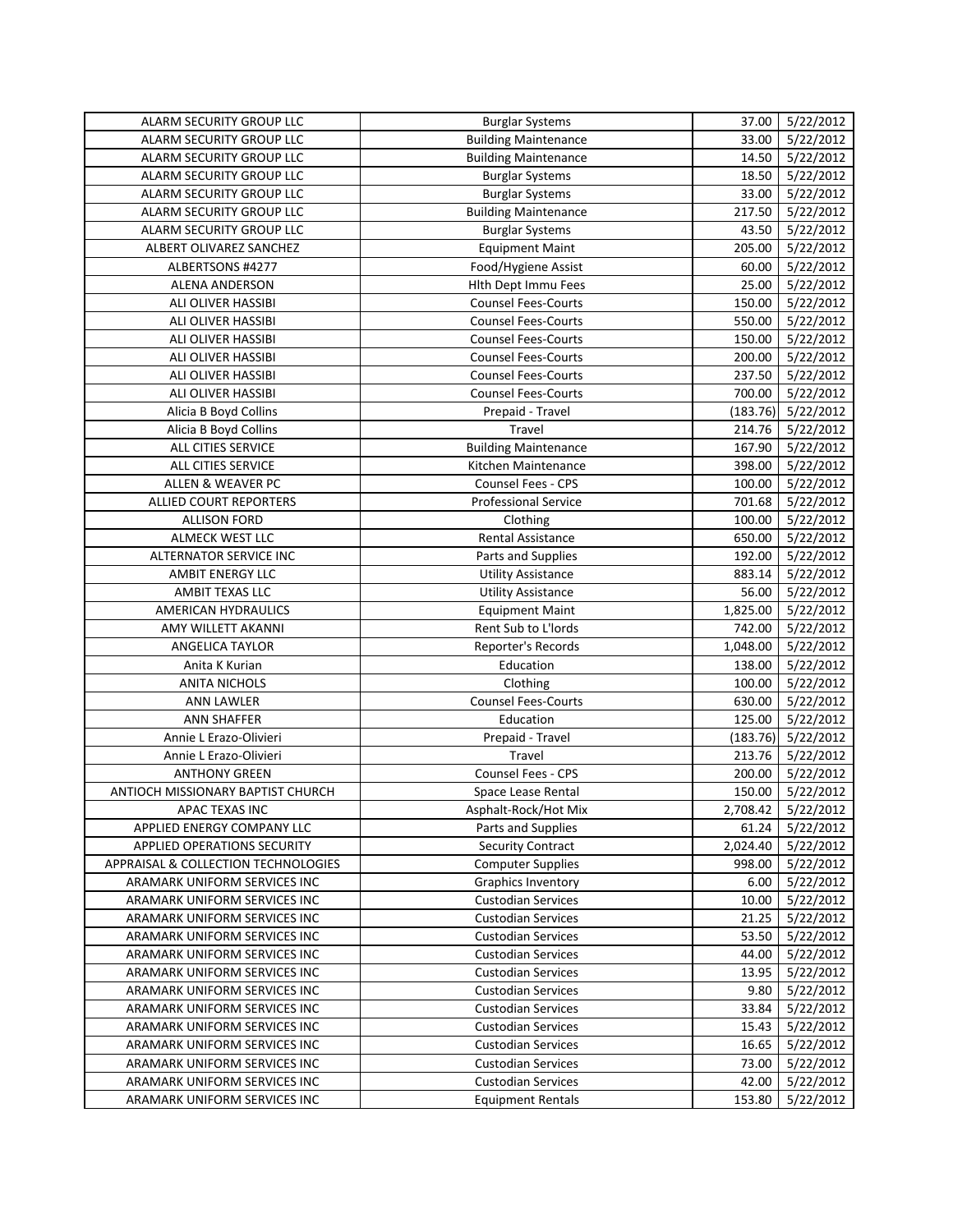| ALARM SECURITY GROUP LLC | Burglar Systems | 37.00 | 5/22/2012 |
|---|---|---|---|
| ALARM SECURITY GROUP LLC | Building Maintenance | 33.00 | 5/22/2012 |
| ALARM SECURITY GROUP LLC | Building Maintenance | 14.50 | 5/22/2012 |
| ALARM SECURITY GROUP LLC | Burglar Systems | 18.50 | 5/22/2012 |
| ALARM SECURITY GROUP LLC | Burglar Systems | 33.00 | 5/22/2012 |
| ALARM SECURITY GROUP LLC | Building Maintenance | 217.50 | 5/22/2012 |
| ALARM SECURITY GROUP LLC | Burglar Systems | 43.50 | 5/22/2012 |
| ALBERT OLIVAREZ SANCHEZ | Equipment Maint | 205.00 | 5/22/2012 |
| ALBERTSONS #4277 | Food/Hygiene Assist | 60.00 | 5/22/2012 |
| ALENA ANDERSON | Hlth Dept Immu Fees | 25.00 | 5/22/2012 |
| ALI OLIVER HASSIBI | Counsel Fees-Courts | 150.00 | 5/22/2012 |
| ALI OLIVER HASSIBI | Counsel Fees-Courts | 550.00 | 5/22/2012 |
| ALI OLIVER HASSIBI | Counsel Fees-Courts | 150.00 | 5/22/2012 |
| ALI OLIVER HASSIBI | Counsel Fees-Courts | 200.00 | 5/22/2012 |
| ALI OLIVER HASSIBI | Counsel Fees-Courts | 237.50 | 5/22/2012 |
| ALI OLIVER HASSIBI | Counsel Fees-Courts | 700.00 | 5/22/2012 |
| Alicia B Boyd Collins | Prepaid - Travel | (183.76) | 5/22/2012 |
| Alicia B Boyd Collins | Travel | 214.76 | 5/22/2012 |
| ALL CITIES SERVICE | Building Maintenance | 167.90 | 5/22/2012 |
| ALL CITIES SERVICE | Kitchen Maintenance | 398.00 | 5/22/2012 |
| ALLEN & WEAVER PC | Counsel Fees - CPS | 100.00 | 5/22/2012 |
| ALLIED COURT REPORTERS | Professional Service | 701.68 | 5/22/2012 |
| ALLISON FORD | Clothing | 100.00 | 5/22/2012 |
| ALMECK WEST LLC | Rental Assistance | 650.00 | 5/22/2012 |
| ALTERNATOR SERVICE INC | Parts and Supplies | 192.00 | 5/22/2012 |
| AMBIT ENERGY LLC | Utility Assistance | 883.14 | 5/22/2012 |
| AMBIT TEXAS LLC | Utility Assistance | 56.00 | 5/22/2012 |
| AMERICAN HYDRAULICS | Equipment Maint | 1,825.00 | 5/22/2012 |
| AMY WILLETT AKANNI | Rent Sub to L'lords | 742.00 | 5/22/2012 |
| ANGELICA TAYLOR | Reporter's Records | 1,048.00 | 5/22/2012 |
| Anita K Kurian | Education | 138.00 | 5/22/2012 |
| ANITA NICHOLS | Clothing | 100.00 | 5/22/2012 |
| ANN LAWLER | Counsel Fees-Courts | 630.00 | 5/22/2012 |
| ANN SHAFFER | Education | 125.00 | 5/22/2012 |
| Annie L Erazo-Olivieri | Prepaid - Travel | (183.76) | 5/22/2012 |
| Annie L Erazo-Olivieri | Travel | 213.76 | 5/22/2012 |
| ANTHONY GREEN | Counsel Fees - CPS | 200.00 | 5/22/2012 |
| ANTIOCH MISSIONARY BAPTIST CHURCH | Space Lease Rental | 150.00 | 5/22/2012 |
| APAC TEXAS INC | Asphalt-Rock/Hot Mix | 2,708.42 | 5/22/2012 |
| APPLIED ENERGY COMPANY LLC | Parts and Supplies | 61.24 | 5/22/2012 |
| APPLIED OPERATIONS SECURITY | Security Contract | 2,024.40 | 5/22/2012 |
| APPRAISAL & COLLECTION TECHNOLOGIES | Computer Supplies | 998.00 | 5/22/2012 |
| ARAMARK UNIFORM SERVICES INC | Graphics Inventory | 6.00 | 5/22/2012 |
| ARAMARK UNIFORM SERVICES INC | Custodian Services | 10.00 | 5/22/2012 |
| ARAMARK UNIFORM SERVICES INC | Custodian Services | 21.25 | 5/22/2012 |
| ARAMARK UNIFORM SERVICES INC | Custodian Services | 53.50 | 5/22/2012 |
| ARAMARK UNIFORM SERVICES INC | Custodian Services | 44.00 | 5/22/2012 |
| ARAMARK UNIFORM SERVICES INC | Custodian Services | 13.95 | 5/22/2012 |
| ARAMARK UNIFORM SERVICES INC | Custodian Services | 9.80 | 5/22/2012 |
| ARAMARK UNIFORM SERVICES INC | Custodian Services | 33.84 | 5/22/2012 |
| ARAMARK UNIFORM SERVICES INC | Custodian Services | 15.43 | 5/22/2012 |
| ARAMARK UNIFORM SERVICES INC | Custodian Services | 16.65 | 5/22/2012 |
| ARAMARK UNIFORM SERVICES INC | Custodian Services | 73.00 | 5/22/2012 |
| ARAMARK UNIFORM SERVICES INC | Custodian Services | 42.00 | 5/22/2012 |
| ARAMARK UNIFORM SERVICES INC | Equipment Rentals | 153.80 | 5/22/2012 |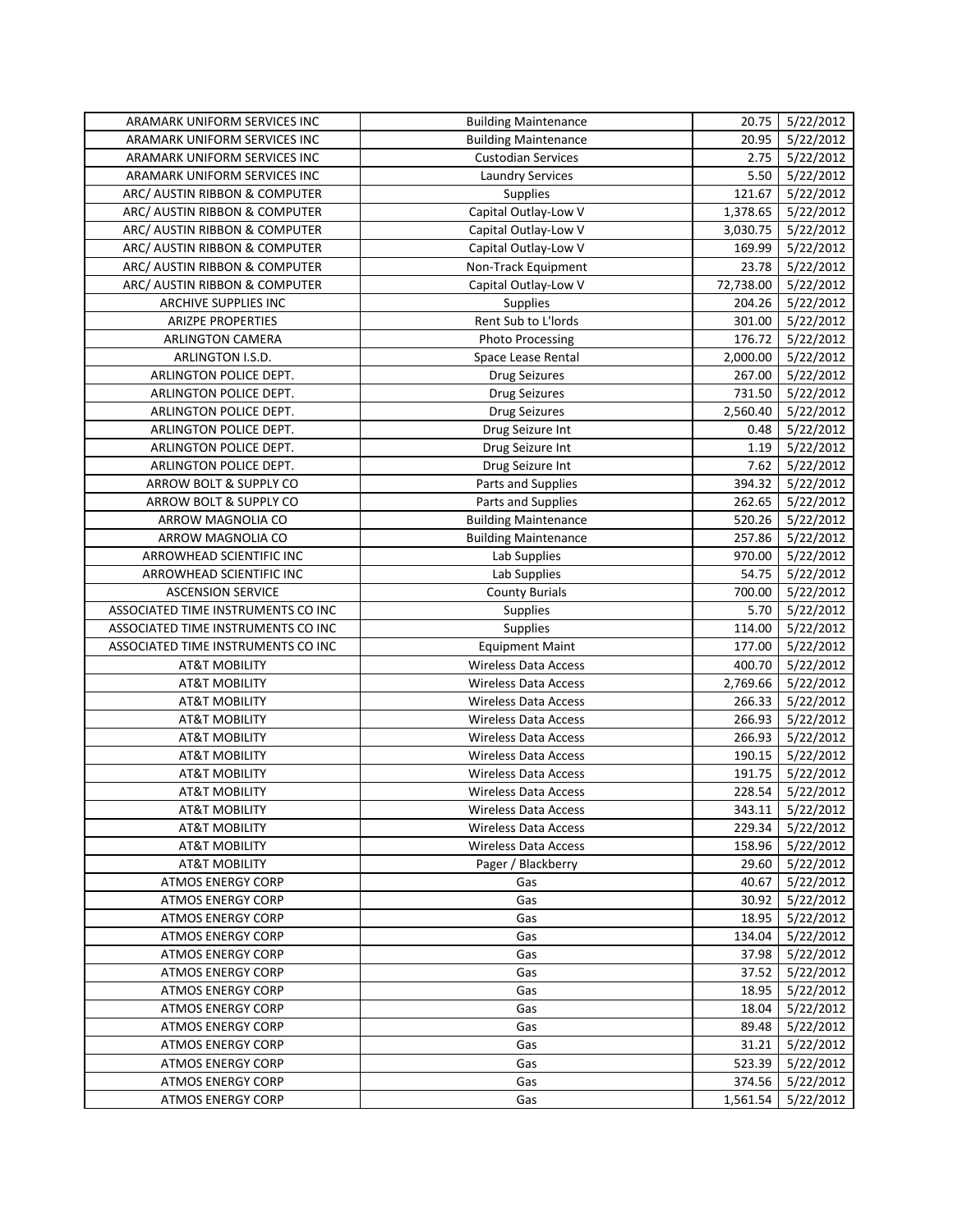| | | | |
|---|---|---|---|
| ARAMARK UNIFORM SERVICES INC | Building Maintenance | 20.75 | 5/22/2012 |
| ARAMARK UNIFORM SERVICES INC | Building Maintenance | 20.95 | 5/22/2012 |
| ARAMARK UNIFORM SERVICES INC | Custodian Services | 2.75 | 5/22/2012 |
| ARAMARK UNIFORM SERVICES INC | Laundry Services | 5.50 | 5/22/2012 |
| ARC/ AUSTIN RIBBON & COMPUTER | Supplies | 121.67 | 5/22/2012 |
| ARC/ AUSTIN RIBBON & COMPUTER | Capital Outlay-Low V | 1,378.65 | 5/22/2012 |
| ARC/ AUSTIN RIBBON & COMPUTER | Capital Outlay-Low V | 3,030.75 | 5/22/2012 |
| ARC/ AUSTIN RIBBON & COMPUTER | Capital Outlay-Low V | 169.99 | 5/22/2012 |
| ARC/ AUSTIN RIBBON & COMPUTER | Non-Track Equipment | 23.78 | 5/22/2012 |
| ARC/ AUSTIN RIBBON & COMPUTER | Capital Outlay-Low V | 72,738.00 | 5/22/2012 |
| ARCHIVE SUPPLIES INC | Supplies | 204.26 | 5/22/2012 |
| ARIZPE PROPERTIES | Rent Sub to L'lords | 301.00 | 5/22/2012 |
| ARLINGTON CAMERA | Photo Processing | 176.72 | 5/22/2012 |
| ARLINGTON I.S.D. | Space Lease Rental | 2,000.00 | 5/22/2012 |
| ARLINGTON POLICE DEPT. | Drug Seizures | 267.00 | 5/22/2012 |
| ARLINGTON POLICE DEPT. | Drug Seizures | 731.50 | 5/22/2012 |
| ARLINGTON POLICE DEPT. | Drug Seizures | 2,560.40 | 5/22/2012 |
| ARLINGTON POLICE DEPT. | Drug Seizure Int | 0.48 | 5/22/2012 |
| ARLINGTON POLICE DEPT. | Drug Seizure Int | 1.19 | 5/22/2012 |
| ARLINGTON POLICE DEPT. | Drug Seizure Int | 7.62 | 5/22/2012 |
| ARROW BOLT & SUPPLY CO | Parts and Supplies | 394.32 | 5/22/2012 |
| ARROW BOLT & SUPPLY CO | Parts and Supplies | 262.65 | 5/22/2012 |
| ARROW MAGNOLIA CO | Building Maintenance | 520.26 | 5/22/2012 |
| ARROW MAGNOLIA CO | Building Maintenance | 257.86 | 5/22/2012 |
| ARROWHEAD SCIENTIFIC INC | Lab Supplies | 970.00 | 5/22/2012 |
| ARROWHEAD SCIENTIFIC INC | Lab Supplies | 54.75 | 5/22/2012 |
| ASCENSION SERVICE | County Burials | 700.00 | 5/22/2012 |
| ASSOCIATED TIME INSTRUMENTS CO INC | Supplies | 5.70 | 5/22/2012 |
| ASSOCIATED TIME INSTRUMENTS CO INC | Supplies | 114.00 | 5/22/2012 |
| ASSOCIATED TIME INSTRUMENTS CO INC | Equipment Maint | 177.00 | 5/22/2012 |
| AT&T MOBILITY | Wireless Data Access | 400.70 | 5/22/2012 |
| AT&T MOBILITY | Wireless Data Access | 2,769.66 | 5/22/2012 |
| AT&T MOBILITY | Wireless Data Access | 266.33 | 5/22/2012 |
| AT&T MOBILITY | Wireless Data Access | 266.93 | 5/22/2012 |
| AT&T MOBILITY | Wireless Data Access | 266.93 | 5/22/2012 |
| AT&T MOBILITY | Wireless Data Access | 190.15 | 5/22/2012 |
| AT&T MOBILITY | Wireless Data Access | 191.75 | 5/22/2012 |
| AT&T MOBILITY | Wireless Data Access | 228.54 | 5/22/2012 |
| AT&T MOBILITY | Wireless Data Access | 343.11 | 5/22/2012 |
| AT&T MOBILITY | Wireless Data Access | 229.34 | 5/22/2012 |
| AT&T MOBILITY | Wireless Data Access | 158.96 | 5/22/2012 |
| AT&T MOBILITY | Pager / Blackberry | 29.60 | 5/22/2012 |
| ATMOS ENERGY CORP | Gas | 40.67 | 5/22/2012 |
| ATMOS ENERGY CORP | Gas | 30.92 | 5/22/2012 |
| ATMOS ENERGY CORP | Gas | 18.95 | 5/22/2012 |
| ATMOS ENERGY CORP | Gas | 134.04 | 5/22/2012 |
| ATMOS ENERGY CORP | Gas | 37.98 | 5/22/2012 |
| ATMOS ENERGY CORP | Gas | 37.52 | 5/22/2012 |
| ATMOS ENERGY CORP | Gas | 18.95 | 5/22/2012 |
| ATMOS ENERGY CORP | Gas | 18.04 | 5/22/2012 |
| ATMOS ENERGY CORP | Gas | 89.48 | 5/22/2012 |
| ATMOS ENERGY CORP | Gas | 31.21 | 5/22/2012 |
| ATMOS ENERGY CORP | Gas | 523.39 | 5/22/2012 |
| ATMOS ENERGY CORP | Gas | 374.56 | 5/22/2012 |
| ATMOS ENERGY CORP | Gas | 1,561.54 | 5/22/2012 |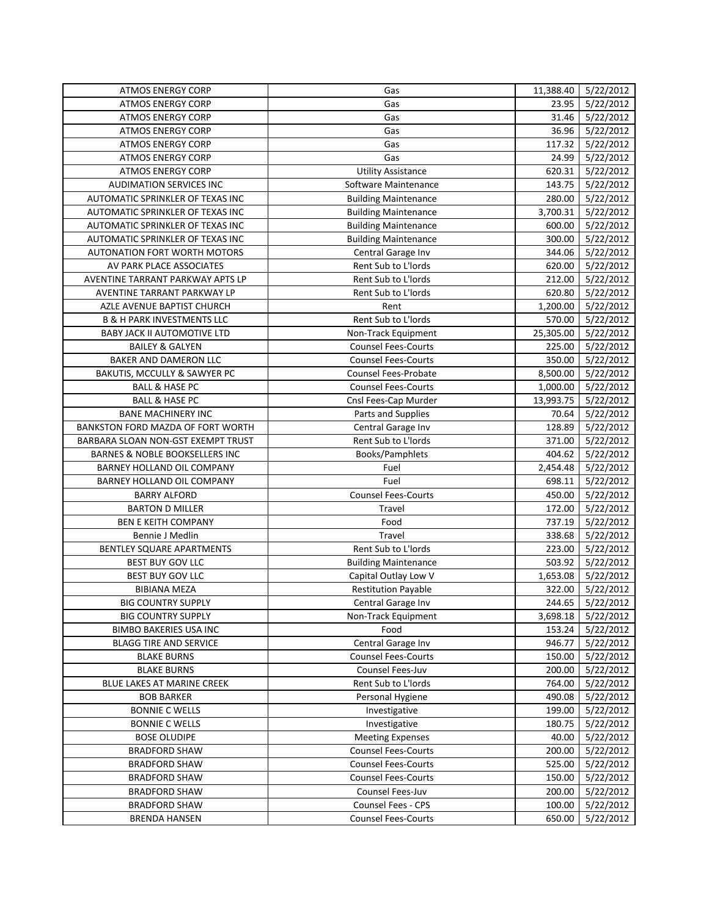| ATMOS ENERGY CORP | Gas | 11,388.40 | 5/22/2012 |
|---|---|---|---|
| ATMOS ENERGY CORP | Gas | 23.95 | 5/22/2012 |
| ATMOS ENERGY CORP | Gas | 31.46 | 5/22/2012 |
| ATMOS ENERGY CORP | Gas | 36.96 | 5/22/2012 |
| ATMOS ENERGY CORP | Gas | 117.32 | 5/22/2012 |
| ATMOS ENERGY CORP | Gas | 24.99 | 5/22/2012 |
| ATMOS ENERGY CORP | Utility Assistance | 620.31 | 5/22/2012 |
| AUDIMATION SERVICES INC | Software Maintenance | 143.75 | 5/22/2012 |
| AUTOMATIC SPRINKLER OF TEXAS INC | Building Maintenance | 280.00 | 5/22/2012 |
| AUTOMATIC SPRINKLER OF TEXAS INC | Building Maintenance | 3,700.31 | 5/22/2012 |
| AUTOMATIC SPRINKLER OF TEXAS INC | Building Maintenance | 600.00 | 5/22/2012 |
| AUTOMATIC SPRINKLER OF TEXAS INC | Building Maintenance | 300.00 | 5/22/2012 |
| AUTONATION FORT WORTH MOTORS | Central Garage Inv | 344.06 | 5/22/2012 |
| AV PARK PLACE ASSOCIATES | Rent Sub to L'lords | 620.00 | 5/22/2012 |
| AVENTINE TARRANT PARKWAY APTS LP | Rent Sub to L'lords | 212.00 | 5/22/2012 |
| AVENTINE TARRANT PARKWAY LP | Rent Sub to L'lords | 620.80 | 5/22/2012 |
| AZLE AVENUE BAPTIST CHURCH | Rent | 1,200.00 | 5/22/2012 |
| B & H PARK INVESTMENTS LLC | Rent Sub to L'lords | 570.00 | 5/22/2012 |
| BABY JACK II AUTOMOTIVE LTD | Non-Track Equipment | 25,305.00 | 5/22/2012 |
| BAILEY & GALYEN | Counsel Fees-Courts | 225.00 | 5/22/2012 |
| BAKER AND DAMERON LLC | Counsel Fees-Courts | 350.00 | 5/22/2012 |
| BAKUTIS, MCCULLY & SAWYER PC | Counsel Fees-Probate | 8,500.00 | 5/22/2012 |
| BALL & HASE PC | Counsel Fees-Courts | 1,000.00 | 5/22/2012 |
| BALL & HASE PC | Cnsl Fees-Cap Murder | 13,993.75 | 5/22/2012 |
| BANE MACHINERY INC | Parts and Supplies | 70.64 | 5/22/2012 |
| BANKSTON FORD MAZDA OF FORT WORTH | Central Garage Inv | 128.89 | 5/22/2012 |
| BARBARA SLOAN NON-GST EXEMPT TRUST | Rent Sub to L'lords | 371.00 | 5/22/2012 |
| BARNES & NOBLE BOOKSELLERS INC | Books/Pamphlets | 404.62 | 5/22/2012 |
| BARNEY HOLLAND OIL COMPANY | Fuel | 2,454.48 | 5/22/2012 |
| BARNEY HOLLAND OIL COMPANY | Fuel | 698.11 | 5/22/2012 |
| BARRY ALFORD | Counsel Fees-Courts | 450.00 | 5/22/2012 |
| BARTON D MILLER | Travel | 172.00 | 5/22/2012 |
| BEN E KEITH COMPANY | Food | 737.19 | 5/22/2012 |
| Bennie J Medlin | Travel | 338.68 | 5/22/2012 |
| BENTLEY SQUARE APARTMENTS | Rent Sub to L'lords | 223.00 | 5/22/2012 |
| BEST BUY GOV LLC | Building Maintenance | 503.92 | 5/22/2012 |
| BEST BUY GOV LLC | Capital Outlay Low V | 1,653.08 | 5/22/2012 |
| BIBIANA MEZA | Restitution Payable | 322.00 | 5/22/2012 |
| BIG COUNTRY SUPPLY | Central Garage Inv | 244.65 | 5/22/2012 |
| BIG COUNTRY SUPPLY | Non-Track Equipment | 3,698.18 | 5/22/2012 |
| BIMBO BAKERIES USA INC | Food | 153.24 | 5/22/2012 |
| BLAGG TIRE AND SERVICE | Central Garage Inv | 946.77 | 5/22/2012 |
| BLAKE BURNS | Counsel Fees-Courts | 150.00 | 5/22/2012 |
| BLAKE BURNS | Counsel Fees-Juv | 200.00 | 5/22/2012 |
| BLUE LAKES AT MARINE CREEK | Rent Sub to L'lords | 764.00 | 5/22/2012 |
| BOB BARKER | Personal Hygiene | 490.08 | 5/22/2012 |
| BONNIE C WELLS | Investigative | 199.00 | 5/22/2012 |
| BONNIE C WELLS | Investigative | 180.75 | 5/22/2012 |
| BOSE OLUDIPE | Meeting Expenses | 40.00 | 5/22/2012 |
| BRADFORD SHAW | Counsel Fees-Courts | 200.00 | 5/22/2012 |
| BRADFORD SHAW | Counsel Fees-Courts | 525.00 | 5/22/2012 |
| BRADFORD SHAW | Counsel Fees-Courts | 150.00 | 5/22/2012 |
| BRADFORD SHAW | Counsel Fees-Juv | 200.00 | 5/22/2012 |
| BRADFORD SHAW | Counsel Fees - CPS | 100.00 | 5/22/2012 |
| BRENDA HANSEN | Counsel Fees-Courts | 650.00 | 5/22/2012 |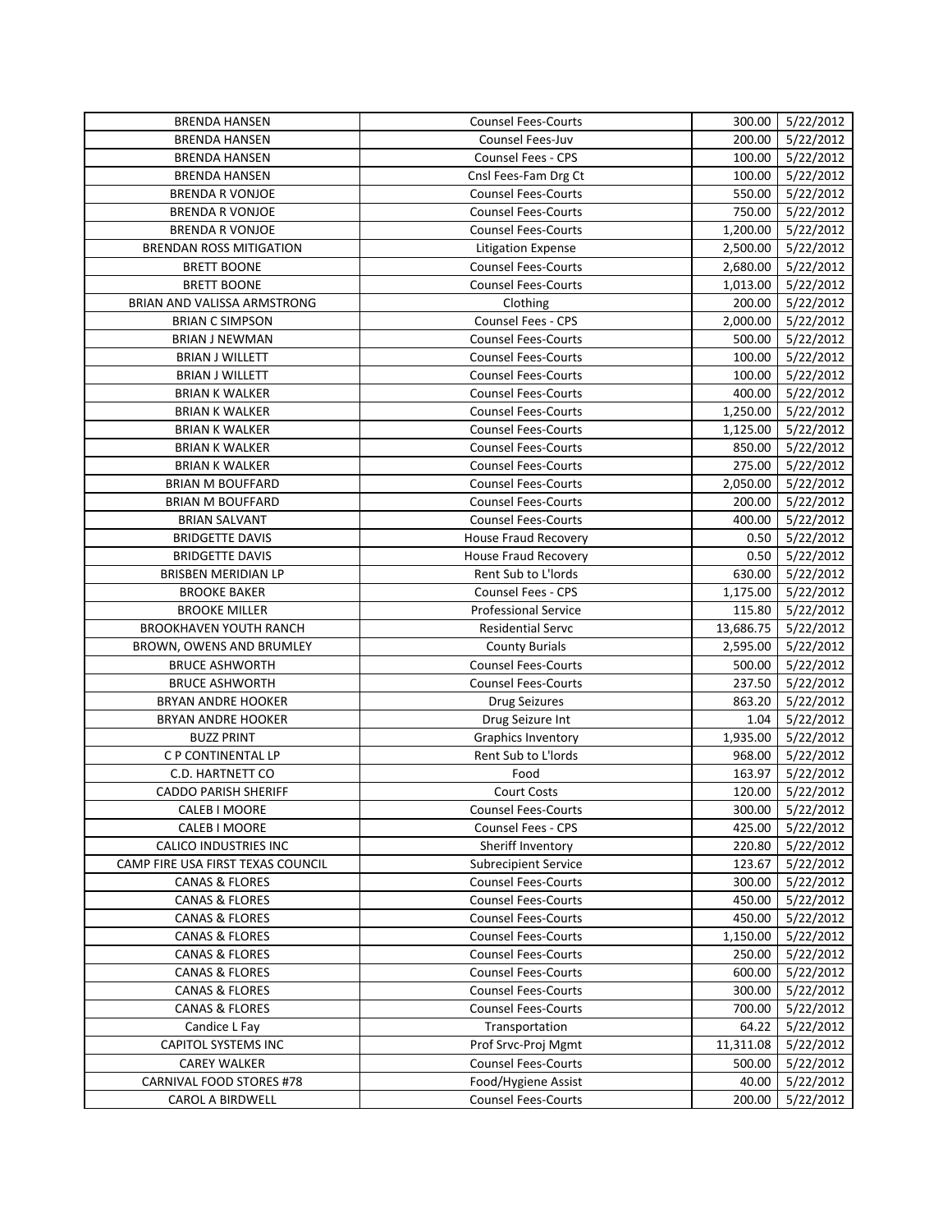| BRENDA HANSEN | Counsel Fees-Courts | 300.00 | 5/22/2012 |
|---|---|---|---|
| BRENDA HANSEN | Counsel Fees-Juv | 200.00 | 5/22/2012 |
| BRENDA HANSEN | Counsel Fees - CPS | 100.00 | 5/22/2012 |
| BRENDA HANSEN | Cnsl Fees-Fam Drg Ct | 100.00 | 5/22/2012 |
| BRENDA R VONJOE | Counsel Fees-Courts | 550.00 | 5/22/2012 |
| BRENDA R VONJOE | Counsel Fees-Courts | 750.00 | 5/22/2012 |
| BRENDA R VONJOE | Counsel Fees-Courts | 1,200.00 | 5/22/2012 |
| BRENDAN ROSS MITIGATION | Litigation Expense | 2,500.00 | 5/22/2012 |
| BRETT BOONE | Counsel Fees-Courts | 2,680.00 | 5/22/2012 |
| BRETT BOONE | Counsel Fees-Courts | 1,013.00 | 5/22/2012 |
| BRIAN AND VALISSA ARMSTRONG | Clothing | 200.00 | 5/22/2012 |
| BRIAN C SIMPSON | Counsel Fees - CPS | 2,000.00 | 5/22/2012 |
| BRIAN J NEWMAN | Counsel Fees-Courts | 500.00 | 5/22/2012 |
| BRIAN J WILLETT | Counsel Fees-Courts | 100.00 | 5/22/2012 |
| BRIAN J WILLETT | Counsel Fees-Courts | 100.00 | 5/22/2012 |
| BRIAN K WALKER | Counsel Fees-Courts | 400.00 | 5/22/2012 |
| BRIAN K WALKER | Counsel Fees-Courts | 1,250.00 | 5/22/2012 |
| BRIAN K WALKER | Counsel Fees-Courts | 1,125.00 | 5/22/2012 |
| BRIAN K WALKER | Counsel Fees-Courts | 850.00 | 5/22/2012 |
| BRIAN K WALKER | Counsel Fees-Courts | 275.00 | 5/22/2012 |
| BRIAN M BOUFFARD | Counsel Fees-Courts | 2,050.00 | 5/22/2012 |
| BRIAN M BOUFFARD | Counsel Fees-Courts | 200.00 | 5/22/2012 |
| BRIAN SALVANT | Counsel Fees-Courts | 400.00 | 5/22/2012 |
| BRIDGETTE DAVIS | House Fraud Recovery | 0.50 | 5/22/2012 |
| BRIDGETTE DAVIS | House Fraud Recovery | 0.50 | 5/22/2012 |
| BRISBEN MERIDIAN LP | Rent Sub to L'lords | 630.00 | 5/22/2012 |
| BROOKE BAKER | Counsel Fees - CPS | 1,175.00 | 5/22/2012 |
| BROOKE MILLER | Professional Service | 115.80 | 5/22/2012 |
| BROOKHAVEN YOUTH RANCH | Residential Servc | 13,686.75 | 5/22/2012 |
| BROWN, OWENS AND BRUMLEY | County Burials | 2,595.00 | 5/22/2012 |
| BRUCE ASHWORTH | Counsel Fees-Courts | 500.00 | 5/22/2012 |
| BRUCE ASHWORTH | Counsel Fees-Courts | 237.50 | 5/22/2012 |
| BRYAN ANDRE HOOKER | Drug Seizures | 863.20 | 5/22/2012 |
| BRYAN ANDRE HOOKER | Drug Seizure Int | 1.04 | 5/22/2012 |
| BUZZ PRINT | Graphics Inventory | 1,935.00 | 5/22/2012 |
| C P CONTINENTAL LP | Rent Sub to L'lords | 968.00 | 5/22/2012 |
| C.D. HARTNETT CO | Food | 163.97 | 5/22/2012 |
| CADDO PARISH SHERIFF | Court Costs | 120.00 | 5/22/2012 |
| CALEB I MOORE | Counsel Fees-Courts | 300.00 | 5/22/2012 |
| CALEB I MOORE | Counsel Fees - CPS | 425.00 | 5/22/2012 |
| CALICO INDUSTRIES INC | Sheriff Inventory | 220.80 | 5/22/2012 |
| CAMP FIRE USA FIRST TEXAS COUNCIL | Subrecipient Service | 123.67 | 5/22/2012 |
| CANAS & FLORES | Counsel Fees-Courts | 300.00 | 5/22/2012 |
| CANAS & FLORES | Counsel Fees-Courts | 450.00 | 5/22/2012 |
| CANAS & FLORES | Counsel Fees-Courts | 450.00 | 5/22/2012 |
| CANAS & FLORES | Counsel Fees-Courts | 1,150.00 | 5/22/2012 |
| CANAS & FLORES | Counsel Fees-Courts | 250.00 | 5/22/2012 |
| CANAS & FLORES | Counsel Fees-Courts | 600.00 | 5/22/2012 |
| CANAS & FLORES | Counsel Fees-Courts | 300.00 | 5/22/2012 |
| CANAS & FLORES | Counsel Fees-Courts | 700.00 | 5/22/2012 |
| Candice L Fay | Transportation | 64.22 | 5/22/2012 |
| CAPITOL SYSTEMS INC | Prof Srvc-Proj Mgmt | 11,311.08 | 5/22/2012 |
| CAREY WALKER | Counsel Fees-Courts | 500.00 | 5/22/2012 |
| CARNIVAL FOOD STORES #78 | Food/Hygiene Assist | 40.00 | 5/22/2012 |
| CAROL A BIRDWELL | Counsel Fees-Courts | 200.00 | 5/22/2012 |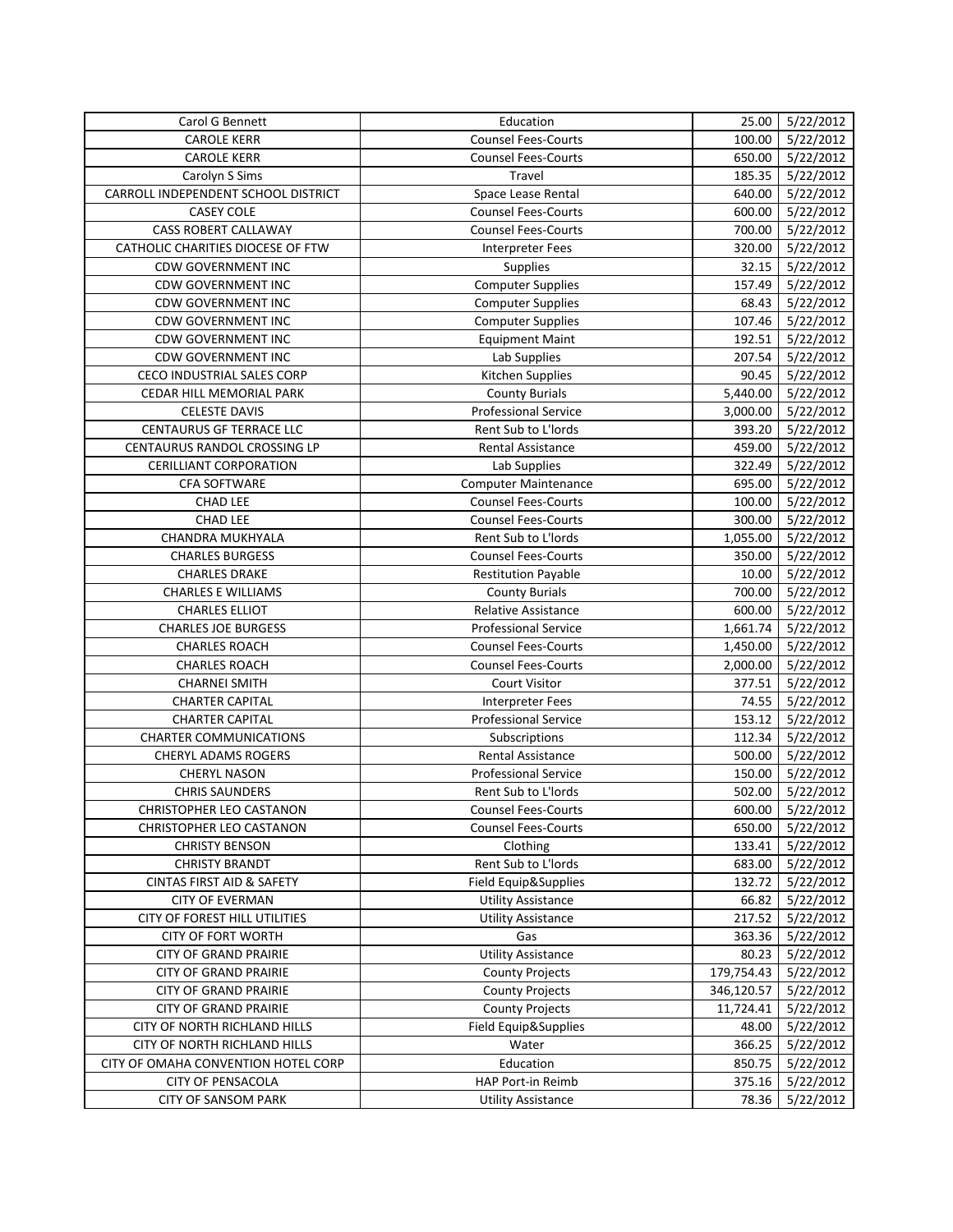| Carol G Bennett | Education | 25.00 | 5/22/2012 |
|---|---|---|---|
| CAROLE KERR | Counsel Fees-Courts | 100.00 | 5/22/2012 |
| CAROLE KERR | Counsel Fees-Courts | 650.00 | 5/22/2012 |
| Carolyn S Sims | Travel | 185.35 | 5/22/2012 |
| CARROLL INDEPENDENT SCHOOL DISTRICT | Space Lease Rental | 640.00 | 5/22/2012 |
| CASEY COLE | Counsel Fees-Courts | 600.00 | 5/22/2012 |
| CASS ROBERT CALLAWAY | Counsel Fees-Courts | 700.00 | 5/22/2012 |
| CATHOLIC CHARITIES DIOCESE OF FTW | Interpreter Fees | 320.00 | 5/22/2012 |
| CDW GOVERNMENT INC | Supplies | 32.15 | 5/22/2012 |
| CDW GOVERNMENT INC | Computer Supplies | 157.49 | 5/22/2012 |
| CDW GOVERNMENT INC | Computer Supplies | 68.43 | 5/22/2012 |
| CDW GOVERNMENT INC | Computer Supplies | 107.46 | 5/22/2012 |
| CDW GOVERNMENT INC | Equipment Maint | 192.51 | 5/22/2012 |
| CDW GOVERNMENT INC | Lab Supplies | 207.54 | 5/22/2012 |
| CECO INDUSTRIAL SALES CORP | Kitchen Supplies | 90.45 | 5/22/2012 |
| CEDAR HILL MEMORIAL PARK | County Burials | 5,440.00 | 5/22/2012 |
| CELESTE DAVIS | Professional Service | 3,000.00 | 5/22/2012 |
| CENTAURUS GF TERRACE LLC | Rent Sub to L'lords | 393.20 | 5/22/2012 |
| CENTAURUS RANDOL CROSSING LP | Rental Assistance | 459.00 | 5/22/2012 |
| CERILLIANT CORPORATION | Lab Supplies | 322.49 | 5/22/2012 |
| CFA SOFTWARE | Computer Maintenance | 695.00 | 5/22/2012 |
| CHAD LEE | Counsel Fees-Courts | 100.00 | 5/22/2012 |
| CHAD LEE | Counsel Fees-Courts | 300.00 | 5/22/2012 |
| CHANDRA MUKHYALA | Rent Sub to L'lords | 1,055.00 | 5/22/2012 |
| CHARLES BURGESS | Counsel Fees-Courts | 350.00 | 5/22/2012 |
| CHARLES DRAKE | Restitution Payable | 10.00 | 5/22/2012 |
| CHARLES E WILLIAMS | County Burials | 700.00 | 5/22/2012 |
| CHARLES ELLIOT | Relative Assistance | 600.00 | 5/22/2012 |
| CHARLES JOE BURGESS | Professional Service | 1,661.74 | 5/22/2012 |
| CHARLES ROACH | Counsel Fees-Courts | 1,450.00 | 5/22/2012 |
| CHARLES ROACH | Counsel Fees-Courts | 2,000.00 | 5/22/2012 |
| CHARNEI SMITH | Court Visitor | 377.51 | 5/22/2012 |
| CHARTER CAPITAL | Interpreter Fees | 74.55 | 5/22/2012 |
| CHARTER CAPITAL | Professional Service | 153.12 | 5/22/2012 |
| CHARTER COMMUNICATIONS | Subscriptions | 112.34 | 5/22/2012 |
| CHERYL ADAMS ROGERS | Rental Assistance | 500.00 | 5/22/2012 |
| CHERYL NASON | Professional Service | 150.00 | 5/22/2012 |
| CHRIS SAUNDERS | Rent Sub to L'lords | 502.00 | 5/22/2012 |
| CHRISTOPHER LEO CASTANON | Counsel Fees-Courts | 600.00 | 5/22/2012 |
| CHRISTOPHER LEO CASTANON | Counsel Fees-Courts | 650.00 | 5/22/2012 |
| CHRISTY BENSON | Clothing | 133.41 | 5/22/2012 |
| CHRISTY BRANDT | Rent Sub to L'lords | 683.00 | 5/22/2012 |
| CINTAS FIRST AID & SAFETY | Field Equip&Supplies | 132.72 | 5/22/2012 |
| CITY OF EVERMAN | Utility Assistance | 66.82 | 5/22/2012 |
| CITY OF FOREST HILL UTILITIES | Utility Assistance | 217.52 | 5/22/2012 |
| CITY OF FORT WORTH | Gas | 363.36 | 5/22/2012 |
| CITY OF GRAND PRAIRIE | Utility Assistance | 80.23 | 5/22/2012 |
| CITY OF GRAND PRAIRIE | County Projects | 179,754.43 | 5/22/2012 |
| CITY OF GRAND PRAIRIE | County Projects | 346,120.57 | 5/22/2012 |
| CITY OF GRAND PRAIRIE | County Projects | 11,724.41 | 5/22/2012 |
| CITY OF NORTH RICHLAND HILLS | Field Equip&Supplies | 48.00 | 5/22/2012 |
| CITY OF NORTH RICHLAND HILLS | Water | 366.25 | 5/22/2012 |
| CITY OF OMAHA CONVENTION HOTEL CORP | Education | 850.75 | 5/22/2012 |
| CITY OF PENSACOLA | HAP Port-in Reimb | 375.16 | 5/22/2012 |
| CITY OF SANSOM PARK | Utility Assistance | 78.36 | 5/22/2012 |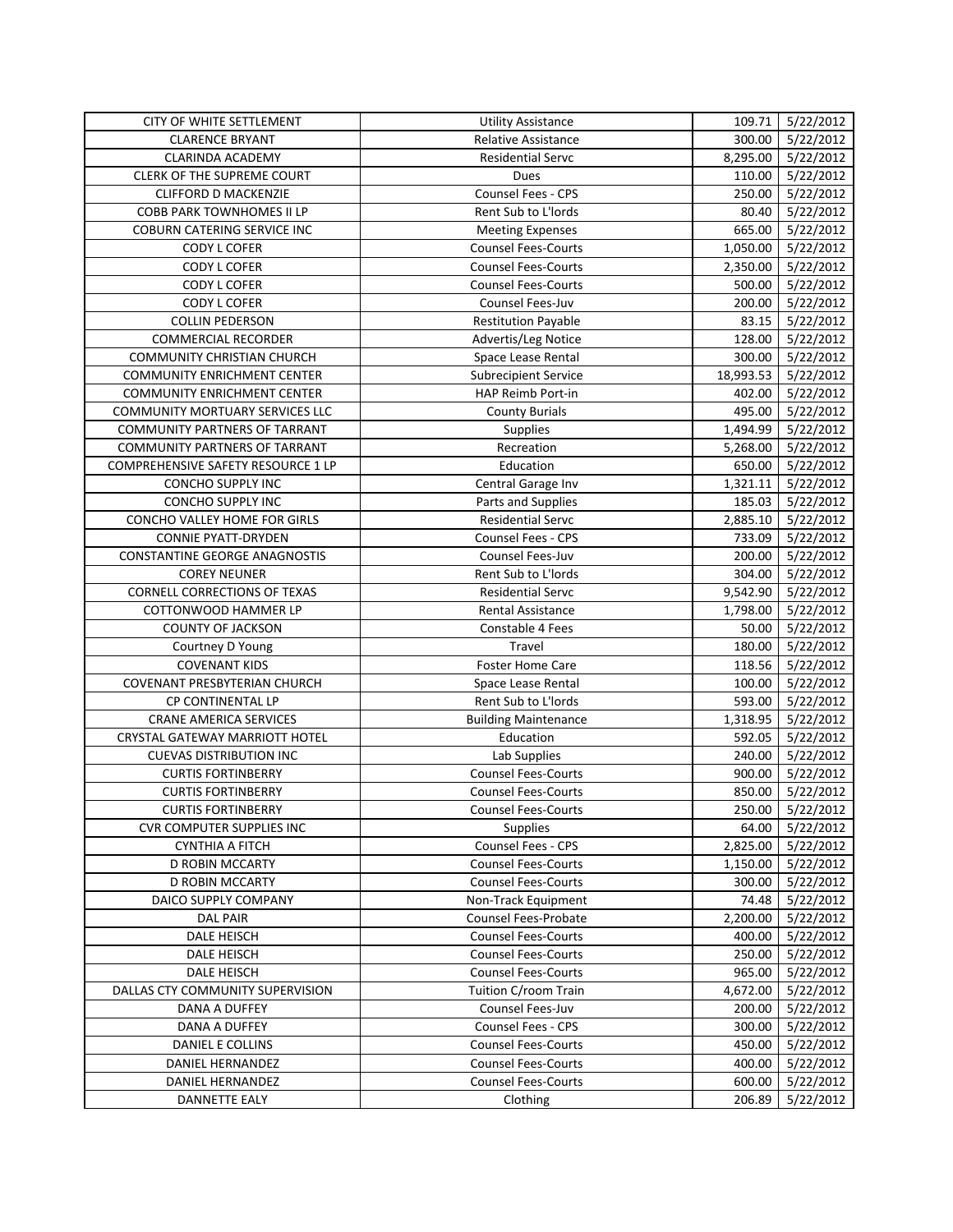| CITY OF WHITE SETTLEMENT | Utility Assistance | 109.71 | 5/22/2012 |
|---|---|---|---|
| CLARENCE BRYANT | Relative Assistance | 300.00 | 5/22/2012 |
| CLARINDA ACADEMY | Residential Servc | 8,295.00 | 5/22/2012 |
| CLERK OF THE SUPREME COURT | Dues | 110.00 | 5/22/2012 |
| CLIFFORD D MACKENZIE | Counsel Fees - CPS | 250.00 | 5/22/2012 |
| COBB PARK TOWNHOMES II LP | Rent Sub to L'lords | 80.40 | 5/22/2012 |
| COBURN CATERING SERVICE INC | Meeting Expenses | 665.00 | 5/22/2012 |
| CODY L COFER | Counsel Fees-Courts | 1,050.00 | 5/22/2012 |
| CODY L COFER | Counsel Fees-Courts | 2,350.00 | 5/22/2012 |
| CODY L COFER | Counsel Fees-Courts | 500.00 | 5/22/2012 |
| CODY L COFER | Counsel Fees-Juv | 200.00 | 5/22/2012 |
| COLLIN PEDERSON | Restitution Payable | 83.15 | 5/22/2012 |
| COMMERCIAL RECORDER | Advertis/Leg Notice | 128.00 | 5/22/2012 |
| COMMUNITY CHRISTIAN CHURCH | Space Lease Rental | 300.00 | 5/22/2012 |
| COMMUNITY ENRICHMENT CENTER | Subrecipient Service | 18,993.53 | 5/22/2012 |
| COMMUNITY ENRICHMENT CENTER | HAP Reimb Port-in | 402.00 | 5/22/2012 |
| COMMUNITY MORTUARY SERVICES LLC | County Burials | 495.00 | 5/22/2012 |
| COMMUNITY PARTNERS OF TARRANT | Supplies | 1,494.99 | 5/22/2012 |
| COMMUNITY PARTNERS OF TARRANT | Recreation | 5,268.00 | 5/22/2012 |
| COMPREHENSIVE SAFETY RESOURCE 1 LP | Education | 650.00 | 5/22/2012 |
| CONCHO SUPPLY INC | Central Garage Inv | 1,321.11 | 5/22/2012 |
| CONCHO SUPPLY INC | Parts and Supplies | 185.03 | 5/22/2012 |
| CONCHO VALLEY HOME FOR GIRLS | Residential Servc | 2,885.10 | 5/22/2012 |
| CONNIE PYATT-DRYDEN | Counsel Fees - CPS | 733.09 | 5/22/2012 |
| CONSTANTINE GEORGE ANAGNOSTIS | Counsel Fees-Juv | 200.00 | 5/22/2012 |
| COREY NEUNER | Rent Sub to L'lords | 304.00 | 5/22/2012 |
| CORNELL CORRECTIONS OF TEXAS | Residential Servc | 9,542.90 | 5/22/2012 |
| COTTONWOOD HAMMER LP | Rental Assistance | 1,798.00 | 5/22/2012 |
| COUNTY OF JACKSON | Constable 4 Fees | 50.00 | 5/22/2012 |
| Courtney D Young | Travel | 180.00 | 5/22/2012 |
| COVENANT KIDS | Foster Home Care | 118.56 | 5/22/2012 |
| COVENANT PRESBYTERIAN CHURCH | Space Lease Rental | 100.00 | 5/22/2012 |
| CP CONTINENTAL LP | Rent Sub to L'lords | 593.00 | 5/22/2012 |
| CRANE AMERICA SERVICES | Building Maintenance | 1,318.95 | 5/22/2012 |
| CRYSTAL GATEWAY MARRIOTT HOTEL | Education | 592.05 | 5/22/2012 |
| CUEVAS DISTRIBUTION INC | Lab Supplies | 240.00 | 5/22/2012 |
| CURTIS FORTINBERRY | Counsel Fees-Courts | 900.00 | 5/22/2012 |
| CURTIS FORTINBERRY | Counsel Fees-Courts | 850.00 | 5/22/2012 |
| CURTIS FORTINBERRY | Counsel Fees-Courts | 250.00 | 5/22/2012 |
| CVR COMPUTER SUPPLIES INC | Supplies | 64.00 | 5/22/2012 |
| CYNTHIA A FITCH | Counsel Fees - CPS | 2,825.00 | 5/22/2012 |
| D ROBIN MCCARTY | Counsel Fees-Courts | 1,150.00 | 5/22/2012 |
| D ROBIN MCCARTY | Counsel Fees-Courts | 300.00 | 5/22/2012 |
| DAICO SUPPLY COMPANY | Non-Track Equipment | 74.48 | 5/22/2012 |
| DAL PAIR | Counsel Fees-Probate | 2,200.00 | 5/22/2012 |
| DALE HEISCH | Counsel Fees-Courts | 400.00 | 5/22/2012 |
| DALE HEISCH | Counsel Fees-Courts | 250.00 | 5/22/2012 |
| DALE HEISCH | Counsel Fees-Courts | 965.00 | 5/22/2012 |
| DALLAS CTY COMMUNITY SUPERVISION | Tuition C/room Train | 4,672.00 | 5/22/2012 |
| DANA A DUFFEY | Counsel Fees-Juv | 200.00 | 5/22/2012 |
| DANA A DUFFEY | Counsel Fees - CPS | 300.00 | 5/22/2012 |
| DANIEL E COLLINS | Counsel Fees-Courts | 450.00 | 5/22/2012 |
| DANIEL HERNANDEZ | Counsel Fees-Courts | 400.00 | 5/22/2012 |
| DANIEL HERNANDEZ | Counsel Fees-Courts | 600.00 | 5/22/2012 |
| DANNETTE EALY | Clothing | 206.89 | 5/22/2012 |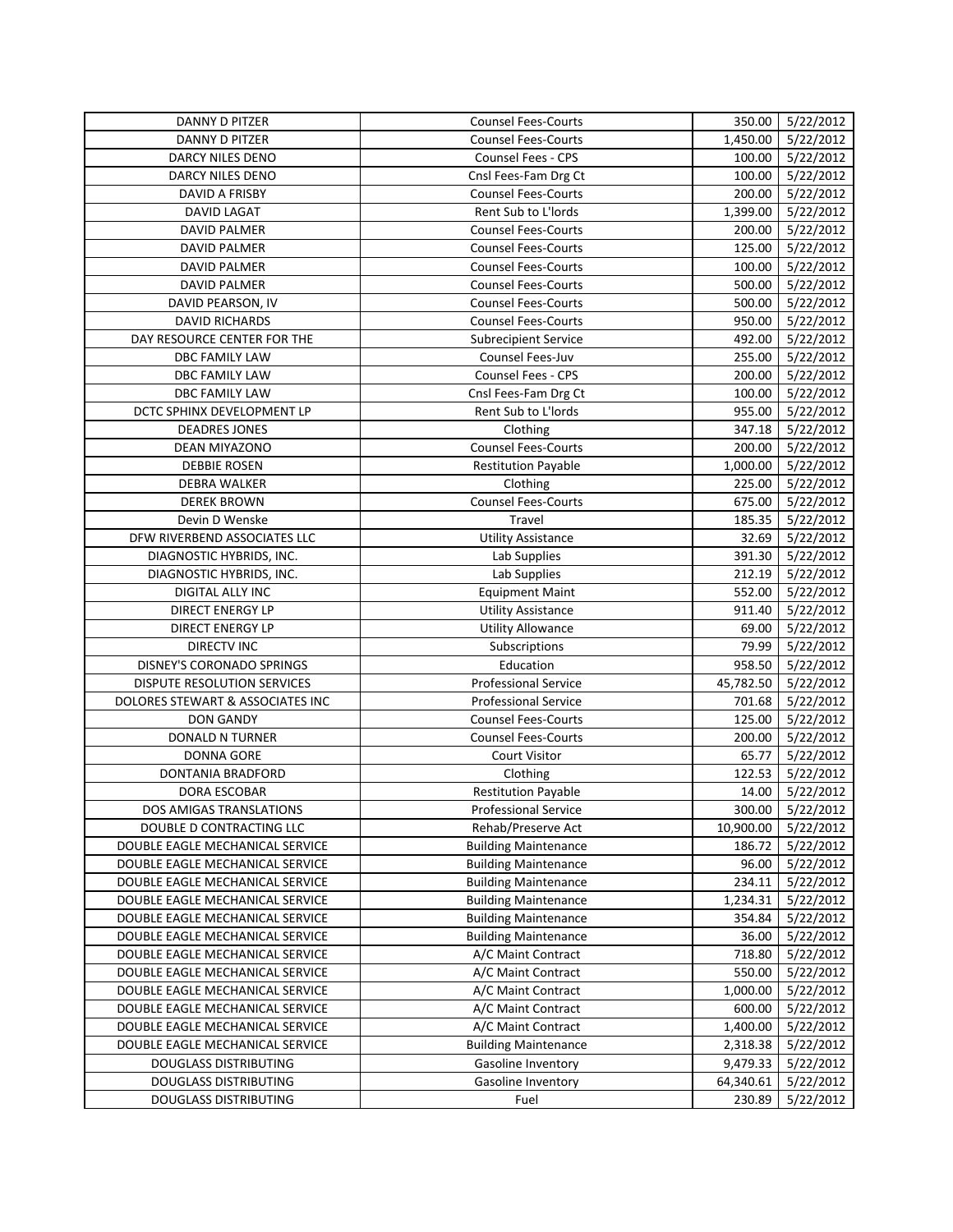| DANNY D PITZER | Counsel Fees-Courts | 350.00 | 5/22/2012 |
|---|---|---|---|
| DANNY D PITZER | Counsel Fees-Courts | 1,450.00 | 5/22/2012 |
| DARCY NILES DENO | Counsel Fees - CPS | 100.00 | 5/22/2012 |
| DARCY NILES DENO | Cnsl Fees-Fam Drg Ct | 100.00 | 5/22/2012 |
| DAVID A FRISBY | Counsel Fees-Courts | 200.00 | 5/22/2012 |
| DAVID LAGAT | Rent Sub to L'lords | 1,399.00 | 5/22/2012 |
| DAVID PALMER | Counsel Fees-Courts | 200.00 | 5/22/2012 |
| DAVID PALMER | Counsel Fees-Courts | 125.00 | 5/22/2012 |
| DAVID PALMER | Counsel Fees-Courts | 100.00 | 5/22/2012 |
| DAVID PALMER | Counsel Fees-Courts | 500.00 | 5/22/2012 |
| DAVID PEARSON, IV | Counsel Fees-Courts | 500.00 | 5/22/2012 |
| DAVID RICHARDS | Counsel Fees-Courts | 950.00 | 5/22/2012 |
| DAY RESOURCE CENTER FOR THE | Subrecipient Service | 492.00 | 5/22/2012 |
| DBC FAMILY LAW | Counsel Fees-Juv | 255.00 | 5/22/2012 |
| DBC FAMILY LAW | Counsel Fees - CPS | 200.00 | 5/22/2012 |
| DBC FAMILY LAW | Cnsl Fees-Fam Drg Ct | 100.00 | 5/22/2012 |
| DCTC SPHINX DEVELOPMENT LP | Rent Sub to L'lords | 955.00 | 5/22/2012 |
| DEADRES JONES | Clothing | 347.18 | 5/22/2012 |
| DEAN MIYAZONO | Counsel Fees-Courts | 200.00 | 5/22/2012 |
| DEBBIE ROSEN | Restitution Payable | 1,000.00 | 5/22/2012 |
| DEBRA WALKER | Clothing | 225.00 | 5/22/2012 |
| DEREK BROWN | Counsel Fees-Courts | 675.00 | 5/22/2012 |
| Devin D Wenske | Travel | 185.35 | 5/22/2012 |
| DFW RIVERBEND ASSOCIATES LLC | Utility Assistance | 32.69 | 5/22/2012 |
| DIAGNOSTIC HYBRIDS, INC. | Lab Supplies | 391.30 | 5/22/2012 |
| DIAGNOSTIC HYBRIDS, INC. | Lab Supplies | 212.19 | 5/22/2012 |
| DIGITAL ALLY INC | Equipment Maint | 552.00 | 5/22/2012 |
| DIRECT ENERGY LP | Utility Assistance | 911.40 | 5/22/2012 |
| DIRECT ENERGY LP | Utility Allowance | 69.00 | 5/22/2012 |
| DIRECTV INC | Subscriptions | 79.99 | 5/22/2012 |
| DISNEY'S CORONADO SPRINGS | Education | 958.50 | 5/22/2012 |
| DISPUTE RESOLUTION SERVICES | Professional Service | 45,782.50 | 5/22/2012 |
| DOLORES STEWART & ASSOCIATES INC | Professional Service | 701.68 | 5/22/2012 |
| DON GANDY | Counsel Fees-Courts | 125.00 | 5/22/2012 |
| DONALD N TURNER | Counsel Fees-Courts | 200.00 | 5/22/2012 |
| DONNA GORE | Court Visitor | 65.77 | 5/22/2012 |
| DONTANIA BRADFORD | Clothing | 122.53 | 5/22/2012 |
| DORA ESCOBAR | Restitution Payable | 14.00 | 5/22/2012 |
| DOS AMIGAS TRANSLATIONS | Professional Service | 300.00 | 5/22/2012 |
| DOUBLE D CONTRACTING LLC | Rehab/Preserve Act | 10,900.00 | 5/22/2012 |
| DOUBLE EAGLE MECHANICAL SERVICE | Building Maintenance | 186.72 | 5/22/2012 |
| DOUBLE EAGLE MECHANICAL SERVICE | Building Maintenance | 96.00 | 5/22/2012 |
| DOUBLE EAGLE MECHANICAL SERVICE | Building Maintenance | 234.11 | 5/22/2012 |
| DOUBLE EAGLE MECHANICAL SERVICE | Building Maintenance | 1,234.31 | 5/22/2012 |
| DOUBLE EAGLE MECHANICAL SERVICE | Building Maintenance | 354.84 | 5/22/2012 |
| DOUBLE EAGLE MECHANICAL SERVICE | Building Maintenance | 36.00 | 5/22/2012 |
| DOUBLE EAGLE MECHANICAL SERVICE | A/C Maint Contract | 718.80 | 5/22/2012 |
| DOUBLE EAGLE MECHANICAL SERVICE | A/C Maint Contract | 550.00 | 5/22/2012 |
| DOUBLE EAGLE MECHANICAL SERVICE | A/C Maint Contract | 1,000.00 | 5/22/2012 |
| DOUBLE EAGLE MECHANICAL SERVICE | A/C Maint Contract | 600.00 | 5/22/2012 |
| DOUBLE EAGLE MECHANICAL SERVICE | A/C Maint Contract | 1,400.00 | 5/22/2012 |
| DOUBLE EAGLE MECHANICAL SERVICE | Building Maintenance | 2,318.38 | 5/22/2012 |
| DOUGLASS DISTRIBUTING | Gasoline Inventory | 9,479.33 | 5/22/2012 |
| DOUGLASS DISTRIBUTING | Gasoline Inventory | 64,340.61 | 5/22/2012 |
| DOUGLASS DISTRIBUTING | Fuel | 230.89 | 5/22/2012 |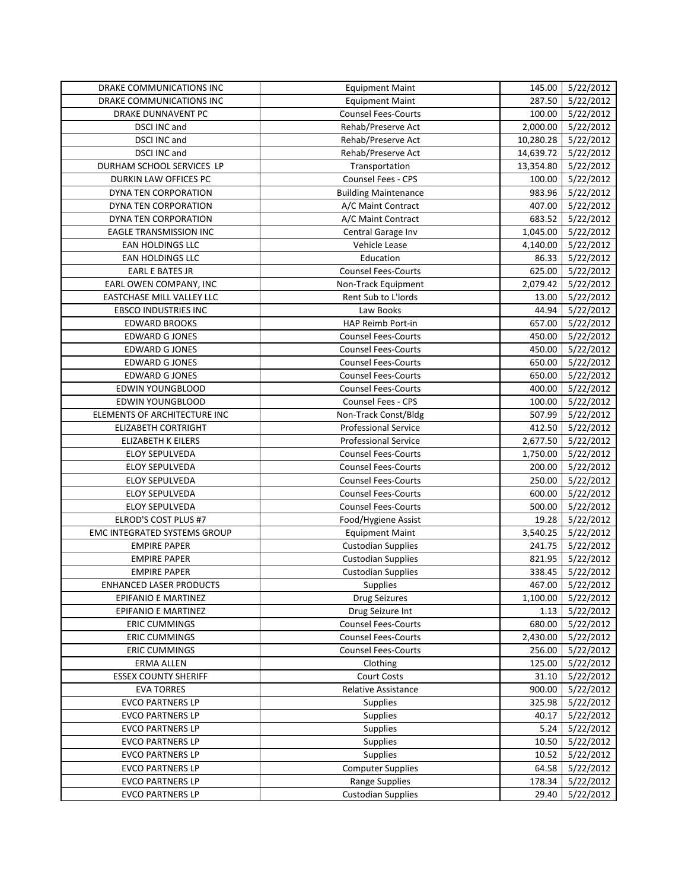| DRAKE COMMUNICATIONS INC | Equipment Maint | 145.00 | 5/22/2012 |
|---|---|---|---|
| DRAKE COMMUNICATIONS INC | Equipment Maint | 287.50 | 5/22/2012 |
| DRAKE DUNNAVENT PC | Counsel Fees-Courts | 100.00 | 5/22/2012 |
| DSCI INC and | Rehab/Preserve Act | 2,000.00 | 5/22/2012 |
| DSCI INC and | Rehab/Preserve Act | 10,280.28 | 5/22/2012 |
| DSCI INC and | Rehab/Preserve Act | 14,639.72 | 5/22/2012 |
| DURHAM SCHOOL SERVICES LP | Transportation | 13,354.80 | 5/22/2012 |
| DURKIN LAW OFFICES PC | Counsel Fees - CPS | 100.00 | 5/22/2012 |
| DYNA TEN CORPORATION | Building Maintenance | 983.96 | 5/22/2012 |
| DYNA TEN CORPORATION | A/C Maint Contract | 407.00 | 5/22/2012 |
| DYNA TEN CORPORATION | A/C Maint Contract | 683.52 | 5/22/2012 |
| EAGLE TRANSMISSION INC | Central Garage Inv | 1,045.00 | 5/22/2012 |
| EAN HOLDINGS LLC | Vehicle Lease | 4,140.00 | 5/22/2012 |
| EAN HOLDINGS LLC | Education | 86.33 | 5/22/2012 |
| EARL E BATES JR | Counsel Fees-Courts | 625.00 | 5/22/2012 |
| EARL OWEN COMPANY, INC | Non-Track Equipment | 2,079.42 | 5/22/2012 |
| EASTCHASE MILL VALLEY LLC | Rent Sub to L'lords | 13.00 | 5/22/2012 |
| EBSCO INDUSTRIES INC | Law Books | 44.94 | 5/22/2012 |
| EDWARD BROOKS | HAP Reimb Port-in | 657.00 | 5/22/2012 |
| EDWARD G JONES | Counsel Fees-Courts | 450.00 | 5/22/2012 |
| EDWARD G JONES | Counsel Fees-Courts | 450.00 | 5/22/2012 |
| EDWARD G JONES | Counsel Fees-Courts | 650.00 | 5/22/2012 |
| EDWARD G JONES | Counsel Fees-Courts | 650.00 | 5/22/2012 |
| EDWIN YOUNGBLOOD | Counsel Fees-Courts | 400.00 | 5/22/2012 |
| EDWIN YOUNGBLOOD | Counsel Fees - CPS | 100.00 | 5/22/2012 |
| ELEMENTS OF ARCHITECTURE INC | Non-Track Const/Bldg | 507.99 | 5/22/2012 |
| ELIZABETH CORTRIGHT | Professional Service | 412.50 | 5/22/2012 |
| ELIZABETH K EILERS | Professional Service | 2,677.50 | 5/22/2012 |
| ELOY SEPULVEDA | Counsel Fees-Courts | 1,750.00 | 5/22/2012 |
| ELOY SEPULVEDA | Counsel Fees-Courts | 200.00 | 5/22/2012 |
| ELOY SEPULVEDA | Counsel Fees-Courts | 250.00 | 5/22/2012 |
| ELOY SEPULVEDA | Counsel Fees-Courts | 600.00 | 5/22/2012 |
| ELOY SEPULVEDA | Counsel Fees-Courts | 500.00 | 5/22/2012 |
| ELROD'S COST PLUS #7 | Food/Hygiene Assist | 19.28 | 5/22/2012 |
| EMC INTEGRATED SYSTEMS GROUP | Equipment Maint | 3,540.25 | 5/22/2012 |
| EMPIRE PAPER | Custodian Supplies | 241.75 | 5/22/2012 |
| EMPIRE PAPER | Custodian Supplies | 821.95 | 5/22/2012 |
| EMPIRE PAPER | Custodian Supplies | 338.45 | 5/22/2012 |
| ENHANCED LASER PRODUCTS | Supplies | 467.00 | 5/22/2012 |
| EPIFANIO E MARTINEZ | Drug Seizures | 1,100.00 | 5/22/2012 |
| EPIFANIO E MARTINEZ | Drug Seizure Int | 1.13 | 5/22/2012 |
| ERIC CUMMINGS | Counsel Fees-Courts | 680.00 | 5/22/2012 |
| ERIC CUMMINGS | Counsel Fees-Courts | 2,430.00 | 5/22/2012 |
| ERIC CUMMINGS | Counsel Fees-Courts | 256.00 | 5/22/2012 |
| ERMA ALLEN | Clothing | 125.00 | 5/22/2012 |
| ESSEX COUNTY SHERIFF | Court Costs | 31.10 | 5/22/2012 |
| EVA TORRES | Relative Assistance | 900.00 | 5/22/2012 |
| EVCO PARTNERS LP | Supplies | 325.98 | 5/22/2012 |
| EVCO PARTNERS LP | Supplies | 40.17 | 5/22/2012 |
| EVCO PARTNERS LP | Supplies | 5.24 | 5/22/2012 |
| EVCO PARTNERS LP | Supplies | 10.50 | 5/22/2012 |
| EVCO PARTNERS LP | Supplies | 10.52 | 5/22/2012 |
| EVCO PARTNERS LP | Computer Supplies | 64.58 | 5/22/2012 |
| EVCO PARTNERS LP | Range Supplies | 178.34 | 5/22/2012 |
| EVCO PARTNERS LP | Custodian Supplies | 29.40 | 5/22/2012 |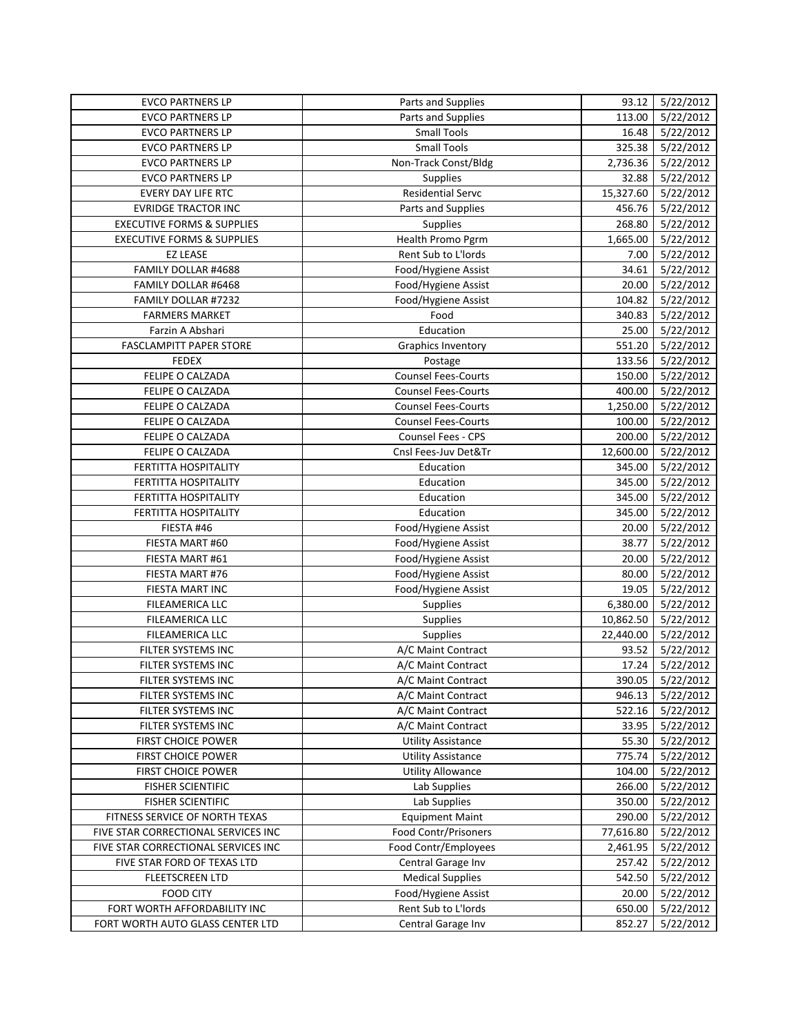| EVCO PARTNERS LP | Parts and Supplies | 93.12 | 5/22/2012 |
|---|---|---|---|
| EVCO PARTNERS LP | Parts and Supplies | 113.00 | 5/22/2012 |
| EVCO PARTNERS LP | Small Tools | 16.48 | 5/22/2012 |
| EVCO PARTNERS LP | Small Tools | 325.38 | 5/22/2012 |
| EVCO PARTNERS LP | Non-Track Const/Bldg | 2,736.36 | 5/22/2012 |
| EVCO PARTNERS LP | Supplies | 32.88 | 5/22/2012 |
| EVERY DAY LIFE RTC | Residential Servc | 15,327.60 | 5/22/2012 |
| EVRIDGE TRACTOR INC | Parts and Supplies | 456.76 | 5/22/2012 |
| EXECUTIVE FORMS & SUPPLIES | Supplies | 268.80 | 5/22/2012 |
| EXECUTIVE FORMS & SUPPLIES | Health Promo Pgrm | 1,665.00 | 5/22/2012 |
| EZ LEASE | Rent Sub to L'lords | 7.00 | 5/22/2012 |
| FAMILY DOLLAR #4688 | Food/Hygiene Assist | 34.61 | 5/22/2012 |
| FAMILY DOLLAR #6468 | Food/Hygiene Assist | 20.00 | 5/22/2012 |
| FAMILY DOLLAR #7232 | Food/Hygiene Assist | 104.82 | 5/22/2012 |
| FARMERS MARKET | Food | 340.83 | 5/22/2012 |
| Farzin A Abshari | Education | 25.00 | 5/22/2012 |
| FASCLAMPITT PAPER STORE | Graphics Inventory | 551.20 | 5/22/2012 |
| FEDEX | Postage | 133.56 | 5/22/2012 |
| FELIPE O CALZADA | Counsel Fees-Courts | 150.00 | 5/22/2012 |
| FELIPE O CALZADA | Counsel Fees-Courts | 400.00 | 5/22/2012 |
| FELIPE O CALZADA | Counsel Fees-Courts | 1,250.00 | 5/22/2012 |
| FELIPE O CALZADA | Counsel Fees-Courts | 100.00 | 5/22/2012 |
| FELIPE O CALZADA | Counsel Fees - CPS | 200.00 | 5/22/2012 |
| FELIPE O CALZADA | Cnsl Fees-Juv Det&Tr | 12,600.00 | 5/22/2012 |
| FERTITTA HOSPITALITY | Education | 345.00 | 5/22/2012 |
| FERTITTA HOSPITALITY | Education | 345.00 | 5/22/2012 |
| FERTITTA HOSPITALITY | Education | 345.00 | 5/22/2012 |
| FERTITTA HOSPITALITY | Education | 345.00 | 5/22/2012 |
| FIESTA #46 | Food/Hygiene Assist | 20.00 | 5/22/2012 |
| FIESTA MART #60 | Food/Hygiene Assist | 38.77 | 5/22/2012 |
| FIESTA MART #61 | Food/Hygiene Assist | 20.00 | 5/22/2012 |
| FIESTA MART #76 | Food/Hygiene Assist | 80.00 | 5/22/2012 |
| FIESTA MART INC | Food/Hygiene Assist | 19.05 | 5/22/2012 |
| FILEAMERICA LLC | Supplies | 6,380.00 | 5/22/2012 |
| FILEAMERICA LLC | Supplies | 10,862.50 | 5/22/2012 |
| FILEAMERICA LLC | Supplies | 22,440.00 | 5/22/2012 |
| FILTER SYSTEMS INC | A/C Maint Contract | 93.52 | 5/22/2012 |
| FILTER SYSTEMS INC | A/C Maint Contract | 17.24 | 5/22/2012 |
| FILTER SYSTEMS INC | A/C Maint Contract | 390.05 | 5/22/2012 |
| FILTER SYSTEMS INC | A/C Maint Contract | 946.13 | 5/22/2012 |
| FILTER SYSTEMS INC | A/C Maint Contract | 522.16 | 5/22/2012 |
| FILTER SYSTEMS INC | A/C Maint Contract | 33.95 | 5/22/2012 |
| FIRST CHOICE POWER | Utility Assistance | 55.30 | 5/22/2012 |
| FIRST CHOICE POWER | Utility Assistance | 775.74 | 5/22/2012 |
| FIRST CHOICE POWER | Utility Allowance | 104.00 | 5/22/2012 |
| FISHER SCIENTIFIC | Lab Supplies | 266.00 | 5/22/2012 |
| FISHER SCIENTIFIC | Lab Supplies | 350.00 | 5/22/2012 |
| FITNESS SERVICE OF NORTH TEXAS | Equipment Maint | 290.00 | 5/22/2012 |
| FIVE STAR CORRECTIONAL SERVICES INC | Food Contr/Prisoners | 77,616.80 | 5/22/2012 |
| FIVE STAR CORRECTIONAL SERVICES INC | Food Contr/Employees | 2,461.95 | 5/22/2012 |
| FIVE STAR FORD OF TEXAS LTD | Central Garage Inv | 257.42 | 5/22/2012 |
| FLEETSCREEN LTD | Medical Supplies | 542.50 | 5/22/2012 |
| FOOD CITY | Food/Hygiene Assist | 20.00 | 5/22/2012 |
| FORT WORTH AFFORDABILITY INC | Rent Sub to L'lords | 650.00 | 5/22/2012 |
| FORT WORTH AUTO GLASS CENTER LTD | Central Garage Inv | 852.27 | 5/22/2012 |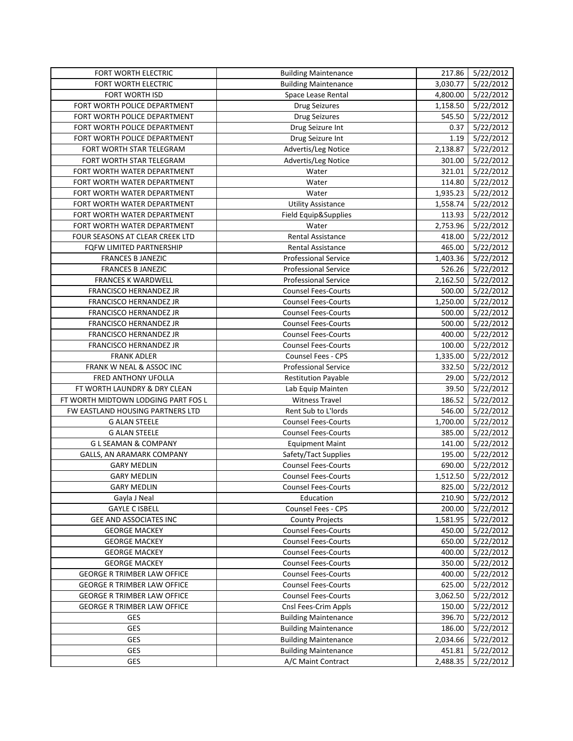| | | | |
|---|---|---|---|
| FORT WORTH ELECTRIC | Building Maintenance | 217.86 | 5/22/2012 |
| FORT WORTH ELECTRIC | Building Maintenance | 3,030.77 | 5/22/2012 |
| FORT WORTH ISD | Space Lease Rental | 4,800.00 | 5/22/2012 |
| FORT WORTH POLICE DEPARTMENT | Drug Seizures | 1,158.50 | 5/22/2012 |
| FORT WORTH POLICE DEPARTMENT | Drug Seizures | 545.50 | 5/22/2012 |
| FORT WORTH POLICE DEPARTMENT | Drug Seizure Int | 0.37 | 5/22/2012 |
| FORT WORTH POLICE DEPARTMENT | Drug Seizure Int | 1.19 | 5/22/2012 |
| FORT WORTH STAR TELEGRAM | Advertis/Leg Notice | 2,138.87 | 5/22/2012 |
| FORT WORTH STAR TELEGRAM | Advertis/Leg Notice | 301.00 | 5/22/2012 |
| FORT WORTH WATER DEPARTMENT | Water | 321.01 | 5/22/2012 |
| FORT WORTH WATER DEPARTMENT | Water | 114.80 | 5/22/2012 |
| FORT WORTH WATER DEPARTMENT | Water | 1,935.23 | 5/22/2012 |
| FORT WORTH WATER DEPARTMENT | Utility Assistance | 1,558.74 | 5/22/2012 |
| FORT WORTH WATER DEPARTMENT | Field Equip&Supplies | 113.93 | 5/22/2012 |
| FORT WORTH WATER DEPARTMENT | Water | 2,753.96 | 5/22/2012 |
| FOUR SEASONS AT CLEAR CREEK LTD | Rental Assistance | 418.00 | 5/22/2012 |
| FQFW LIMITED PARTNERSHIP | Rental Assistance | 465.00 | 5/22/2012 |
| FRANCES B JANEZIC | Professional Service | 1,403.36 | 5/22/2012 |
| FRANCES B JANEZIC | Professional Service | 526.26 | 5/22/2012 |
| FRANCES K WARDWELL | Professional Service | 2,162.50 | 5/22/2012 |
| FRANCISCO HERNANDEZ JR | Counsel Fees-Courts | 500.00 | 5/22/2012 |
| FRANCISCO HERNANDEZ JR | Counsel Fees-Courts | 1,250.00 | 5/22/2012 |
| FRANCISCO HERNANDEZ JR | Counsel Fees-Courts | 500.00 | 5/22/2012 |
| FRANCISCO HERNANDEZ JR | Counsel Fees-Courts | 500.00 | 5/22/2012 |
| FRANCISCO HERNANDEZ JR | Counsel Fees-Courts | 400.00 | 5/22/2012 |
| FRANCISCO HERNANDEZ JR | Counsel Fees-Courts | 100.00 | 5/22/2012 |
| FRANK ADLER | Counsel Fees - CPS | 1,335.00 | 5/22/2012 |
| FRANK W NEAL & ASSOC INC | Professional Service | 332.50 | 5/22/2012 |
| FRED ANTHONY UFOLLA | Restitution Payable | 29.00 | 5/22/2012 |
| FT WORTH LAUNDRY & DRY CLEAN | Lab Equip Mainten | 39.50 | 5/22/2012 |
| FT WORTH MIDTOWN LODGING PART FOS L | Witness Travel | 186.52 | 5/22/2012 |
| FW EASTLAND HOUSING PARTNERS LTD | Rent Sub to L'lords | 546.00 | 5/22/2012 |
| G ALAN STEELE | Counsel Fees-Courts | 1,700.00 | 5/22/2012 |
| G ALAN STEELE | Counsel Fees-Courts | 385.00 | 5/22/2012 |
| G L SEAMAN & COMPANY | Equipment Maint | 141.00 | 5/22/2012 |
| GALLS, AN ARAMARK COMPANY | Safety/Tact Supplies | 195.00 | 5/22/2012 |
| GARY MEDLIN | Counsel Fees-Courts | 690.00 | 5/22/2012 |
| GARY MEDLIN | Counsel Fees-Courts | 1,512.50 | 5/22/2012 |
| GARY MEDLIN | Counsel Fees-Courts | 825.00 | 5/22/2012 |
| Gayla J Neal | Education | 210.90 | 5/22/2012 |
| GAYLE C ISBELL | Counsel Fees - CPS | 200.00 | 5/22/2012 |
| GEE AND ASSOCIATES INC | County Projects | 1,581.95 | 5/22/2012 |
| GEORGE MACKEY | Counsel Fees-Courts | 450.00 | 5/22/2012 |
| GEORGE MACKEY | Counsel Fees-Courts | 650.00 | 5/22/2012 |
| GEORGE MACKEY | Counsel Fees-Courts | 400.00 | 5/22/2012 |
| GEORGE MACKEY | Counsel Fees-Courts | 350.00 | 5/22/2012 |
| GEORGE R TRIMBER LAW OFFICE | Counsel Fees-Courts | 400.00 | 5/22/2012 |
| GEORGE R TRIMBER LAW OFFICE | Counsel Fees-Courts | 625.00 | 5/22/2012 |
| GEORGE R TRIMBER LAW OFFICE | Counsel Fees-Courts | 3,062.50 | 5/22/2012 |
| GEORGE R TRIMBER LAW OFFICE | Cnsl Fees-Crim Appls | 150.00 | 5/22/2012 |
| GES | Building Maintenance | 396.70 | 5/22/2012 |
| GES | Building Maintenance | 186.00 | 5/22/2012 |
| GES | Building Maintenance | 2,034.66 | 5/22/2012 |
| GES | Building Maintenance | 451.81 | 5/22/2012 |
| GES | A/C Maint Contract | 2,488.35 | 5/22/2012 |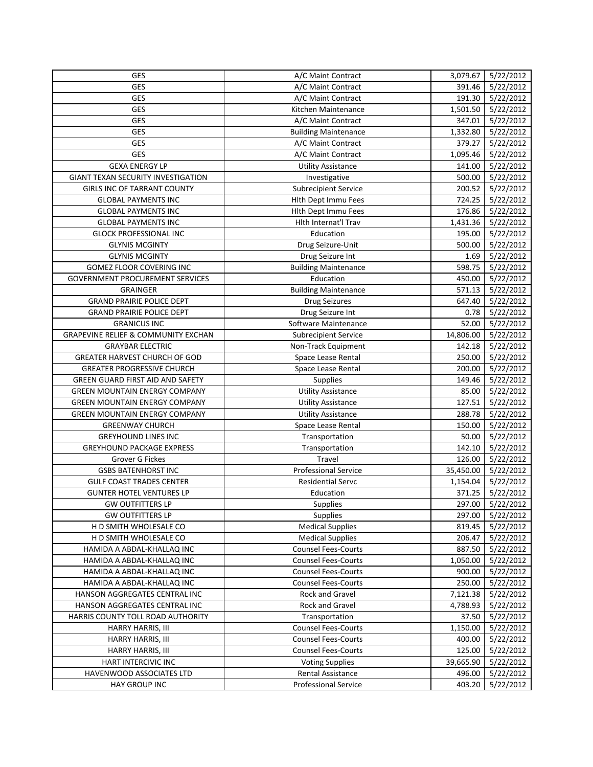| GES | A/C Maint Contract | 3,079.67 | 5/22/2012 |
|---|---|---|---|
| GES | A/C Maint Contract | 391.46 | 5/22/2012 |
| GES | A/C Maint Contract | 191.30 | 5/22/2012 |
| GES | Kitchen Maintenance | 1,501.50 | 5/22/2012 |
| GES | A/C Maint Contract | 347.01 | 5/22/2012 |
| GES | Building Maintenance | 1,332.80 | 5/22/2012 |
| GES | A/C Maint Contract | 379.27 | 5/22/2012 |
| GES | A/C Maint Contract | 1,095.46 | 5/22/2012 |
| GEXA ENERGY LP | Utility Assistance | 141.00 | 5/22/2012 |
| GIANT TEXAN SECURITY INVESTIGATION | Investigative | 500.00 | 5/22/2012 |
| GIRLS INC OF TARRANT COUNTY | Subrecipient Service | 200.52 | 5/22/2012 |
| GLOBAL PAYMENTS INC | Hlth Dept Immu Fees | 724.25 | 5/22/2012 |
| GLOBAL PAYMENTS INC | Hlth Dept Immu Fees | 176.86 | 5/22/2012 |
| GLOBAL PAYMENTS INC | Hlth Internat'l Trav | 1,431.36 | 5/22/2012 |
| GLOCK PROFESSIONAL INC | Education | 195.00 | 5/22/2012 |
| GLYNIS MCGINTY | Drug Seizure-Unit | 500.00 | 5/22/2012 |
| GLYNIS MCGINTY | Drug Seizure Int | 1.69 | 5/22/2012 |
| GOMEZ FLOOR COVERING INC | Building Maintenance | 598.75 | 5/22/2012 |
| GOVERNMENT PROCUREMENT SERVICES | Education | 450.00 | 5/22/2012 |
| GRAINGER | Building Maintenance | 571.13 | 5/22/2012 |
| GRAND PRAIRIE POLICE DEPT | Drug Seizures | 647.40 | 5/22/2012 |
| GRAND PRAIRIE POLICE DEPT | Drug Seizure Int | 0.78 | 5/22/2012 |
| GRANICUS INC | Software Maintenance | 52.00 | 5/22/2012 |
| GRAPEVINE RELIEF & COMMUNITY EXCHAN | Subrecipient Service | 14,806.00 | 5/22/2012 |
| GRAYBAR ELECTRIC | Non-Track Equipment | 142.18 | 5/22/2012 |
| GREATER HARVEST CHURCH OF GOD | Space Lease Rental | 250.00 | 5/22/2012 |
| GREATER PROGRESSIVE CHURCH | Space Lease Rental | 200.00 | 5/22/2012 |
| GREEN GUARD FIRST AID AND SAFETY | Supplies | 149.46 | 5/22/2012 |
| GREEN MOUNTAIN ENERGY COMPANY | Utility Assistance | 85.00 | 5/22/2012 |
| GREEN MOUNTAIN ENERGY COMPANY | Utility Assistance | 127.51 | 5/22/2012 |
| GREEN MOUNTAIN ENERGY COMPANY | Utility Assistance | 288.78 | 5/22/2012 |
| GREENWAY CHURCH | Space Lease Rental | 150.00 | 5/22/2012 |
| GREYHOUND LINES INC | Transportation | 50.00 | 5/22/2012 |
| GREYHOUND PACKAGE EXPRESS | Transportation | 142.10 | 5/22/2012 |
| Grover G Fickes | Travel | 126.00 | 5/22/2012 |
| GSBS BATENHORST INC | Professional Service | 35,450.00 | 5/22/2012 |
| GULF COAST TRADES CENTER | Residential Servc | 1,154.04 | 5/22/2012 |
| GUNTER HOTEL VENTURES LP | Education | 371.25 | 5/22/2012 |
| GW OUTFITTERS LP | Supplies | 297.00 | 5/22/2012 |
| GW OUTFITTERS LP | Supplies | 297.00 | 5/22/2012 |
| H D SMITH WHOLESALE CO | Medical Supplies | 819.45 | 5/22/2012 |
| H D SMITH WHOLESALE CO | Medical Supplies | 206.47 | 5/22/2012 |
| HAMIDA A ABDAL-KHALLAQ INC | Counsel Fees-Courts | 887.50 | 5/22/2012 |
| HAMIDA A ABDAL-KHALLAQ INC | Counsel Fees-Courts | 1,050.00 | 5/22/2012 |
| HAMIDA A ABDAL-KHALLAQ INC | Counsel Fees-Courts | 900.00 | 5/22/2012 |
| HAMIDA A ABDAL-KHALLAQ INC | Counsel Fees-Courts | 250.00 | 5/22/2012 |
| HANSON AGGREGATES CENTRAL INC | Rock and Gravel | 7,121.38 | 5/22/2012 |
| HANSON AGGREGATES CENTRAL INC | Rock and Gravel | 4,788.93 | 5/22/2012 |
| HARRIS COUNTY TOLL ROAD AUTHORITY | Transportation | 37.50 | 5/22/2012 |
| HARRY HARRIS, III | Counsel Fees-Courts | 1,150.00 | 5/22/2012 |
| HARRY HARRIS, III | Counsel Fees-Courts | 400.00 | 5/22/2012 |
| HARRY HARRIS, III | Counsel Fees-Courts | 125.00 | 5/22/2012 |
| HART INTERCIVIC INC | Voting Supplies | 39,665.90 | 5/22/2012 |
| HAVENWOOD ASSOCIATES LTD | Rental Assistance | 496.00 | 5/22/2012 |
| HAY GROUP INC | Professional Service | 403.20 | 5/22/2012 |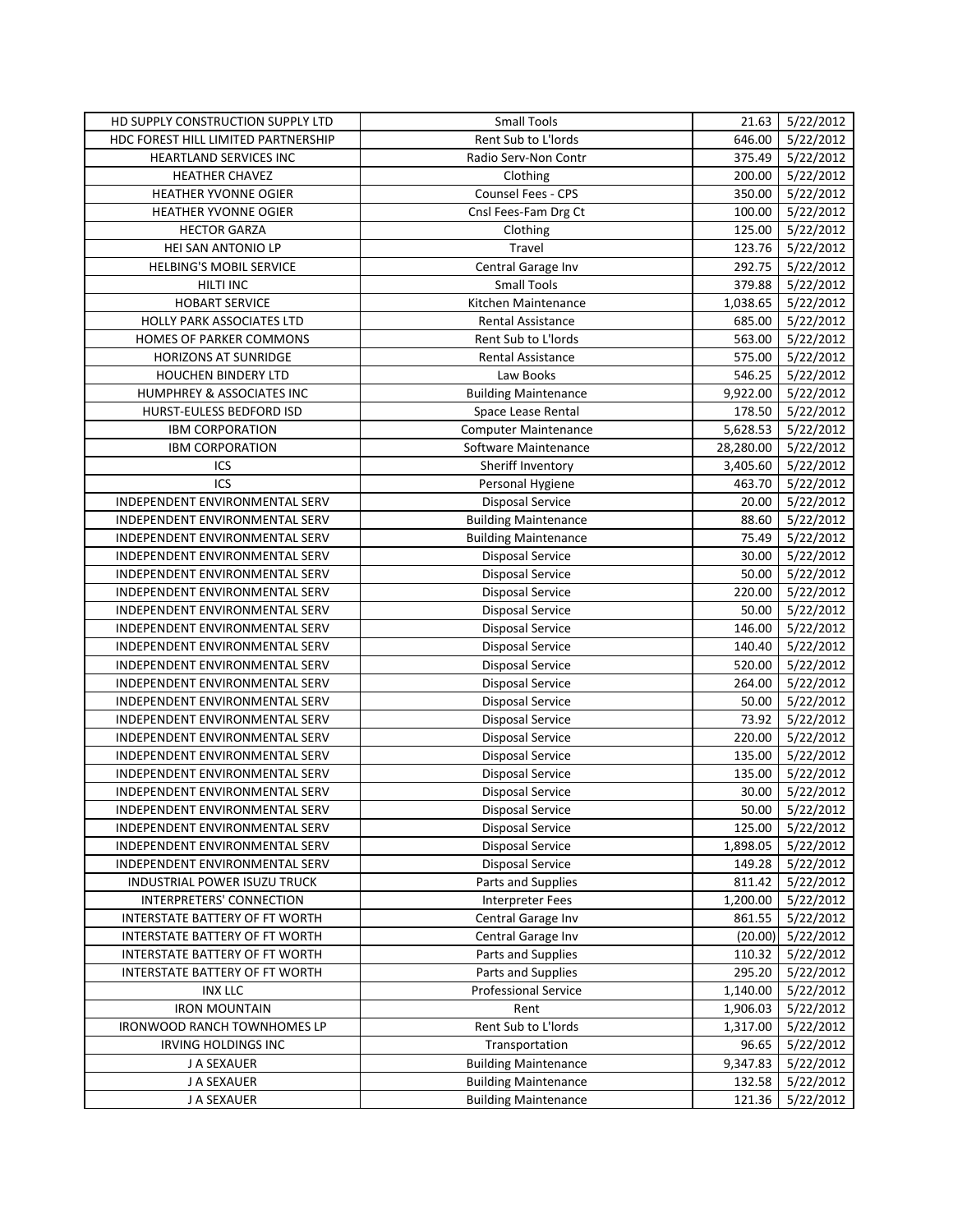| HD SUPPLY CONSTRUCTION SUPPLY LTD | Small Tools | 21.63 | 5/22/2012 |
|---|---|---|---|
| HDC FOREST HILL LIMITED PARTNERSHIP | Rent Sub to L'lords | 646.00 | 5/22/2012 |
| HEARTLAND SERVICES INC | Radio Serv-Non Contr | 375.49 | 5/22/2012 |
| HEATHER CHAVEZ | Clothing | 200.00 | 5/22/2012 |
| HEATHER YVONNE OGIER | Counsel Fees - CPS | 350.00 | 5/22/2012 |
| HEATHER YVONNE OGIER | Cnsl Fees-Fam Drg Ct | 100.00 | 5/22/2012 |
| HECTOR GARZA | Clothing | 125.00 | 5/22/2012 |
| HEI SAN ANTONIO LP | Travel | 123.76 | 5/22/2012 |
| HELBING'S MOBIL SERVICE | Central Garage Inv | 292.75 | 5/22/2012 |
| HILTI INC | Small Tools | 379.88 | 5/22/2012 |
| HOBART SERVICE | Kitchen Maintenance | 1,038.65 | 5/22/2012 |
| HOLLY PARK ASSOCIATES LTD | Rental Assistance | 685.00 | 5/22/2012 |
| HOMES OF PARKER COMMONS | Rent Sub to L'lords | 563.00 | 5/22/2012 |
| HORIZONS AT SUNRIDGE | Rental Assistance | 575.00 | 5/22/2012 |
| HOUCHEN BINDERY LTD | Law Books | 546.25 | 5/22/2012 |
| HUMPHREY & ASSOCIATES INC | Building Maintenance | 9,922.00 | 5/22/2012 |
| HURST-EULESS BEDFORD ISD | Space Lease Rental | 178.50 | 5/22/2012 |
| IBM CORPORATION | Computer Maintenance | 5,628.53 | 5/22/2012 |
| IBM CORPORATION | Software Maintenance | 28,280.00 | 5/22/2012 |
| ICS | Sheriff Inventory | 3,405.60 | 5/22/2012 |
| ICS | Personal Hygiene | 463.70 | 5/22/2012 |
| INDEPENDENT ENVIRONMENTAL SERV | Disposal Service | 20.00 | 5/22/2012 |
| INDEPENDENT ENVIRONMENTAL SERV | Building Maintenance | 88.60 | 5/22/2012 |
| INDEPENDENT ENVIRONMENTAL SERV | Building Maintenance | 75.49 | 5/22/2012 |
| INDEPENDENT ENVIRONMENTAL SERV | Disposal Service | 30.00 | 5/22/2012 |
| INDEPENDENT ENVIRONMENTAL SERV | Disposal Service | 50.00 | 5/22/2012 |
| INDEPENDENT ENVIRONMENTAL SERV | Disposal Service | 220.00 | 5/22/2012 |
| INDEPENDENT ENVIRONMENTAL SERV | Disposal Service | 50.00 | 5/22/2012 |
| INDEPENDENT ENVIRONMENTAL SERV | Disposal Service | 146.00 | 5/22/2012 |
| INDEPENDENT ENVIRONMENTAL SERV | Disposal Service | 140.40 | 5/22/2012 |
| INDEPENDENT ENVIRONMENTAL SERV | Disposal Service | 520.00 | 5/22/2012 |
| INDEPENDENT ENVIRONMENTAL SERV | Disposal Service | 264.00 | 5/22/2012 |
| INDEPENDENT ENVIRONMENTAL SERV | Disposal Service | 50.00 | 5/22/2012 |
| INDEPENDENT ENVIRONMENTAL SERV | Disposal Service | 73.92 | 5/22/2012 |
| INDEPENDENT ENVIRONMENTAL SERV | Disposal Service | 220.00 | 5/22/2012 |
| INDEPENDENT ENVIRONMENTAL SERV | Disposal Service | 135.00 | 5/22/2012 |
| INDEPENDENT ENVIRONMENTAL SERV | Disposal Service | 135.00 | 5/22/2012 |
| INDEPENDENT ENVIRONMENTAL SERV | Disposal Service | 30.00 | 5/22/2012 |
| INDEPENDENT ENVIRONMENTAL SERV | Disposal Service | 50.00 | 5/22/2012 |
| INDEPENDENT ENVIRONMENTAL SERV | Disposal Service | 125.00 | 5/22/2012 |
| INDEPENDENT ENVIRONMENTAL SERV | Disposal Service | 1,898.05 | 5/22/2012 |
| INDEPENDENT ENVIRONMENTAL SERV | Disposal Service | 149.28 | 5/22/2012 |
| INDUSTRIAL POWER ISUZU TRUCK | Parts and Supplies | 811.42 | 5/22/2012 |
| INTERPRETERS' CONNECTION | Interpreter Fees | 1,200.00 | 5/22/2012 |
| INTERSTATE BATTERY OF FT WORTH | Central Garage Inv | 861.55 | 5/22/2012 |
| INTERSTATE BATTERY OF FT WORTH | Central Garage Inv | (20.00) | 5/22/2012 |
| INTERSTATE BATTERY OF FT WORTH | Parts and Supplies | 110.32 | 5/22/2012 |
| INTERSTATE BATTERY OF FT WORTH | Parts and Supplies | 295.20 | 5/22/2012 |
| INX LLC | Professional Service | 1,140.00 | 5/22/2012 |
| IRON MOUNTAIN | Rent | 1,906.03 | 5/22/2012 |
| IRONWOOD RANCH TOWNHOMES LP | Rent Sub to L'lords | 1,317.00 | 5/22/2012 |
| IRVING HOLDINGS INC | Transportation | 96.65 | 5/22/2012 |
| J A SEXAUER | Building Maintenance | 9,347.83 | 5/22/2012 |
| J A SEXAUER | Building Maintenance | 132.58 | 5/22/2012 |
| J A SEXAUER | Building Maintenance | 121.36 | 5/22/2012 |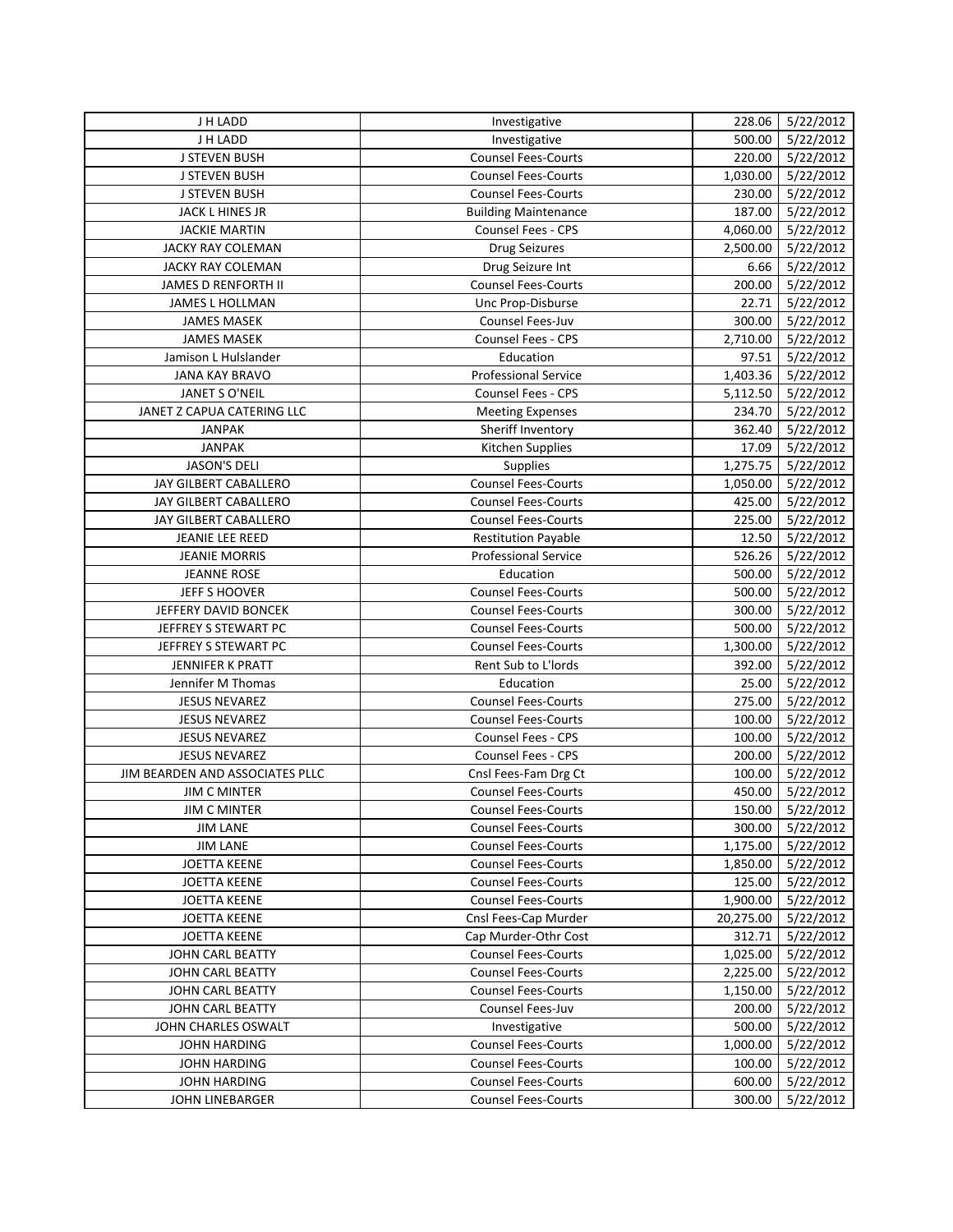| J H LADD | Investigative | 228.06 | 5/22/2012 |
|---|---|---|---|
| J H LADD | Investigative | 500.00 | 5/22/2012 |
| J STEVEN BUSH | Counsel Fees-Courts | 220.00 | 5/22/2012 |
| J STEVEN BUSH | Counsel Fees-Courts | 1,030.00 | 5/22/2012 |
| J STEVEN BUSH | Counsel Fees-Courts | 230.00 | 5/22/2012 |
| JACK L HINES JR | Building Maintenance | 187.00 | 5/22/2012 |
| JACKIE MARTIN | Counsel Fees - CPS | 4,060.00 | 5/22/2012 |
| JACKY RAY COLEMAN | Drug Seizures | 2,500.00 | 5/22/2012 |
| JACKY RAY COLEMAN | Drug Seizure Int | 6.66 | 5/22/2012 |
| JAMES D RENFORTH II | Counsel Fees-Courts | 200.00 | 5/22/2012 |
| JAMES L HOLLMAN | Unc Prop-Disburse | 22.71 | 5/22/2012 |
| JAMES MASEK | Counsel Fees-Juv | 300.00 | 5/22/2012 |
| JAMES MASEK | Counsel Fees - CPS | 2,710.00 | 5/22/2012 |
| Jamison L Hulslander | Education | 97.51 | 5/22/2012 |
| JANA KAY BRAVO | Professional Service | 1,403.36 | 5/22/2012 |
| JANET S O'NEIL | Counsel Fees - CPS | 5,112.50 | 5/22/2012 |
| JANET Z CAPUA CATERING LLC | Meeting Expenses | 234.70 | 5/22/2012 |
| JANPAK | Sheriff Inventory | 362.40 | 5/22/2012 |
| JANPAK | Kitchen Supplies | 17.09 | 5/22/2012 |
| JASON'S DELI | Supplies | 1,275.75 | 5/22/2012 |
| JAY GILBERT CABALLERO | Counsel Fees-Courts | 1,050.00 | 5/22/2012 |
| JAY GILBERT CABALLERO | Counsel Fees-Courts | 425.00 | 5/22/2012 |
| JAY GILBERT CABALLERO | Counsel Fees-Courts | 225.00 | 5/22/2012 |
| JEANIE LEE REED | Restitution Payable | 12.50 | 5/22/2012 |
| JEANIE MORRIS | Professional Service | 526.26 | 5/22/2012 |
| JEANNE ROSE | Education | 500.00 | 5/22/2012 |
| JEFF S HOOVER | Counsel Fees-Courts | 500.00 | 5/22/2012 |
| JEFFERY DAVID BONCEK | Counsel Fees-Courts | 300.00 | 5/22/2012 |
| JEFFREY S STEWART PC | Counsel Fees-Courts | 500.00 | 5/22/2012 |
| JEFFREY S STEWART PC | Counsel Fees-Courts | 1,300.00 | 5/22/2012 |
| JENNIFER K PRATT | Rent Sub to L'lords | 392.00 | 5/22/2012 |
| Jennifer M Thomas | Education | 25.00 | 5/22/2012 |
| JESUS NEVAREZ | Counsel Fees-Courts | 275.00 | 5/22/2012 |
| JESUS NEVAREZ | Counsel Fees-Courts | 100.00 | 5/22/2012 |
| JESUS NEVAREZ | Counsel Fees - CPS | 100.00 | 5/22/2012 |
| JESUS NEVAREZ | Counsel Fees - CPS | 200.00 | 5/22/2012 |
| JIM BEARDEN AND ASSOCIATES PLLC | Cnsl Fees-Fam Drg Ct | 100.00 | 5/22/2012 |
| JIM C MINTER | Counsel Fees-Courts | 450.00 | 5/22/2012 |
| JIM C MINTER | Counsel Fees-Courts | 150.00 | 5/22/2012 |
| JIM LANE | Counsel Fees-Courts | 300.00 | 5/22/2012 |
| JIM LANE | Counsel Fees-Courts | 1,175.00 | 5/22/2012 |
| JOETTA KEENE | Counsel Fees-Courts | 1,850.00 | 5/22/2012 |
| JOETTA KEENE | Counsel Fees-Courts | 125.00 | 5/22/2012 |
| JOETTA KEENE | Counsel Fees-Courts | 1,900.00 | 5/22/2012 |
| JOETTA KEENE | Cnsl Fees-Cap Murder | 20,275.00 | 5/22/2012 |
| JOETTA KEENE | Cap Murder-Othr Cost | 312.71 | 5/22/2012 |
| JOHN CARL BEATTY | Counsel Fees-Courts | 1,025.00 | 5/22/2012 |
| JOHN CARL BEATTY | Counsel Fees-Courts | 2,225.00 | 5/22/2012 |
| JOHN CARL BEATTY | Counsel Fees-Courts | 1,150.00 | 5/22/2012 |
| JOHN CARL BEATTY | Counsel Fees-Juv | 200.00 | 5/22/2012 |
| JOHN CHARLES OSWALT | Investigative | 500.00 | 5/22/2012 |
| JOHN HARDING | Counsel Fees-Courts | 1,000.00 | 5/22/2012 |
| JOHN HARDING | Counsel Fees-Courts | 100.00 | 5/22/2012 |
| JOHN HARDING | Counsel Fees-Courts | 600.00 | 5/22/2012 |
| JOHN LINEBARGER | Counsel Fees-Courts | 300.00 | 5/22/2012 |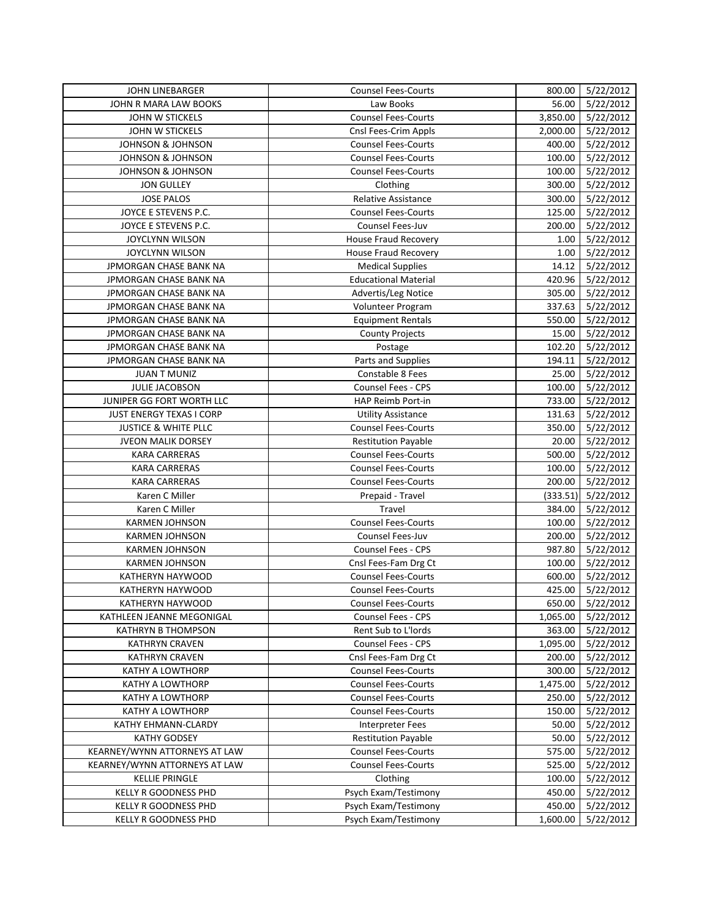| | | | |
|---|---|---|---|
| JOHN LINEBARGER | Counsel Fees-Courts | 800.00 | 5/22/2012 |
| JOHN R MARA LAW BOOKS | Law Books | 56.00 | 5/22/2012 |
| JOHN W STICKELS | Counsel Fees-Courts | 3,850.00 | 5/22/2012 |
| JOHN W STICKELS | Cnsl Fees-Crim Appls | 2,000.00 | 5/22/2012 |
| JOHNSON & JOHNSON | Counsel Fees-Courts | 400.00 | 5/22/2012 |
| JOHNSON & JOHNSON | Counsel Fees-Courts | 100.00 | 5/22/2012 |
| JOHNSON & JOHNSON | Counsel Fees-Courts | 100.00 | 5/22/2012 |
| JON GULLEY | Clothing | 300.00 | 5/22/2012 |
| JOSE PALOS | Relative Assistance | 300.00 | 5/22/2012 |
| JOYCE E STEVENS P.C. | Counsel Fees-Courts | 125.00 | 5/22/2012 |
| JOYCE E STEVENS P.C. | Counsel Fees-Juv | 200.00 | 5/22/2012 |
| JOYCLYNN WILSON | House Fraud Recovery | 1.00 | 5/22/2012 |
| JOYCLYNN WILSON | House Fraud Recovery | 1.00 | 5/22/2012 |
| JPMORGAN CHASE BANK NA | Medical Supplies | 14.12 | 5/22/2012 |
| JPMORGAN CHASE BANK NA | Educational Material | 420.96 | 5/22/2012 |
| JPMORGAN CHASE BANK NA | Advertis/Leg Notice | 305.00 | 5/22/2012 |
| JPMORGAN CHASE BANK NA | Volunteer Program | 337.63 | 5/22/2012 |
| JPMORGAN CHASE BANK NA | Equipment Rentals | 550.00 | 5/22/2012 |
| JPMORGAN CHASE BANK NA | County Projects | 15.00 | 5/22/2012 |
| JPMORGAN CHASE BANK NA | Postage | 102.20 | 5/22/2012 |
| JPMORGAN CHASE BANK NA | Parts and Supplies | 194.11 | 5/22/2012 |
| JUAN T MUNIZ | Constable 8 Fees | 25.00 | 5/22/2012 |
| JULIE JACOBSON | Counsel Fees - CPS | 100.00 | 5/22/2012 |
| JUNIPER GG FORT WORTH LLC | HAP Reimb Port-in | 733.00 | 5/22/2012 |
| JUST ENERGY TEXAS I CORP | Utility Assistance | 131.63 | 5/22/2012 |
| JUSTICE & WHITE PLLC | Counsel Fees-Courts | 350.00 | 5/22/2012 |
| JVEON MALIK DORSEY | Restitution Payable | 20.00 | 5/22/2012 |
| KARA CARRERAS | Counsel Fees-Courts | 500.00 | 5/22/2012 |
| KARA CARRERAS | Counsel Fees-Courts | 100.00 | 5/22/2012 |
| KARA CARRERAS | Counsel Fees-Courts | 200.00 | 5/22/2012 |
| Karen C Miller | Prepaid - Travel | (333.51) | 5/22/2012 |
| Karen C Miller | Travel | 384.00 | 5/22/2012 |
| KARMEN JOHNSON | Counsel Fees-Courts | 100.00 | 5/22/2012 |
| KARMEN JOHNSON | Counsel Fees-Juv | 200.00 | 5/22/2012 |
| KARMEN JOHNSON | Counsel Fees - CPS | 987.80 | 5/22/2012 |
| KARMEN JOHNSON | Cnsl Fees-Fam Drg Ct | 100.00 | 5/22/2012 |
| KATHERYN HAYWOOD | Counsel Fees-Courts | 600.00 | 5/22/2012 |
| KATHERYN HAYWOOD | Counsel Fees-Courts | 425.00 | 5/22/2012 |
| KATHERYN HAYWOOD | Counsel Fees-Courts | 650.00 | 5/22/2012 |
| KATHLEEN JEANNE MEGONIGAL | Counsel Fees - CPS | 1,065.00 | 5/22/2012 |
| KATHRYN B THOMPSON | Rent Sub to L'lords | 363.00 | 5/22/2012 |
| KATHRYN CRAVEN | Counsel Fees - CPS | 1,095.00 | 5/22/2012 |
| KATHRYN CRAVEN | Cnsl Fees-Fam Drg Ct | 200.00 | 5/22/2012 |
| KATHY A LOWTHORP | Counsel Fees-Courts | 300.00 | 5/22/2012 |
| KATHY A LOWTHORP | Counsel Fees-Courts | 1,475.00 | 5/22/2012 |
| KATHY A LOWTHORP | Counsel Fees-Courts | 250.00 | 5/22/2012 |
| KATHY A LOWTHORP | Counsel Fees-Courts | 150.00 | 5/22/2012 |
| KATHY EHMANN-CLARDY | Interpreter Fees | 50.00 | 5/22/2012 |
| KATHY GODSEY | Restitution Payable | 50.00 | 5/22/2012 |
| KEARNEY/WYNN ATTORNEYS AT LAW | Counsel Fees-Courts | 575.00 | 5/22/2012 |
| KEARNEY/WYNN ATTORNEYS AT LAW | Counsel Fees-Courts | 525.00 | 5/22/2012 |
| KELLIE PRINGLE | Clothing | 100.00 | 5/22/2012 |
| KELLY R GOODNESS PHD | Psych Exam/Testimony | 450.00 | 5/22/2012 |
| KELLY R GOODNESS PHD | Psych Exam/Testimony | 450.00 | 5/22/2012 |
| KELLY R GOODNESS PHD | Psych Exam/Testimony | 1,600.00 | 5/22/2012 |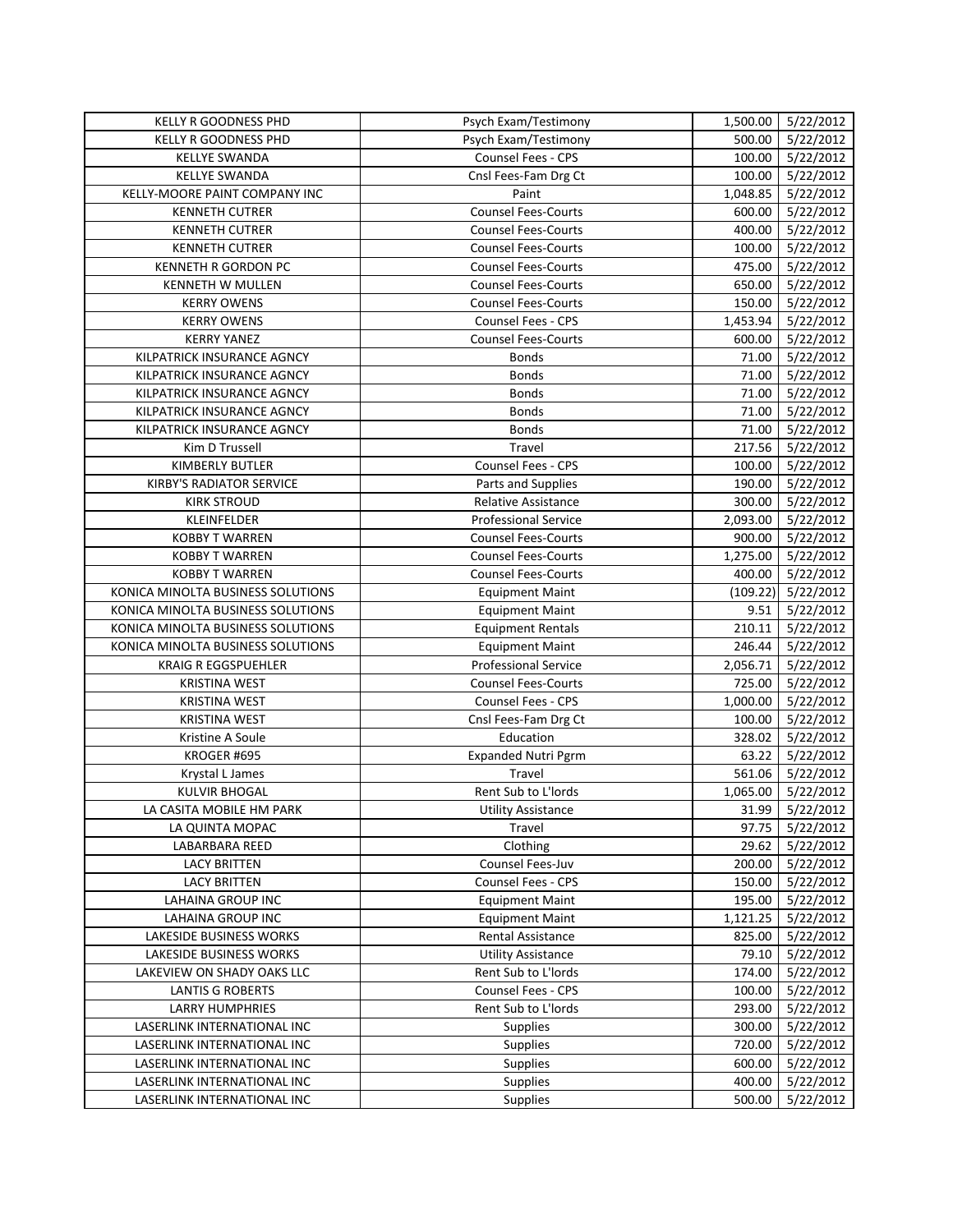| | | | |
|---|---|---|---|
| KELLY R GOODNESS PHD | Psych Exam/Testimony | 1,500.00 | 5/22/2012 |
| KELLY R GOODNESS PHD | Psych Exam/Testimony | 500.00 | 5/22/2012 |
| KELLYE SWANDA | Counsel Fees - CPS | 100.00 | 5/22/2012 |
| KELLYE SWANDA | Cnsl Fees-Fam Drg Ct | 100.00 | 5/22/2012 |
| KELLY-MOORE PAINT COMPANY INC | Paint | 1,048.85 | 5/22/2012 |
| KENNETH CUTRER | Counsel Fees-Courts | 600.00 | 5/22/2012 |
| KENNETH CUTRER | Counsel Fees-Courts | 400.00 | 5/22/2012 |
| KENNETH CUTRER | Counsel Fees-Courts | 100.00 | 5/22/2012 |
| KENNETH R GORDON PC | Counsel Fees-Courts | 475.00 | 5/22/2012 |
| KENNETH W MULLEN | Counsel Fees-Courts | 650.00 | 5/22/2012 |
| KERRY OWENS | Counsel Fees-Courts | 150.00 | 5/22/2012 |
| KERRY OWENS | Counsel Fees - CPS | 1,453.94 | 5/22/2012 |
| KERRY YANEZ | Counsel Fees-Courts | 600.00 | 5/22/2012 |
| KILPATRICK INSURANCE AGNCY | Bonds | 71.00 | 5/22/2012 |
| KILPATRICK INSURANCE AGNCY | Bonds | 71.00 | 5/22/2012 |
| KILPATRICK INSURANCE AGNCY | Bonds | 71.00 | 5/22/2012 |
| KILPATRICK INSURANCE AGNCY | Bonds | 71.00 | 5/22/2012 |
| KILPATRICK INSURANCE AGNCY | Bonds | 71.00 | 5/22/2012 |
| Kim D Trussell | Travel | 217.56 | 5/22/2012 |
| KIMBERLY BUTLER | Counsel Fees - CPS | 100.00 | 5/22/2012 |
| KIRBY'S RADIATOR SERVICE | Parts and Supplies | 190.00 | 5/22/2012 |
| KIRK STROUD | Relative Assistance | 300.00 | 5/22/2012 |
| KLEINFELDER | Professional Service | 2,093.00 | 5/22/2012 |
| KOBBY T WARREN | Counsel Fees-Courts | 900.00 | 5/22/2012 |
| KOBBY T WARREN | Counsel Fees-Courts | 1,275.00 | 5/22/2012 |
| KOBBY T WARREN | Counsel Fees-Courts | 400.00 | 5/22/2012 |
| KONICA MINOLTA BUSINESS SOLUTIONS | Equipment Maint | (109.22) | 5/22/2012 |
| KONICA MINOLTA BUSINESS SOLUTIONS | Equipment Maint | 9.51 | 5/22/2012 |
| KONICA MINOLTA BUSINESS SOLUTIONS | Equipment Rentals | 210.11 | 5/22/2012 |
| KONICA MINOLTA BUSINESS SOLUTIONS | Equipment Maint | 246.44 | 5/22/2012 |
| KRAIG R EGGSPUEHLER | Professional Service | 2,056.71 | 5/22/2012 |
| KRISTINA WEST | Counsel Fees-Courts | 725.00 | 5/22/2012 |
| KRISTINA WEST | Counsel Fees - CPS | 1,000.00 | 5/22/2012 |
| KRISTINA WEST | Cnsl Fees-Fam Drg Ct | 100.00 | 5/22/2012 |
| Kristine A Soule | Education | 328.02 | 5/22/2012 |
| KROGER #695 | Expanded Nutri Pgrm | 63.22 | 5/22/2012 |
| Krystal L James | Travel | 561.06 | 5/22/2012 |
| KULVIR BHOGAL | Rent Sub to L'lords | 1,065.00 | 5/22/2012 |
| LA CASITA MOBILE HM PARK | Utility Assistance | 31.99 | 5/22/2012 |
| LA QUINTA MOPAC | Travel | 97.75 | 5/22/2012 |
| LABARBARA REED | Clothing | 29.62 | 5/22/2012 |
| LACY BRITTEN | Counsel Fees-Juv | 200.00 | 5/22/2012 |
| LACY BRITTEN | Counsel Fees - CPS | 150.00 | 5/22/2012 |
| LAHAINA GROUP INC | Equipment Maint | 195.00 | 5/22/2012 |
| LAHAINA GROUP INC | Equipment Maint | 1,121.25 | 5/22/2012 |
| LAKESIDE BUSINESS WORKS | Rental Assistance | 825.00 | 5/22/2012 |
| LAKESIDE BUSINESS WORKS | Utility Assistance | 79.10 | 5/22/2012 |
| LAKEVIEW ON SHADY OAKS LLC | Rent Sub to L'lords | 174.00 | 5/22/2012 |
| LANTIS G ROBERTS | Counsel Fees - CPS | 100.00 | 5/22/2012 |
| LARRY HUMPHRIES | Rent Sub to L'lords | 293.00 | 5/22/2012 |
| LASERLINK INTERNATIONAL INC | Supplies | 300.00 | 5/22/2012 |
| LASERLINK INTERNATIONAL INC | Supplies | 720.00 | 5/22/2012 |
| LASERLINK INTERNATIONAL INC | Supplies | 600.00 | 5/22/2012 |
| LASERLINK INTERNATIONAL INC | Supplies | 400.00 | 5/22/2012 |
| LASERLINK INTERNATIONAL INC | Supplies | 500.00 | 5/22/2012 |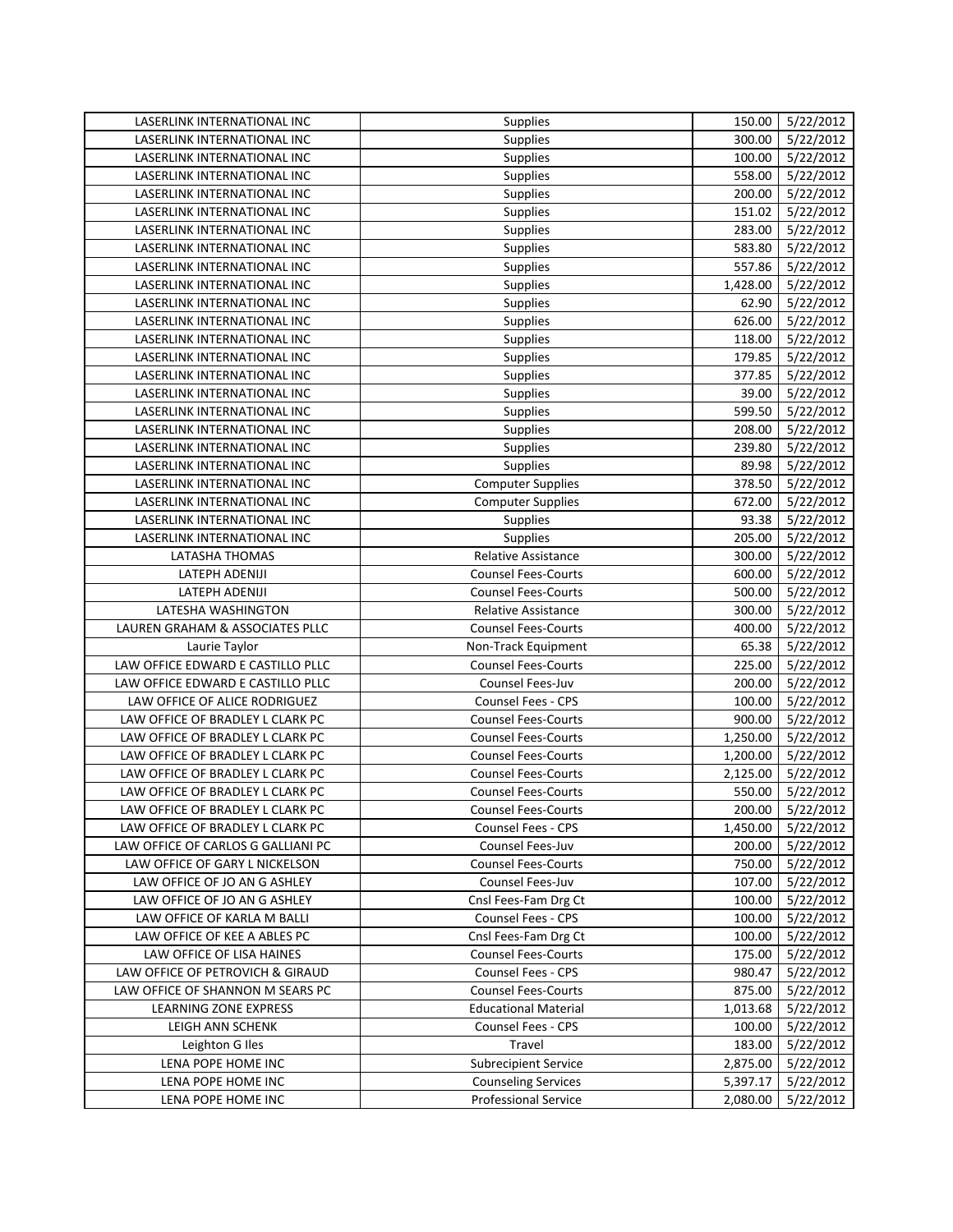| | | | |
|---|---|---|---|
| LASERLINK INTERNATIONAL INC | Supplies | 150.00 | 5/22/2012 |
| LASERLINK INTERNATIONAL INC | Supplies | 300.00 | 5/22/2012 |
| LASERLINK INTERNATIONAL INC | Supplies | 100.00 | 5/22/2012 |
| LASERLINK INTERNATIONAL INC | Supplies | 558.00 | 5/22/2012 |
| LASERLINK INTERNATIONAL INC | Supplies | 200.00 | 5/22/2012 |
| LASERLINK INTERNATIONAL INC | Supplies | 151.02 | 5/22/2012 |
| LASERLINK INTERNATIONAL INC | Supplies | 283.00 | 5/22/2012 |
| LASERLINK INTERNATIONAL INC | Supplies | 583.80 | 5/22/2012 |
| LASERLINK INTERNATIONAL INC | Supplies | 557.86 | 5/22/2012 |
| LASERLINK INTERNATIONAL INC | Supplies | 1,428.00 | 5/22/2012 |
| LASERLINK INTERNATIONAL INC | Supplies | 62.90 | 5/22/2012 |
| LASERLINK INTERNATIONAL INC | Supplies | 626.00 | 5/22/2012 |
| LASERLINK INTERNATIONAL INC | Supplies | 118.00 | 5/22/2012 |
| LASERLINK INTERNATIONAL INC | Supplies | 179.85 | 5/22/2012 |
| LASERLINK INTERNATIONAL INC | Supplies | 377.85 | 5/22/2012 |
| LASERLINK INTERNATIONAL INC | Supplies | 39.00 | 5/22/2012 |
| LASERLINK INTERNATIONAL INC | Supplies | 599.50 | 5/22/2012 |
| LASERLINK INTERNATIONAL INC | Supplies | 208.00 | 5/22/2012 |
| LASERLINK INTERNATIONAL INC | Supplies | 239.80 | 5/22/2012 |
| LASERLINK INTERNATIONAL INC | Supplies | 89.98 | 5/22/2012 |
| LASERLINK INTERNATIONAL INC | Computer Supplies | 378.50 | 5/22/2012 |
| LASERLINK INTERNATIONAL INC | Computer Supplies | 672.00 | 5/22/2012 |
| LASERLINK INTERNATIONAL INC | Supplies | 93.38 | 5/22/2012 |
| LASERLINK INTERNATIONAL INC | Supplies | 205.00 | 5/22/2012 |
| LATASHA THOMAS | Relative Assistance | 300.00 | 5/22/2012 |
| LATEPH ADENIJI | Counsel Fees-Courts | 600.00 | 5/22/2012 |
| LATEPH ADENIJI | Counsel Fees-Courts | 500.00 | 5/22/2012 |
| LATESHA WASHINGTON | Relative Assistance | 300.00 | 5/22/2012 |
| LAUREN GRAHAM & ASSOCIATES PLLC | Counsel Fees-Courts | 400.00 | 5/22/2012 |
| Laurie Taylor | Non-Track Equipment | 65.38 | 5/22/2012 |
| LAW OFFICE EDWARD E CASTILLO PLLC | Counsel Fees-Courts | 225.00 | 5/22/2012 |
| LAW OFFICE EDWARD E CASTILLO PLLC | Counsel Fees-Juv | 200.00 | 5/22/2012 |
| LAW OFFICE OF ALICE RODRIGUEZ | Counsel Fees - CPS | 100.00 | 5/22/2012 |
| LAW OFFICE OF BRADLEY L CLARK PC | Counsel Fees-Courts | 900.00 | 5/22/2012 |
| LAW OFFICE OF BRADLEY L CLARK PC | Counsel Fees-Courts | 1,250.00 | 5/22/2012 |
| LAW OFFICE OF BRADLEY L CLARK PC | Counsel Fees-Courts | 1,200.00 | 5/22/2012 |
| LAW OFFICE OF BRADLEY L CLARK PC | Counsel Fees-Courts | 2,125.00 | 5/22/2012 |
| LAW OFFICE OF BRADLEY L CLARK PC | Counsel Fees-Courts | 550.00 | 5/22/2012 |
| LAW OFFICE OF BRADLEY L CLARK PC | Counsel Fees-Courts | 200.00 | 5/22/2012 |
| LAW OFFICE OF BRADLEY L CLARK PC | Counsel Fees - CPS | 1,450.00 | 5/22/2012 |
| LAW OFFICE OF CARLOS G GALLIANI PC | Counsel Fees-Juv | 200.00 | 5/22/2012 |
| LAW OFFICE OF GARY L NICKELSON | Counsel Fees-Courts | 750.00 | 5/22/2012 |
| LAW OFFICE OF JO AN G ASHLEY | Counsel Fees-Juv | 107.00 | 5/22/2012 |
| LAW OFFICE OF JO AN G ASHLEY | Cnsl Fees-Fam Drg Ct | 100.00 | 5/22/2012 |
| LAW OFFICE OF KARLA M BALLI | Counsel Fees - CPS | 100.00 | 5/22/2012 |
| LAW OFFICE OF KEE A ABLES PC | Cnsl Fees-Fam Drg Ct | 100.00 | 5/22/2012 |
| LAW OFFICE OF LISA HAINES | Counsel Fees-Courts | 175.00 | 5/22/2012 |
| LAW OFFICE OF PETROVICH & GIRAUD | Counsel Fees - CPS | 980.47 | 5/22/2012 |
| LAW OFFICE OF SHANNON M SEARS PC | Counsel Fees-Courts | 875.00 | 5/22/2012 |
| LEARNING ZONE EXPRESS | Educational Material | 1,013.68 | 5/22/2012 |
| LEIGH ANN SCHENK | Counsel Fees - CPS | 100.00 | 5/22/2012 |
| Leighton G Iles | Travel | 183.00 | 5/22/2012 |
| LENA POPE HOME INC | Subrecipient Service | 2,875.00 | 5/22/2012 |
| LENA POPE HOME INC | Counseling Services | 5,397.17 | 5/22/2012 |
| LENA POPE HOME INC | Professional Service | 2,080.00 | 5/22/2012 |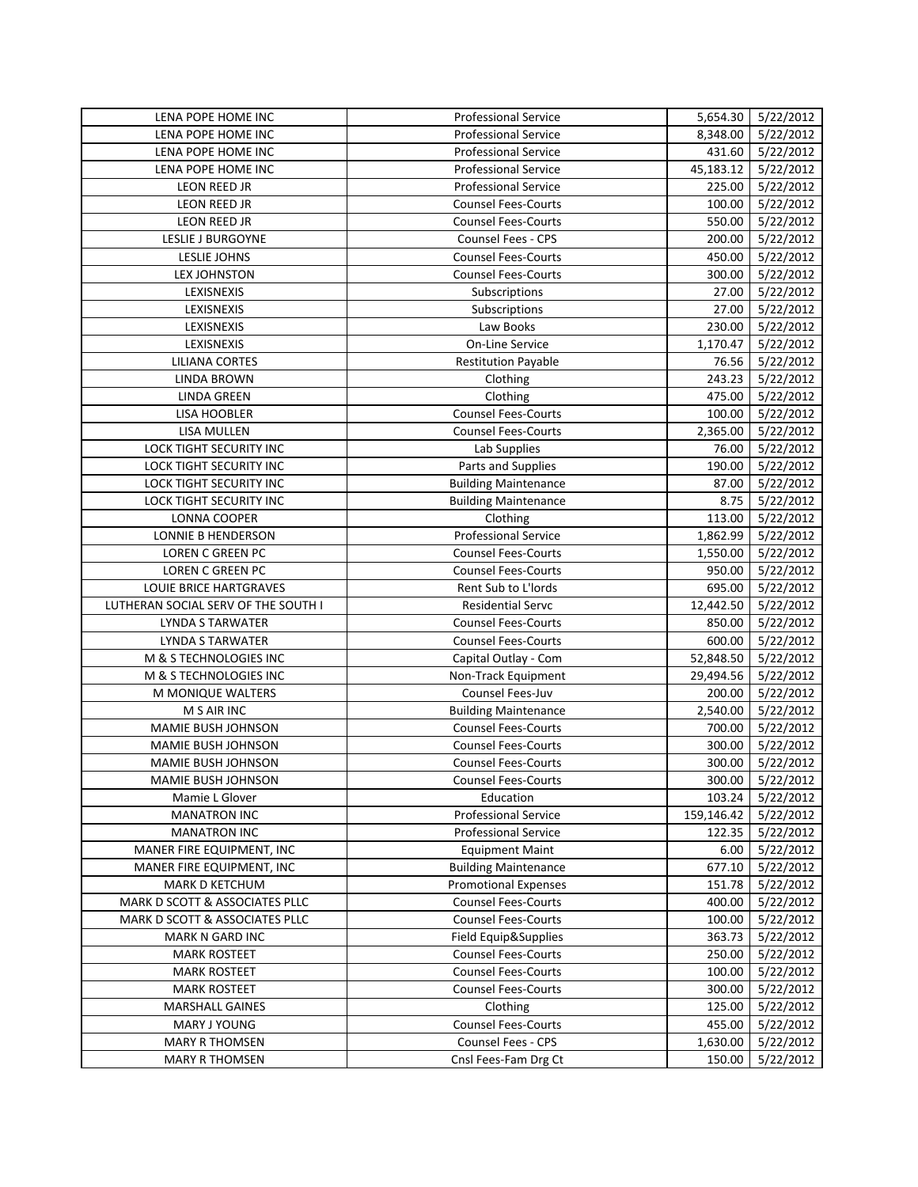| | | | |
|---|---|---|---|
| LENA POPE HOME INC | Professional Service | 5,654.30 | 5/22/2012 |
| LENA POPE HOME INC | Professional Service | 8,348.00 | 5/22/2012 |
| LENA POPE HOME INC | Professional Service | 431.60 | 5/22/2012 |
| LENA POPE HOME INC | Professional Service | 45,183.12 | 5/22/2012 |
| LEON REED JR | Professional Service | 225.00 | 5/22/2012 |
| LEON REED JR | Counsel Fees-Courts | 100.00 | 5/22/2012 |
| LEON REED JR | Counsel Fees-Courts | 550.00 | 5/22/2012 |
| LESLIE J BURGOYNE | Counsel Fees - CPS | 200.00 | 5/22/2012 |
| LESLIE JOHNS | Counsel Fees-Courts | 450.00 | 5/22/2012 |
| LEX JOHNSTON | Counsel Fees-Courts | 300.00 | 5/22/2012 |
| LEXISNEXIS | Subscriptions | 27.00 | 5/22/2012 |
| LEXISNEXIS | Subscriptions | 27.00 | 5/22/2012 |
| LEXISNEXIS | Law Books | 230.00 | 5/22/2012 |
| LEXISNEXIS | On-Line Service | 1,170.47 | 5/22/2012 |
| LILIANA CORTES | Restitution Payable | 76.56 | 5/22/2012 |
| LINDA BROWN | Clothing | 243.23 | 5/22/2012 |
| LINDA GREEN | Clothing | 475.00 | 5/22/2012 |
| LISA HOOBLER | Counsel Fees-Courts | 100.00 | 5/22/2012 |
| LISA MULLEN | Counsel Fees-Courts | 2,365.00 | 5/22/2012 |
| LOCK TIGHT SECURITY INC | Lab Supplies | 76.00 | 5/22/2012 |
| LOCK TIGHT SECURITY INC | Parts and Supplies | 190.00 | 5/22/2012 |
| LOCK TIGHT SECURITY INC | Building Maintenance | 87.00 | 5/22/2012 |
| LOCK TIGHT SECURITY INC | Building Maintenance | 8.75 | 5/22/2012 |
| LONNA COOPER | Clothing | 113.00 | 5/22/2012 |
| LONNIE B HENDERSON | Professional Service | 1,862.99 | 5/22/2012 |
| LOREN C GREEN PC | Counsel Fees-Courts | 1,550.00 | 5/22/2012 |
| LOREN C GREEN PC | Counsel Fees-Courts | 950.00 | 5/22/2012 |
| LOUIE BRICE HARTGRAVES | Rent Sub to L'lords | 695.00 | 5/22/2012 |
| LUTHERAN SOCIAL SERV OF THE SOUTH I | Residential Servc | 12,442.50 | 5/22/2012 |
| LYNDA S TARWATER | Counsel Fees-Courts | 850.00 | 5/22/2012 |
| LYNDA S TARWATER | Counsel Fees-Courts | 600.00 | 5/22/2012 |
| M & S TECHNOLOGIES INC | Capital Outlay - Com | 52,848.50 | 5/22/2012 |
| M & S TECHNOLOGIES INC | Non-Track Equipment | 29,494.56 | 5/22/2012 |
| M MONIQUE WALTERS | Counsel Fees-Juv | 200.00 | 5/22/2012 |
| M S AIR INC | Building Maintenance | 2,540.00 | 5/22/2012 |
| MAMIE BUSH JOHNSON | Counsel Fees-Courts | 700.00 | 5/22/2012 |
| MAMIE BUSH JOHNSON | Counsel Fees-Courts | 300.00 | 5/22/2012 |
| MAMIE BUSH JOHNSON | Counsel Fees-Courts | 300.00 | 5/22/2012 |
| MAMIE BUSH JOHNSON | Counsel Fees-Courts | 300.00 | 5/22/2012 |
| Mamie L Glover | Education | 103.24 | 5/22/2012 |
| MANATRON INC | Professional Service | 159,146.42 | 5/22/2012 |
| MANATRON INC | Professional Service | 122.35 | 5/22/2012 |
| MANER FIRE EQUIPMENT, INC | Equipment Maint | 6.00 | 5/22/2012 |
| MANER FIRE EQUIPMENT, INC | Building Maintenance | 677.10 | 5/22/2012 |
| MARK D KETCHUM | Promotional Expenses | 151.78 | 5/22/2012 |
| MARK D SCOTT & ASSOCIATES PLLC | Counsel Fees-Courts | 400.00 | 5/22/2012 |
| MARK D SCOTT & ASSOCIATES PLLC | Counsel Fees-Courts | 100.00 | 5/22/2012 |
| MARK N GARD INC | Field Equip&Supplies | 363.73 | 5/22/2012 |
| MARK ROSTEET | Counsel Fees-Courts | 250.00 | 5/22/2012 |
| MARK ROSTEET | Counsel Fees-Courts | 100.00 | 5/22/2012 |
| MARK ROSTEET | Counsel Fees-Courts | 300.00 | 5/22/2012 |
| MARSHALL GAINES | Clothing | 125.00 | 5/22/2012 |
| MARY J YOUNG | Counsel Fees-Courts | 455.00 | 5/22/2012 |
| MARY R THOMSEN | Counsel Fees - CPS | 1,630.00 | 5/22/2012 |
| MARY R THOMSEN | Cnsl Fees-Fam Drg Ct | 150.00 | 5/22/2012 |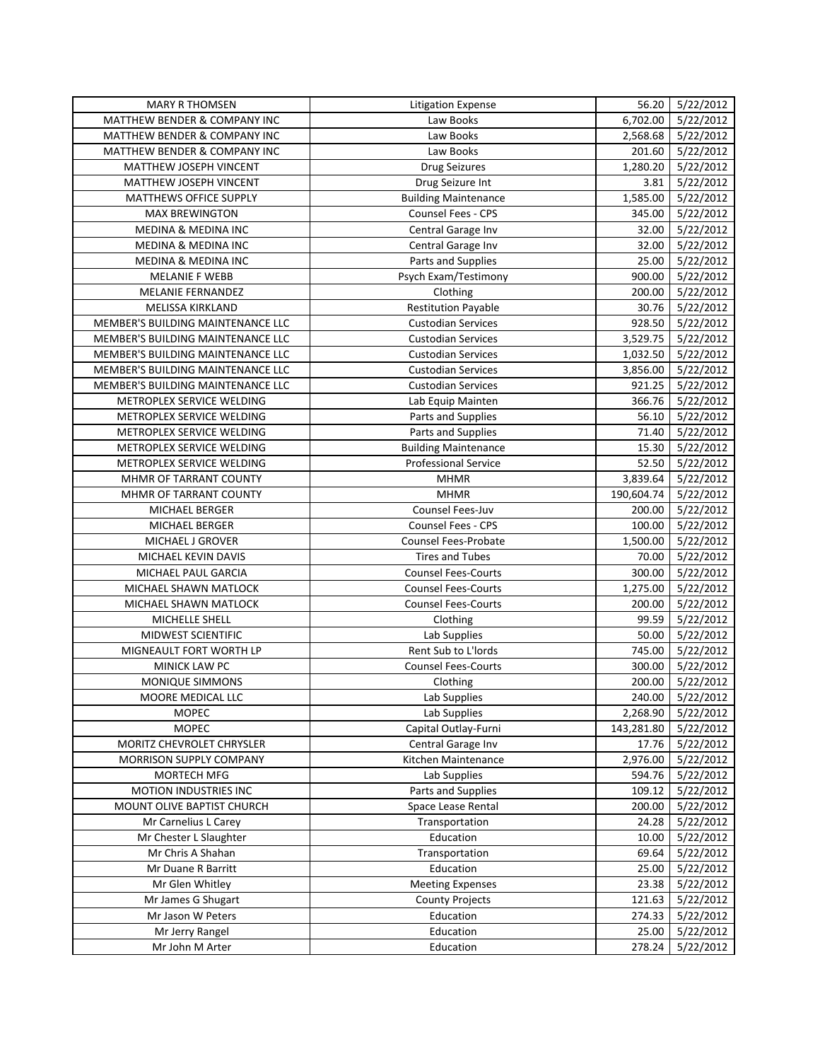| MARY R THOMSEN | Litigation Expense | 56.20 | 5/22/2012 |
|---|---|---|---|
| MATTHEW BENDER & COMPANY INC | Law Books | 6,702.00 | 5/22/2012 |
| MATTHEW BENDER & COMPANY INC | Law Books | 2,568.68 | 5/22/2012 |
| MATTHEW BENDER & COMPANY INC | Law Books | 201.60 | 5/22/2012 |
| MATTHEW JOSEPH VINCENT | Drug Seizures | 1,280.20 | 5/22/2012 |
| MATTHEW JOSEPH VINCENT | Drug Seizure Int | 3.81 | 5/22/2012 |
| MATTHEWS OFFICE SUPPLY | Building Maintenance | 1,585.00 | 5/22/2012 |
| MAX BREWINGTON | Counsel Fees - CPS | 345.00 | 5/22/2012 |
| MEDINA & MEDINA INC | Central Garage Inv | 32.00 | 5/22/2012 |
| MEDINA & MEDINA INC | Central Garage Inv | 32.00 | 5/22/2012 |
| MEDINA & MEDINA INC | Parts and Supplies | 25.00 | 5/22/2012 |
| MELANIE F WEBB | Psych Exam/Testimony | 900.00 | 5/22/2012 |
| MELANIE FERNANDEZ | Clothing | 200.00 | 5/22/2012 |
| MELISSA KIRKLAND | Restitution Payable | 30.76 | 5/22/2012 |
| MEMBER'S BUILDING MAINTENANCE LLC | Custodian Services | 928.50 | 5/22/2012 |
| MEMBER'S BUILDING MAINTENANCE LLC | Custodian Services | 3,529.75 | 5/22/2012 |
| MEMBER'S BUILDING MAINTENANCE LLC | Custodian Services | 1,032.50 | 5/22/2012 |
| MEMBER'S BUILDING MAINTENANCE LLC | Custodian Services | 3,856.00 | 5/22/2012 |
| MEMBER'S BUILDING MAINTENANCE LLC | Custodian Services | 921.25 | 5/22/2012 |
| METROPLEX SERVICE WELDING | Lab Equip Mainten | 366.76 | 5/22/2012 |
| METROPLEX SERVICE WELDING | Parts and Supplies | 56.10 | 5/22/2012 |
| METROPLEX SERVICE WELDING | Parts and Supplies | 71.40 | 5/22/2012 |
| METROPLEX SERVICE WELDING | Building Maintenance | 15.30 | 5/22/2012 |
| METROPLEX SERVICE WELDING | Professional Service | 52.50 | 5/22/2012 |
| MHMR OF TARRANT COUNTY | MHMR | 3,839.64 | 5/22/2012 |
| MHMR OF TARRANT COUNTY | MHMR | 190,604.74 | 5/22/2012 |
| MICHAEL BERGER | Counsel Fees-Juv | 200.00 | 5/22/2012 |
| MICHAEL BERGER | Counsel Fees - CPS | 100.00 | 5/22/2012 |
| MICHAEL J GROVER | Counsel Fees-Probate | 1,500.00 | 5/22/2012 |
| MICHAEL KEVIN DAVIS | Tires and Tubes | 70.00 | 5/22/2012 |
| MICHAEL PAUL GARCIA | Counsel Fees-Courts | 300.00 | 5/22/2012 |
| MICHAEL SHAWN MATLOCK | Counsel Fees-Courts | 1,275.00 | 5/22/2012 |
| MICHAEL SHAWN MATLOCK | Counsel Fees-Courts | 200.00 | 5/22/2012 |
| MICHELLE SHELL | Clothing | 99.59 | 5/22/2012 |
| MIDWEST SCIENTIFIC | Lab Supplies | 50.00 | 5/22/2012 |
| MIGNEAULT FORT WORTH LP | Rent Sub to L'lords | 745.00 | 5/22/2012 |
| MINICK LAW PC | Counsel Fees-Courts | 300.00 | 5/22/2012 |
| MONIQUE SIMMONS | Clothing | 200.00 | 5/22/2012 |
| MOORE MEDICAL LLC | Lab Supplies | 240.00 | 5/22/2012 |
| MOPEC | Lab Supplies | 2,268.90 | 5/22/2012 |
| MOPEC | Capital Outlay-Furni | 143,281.80 | 5/22/2012 |
| MORITZ CHEVROLET CHRYSLER | Central Garage Inv | 17.76 | 5/22/2012 |
| MORRISON SUPPLY COMPANY | Kitchen Maintenance | 2,976.00 | 5/22/2012 |
| MORTECH MFG | Lab Supplies | 594.76 | 5/22/2012 |
| MOTION INDUSTRIES INC | Parts and Supplies | 109.12 | 5/22/2012 |
| MOUNT OLIVE BAPTIST CHURCH | Space Lease Rental | 200.00 | 5/22/2012 |
| Mr Carnelius L Carey | Transportation | 24.28 | 5/22/2012 |
| Mr Chester L Slaughter | Education | 10.00 | 5/22/2012 |
| Mr Chris A Shahan | Transportation | 69.64 | 5/22/2012 |
| Mr Duane R Barritt | Education | 25.00 | 5/22/2012 |
| Mr Glen Whitley | Meeting Expenses | 23.38 | 5/22/2012 |
| Mr James G Shugart | County Projects | 121.63 | 5/22/2012 |
| Mr Jason W Peters | Education | 274.33 | 5/22/2012 |
| Mr Jerry Rangel | Education | 25.00 | 5/22/2012 |
| Mr John M Arter | Education | 278.24 | 5/22/2012 |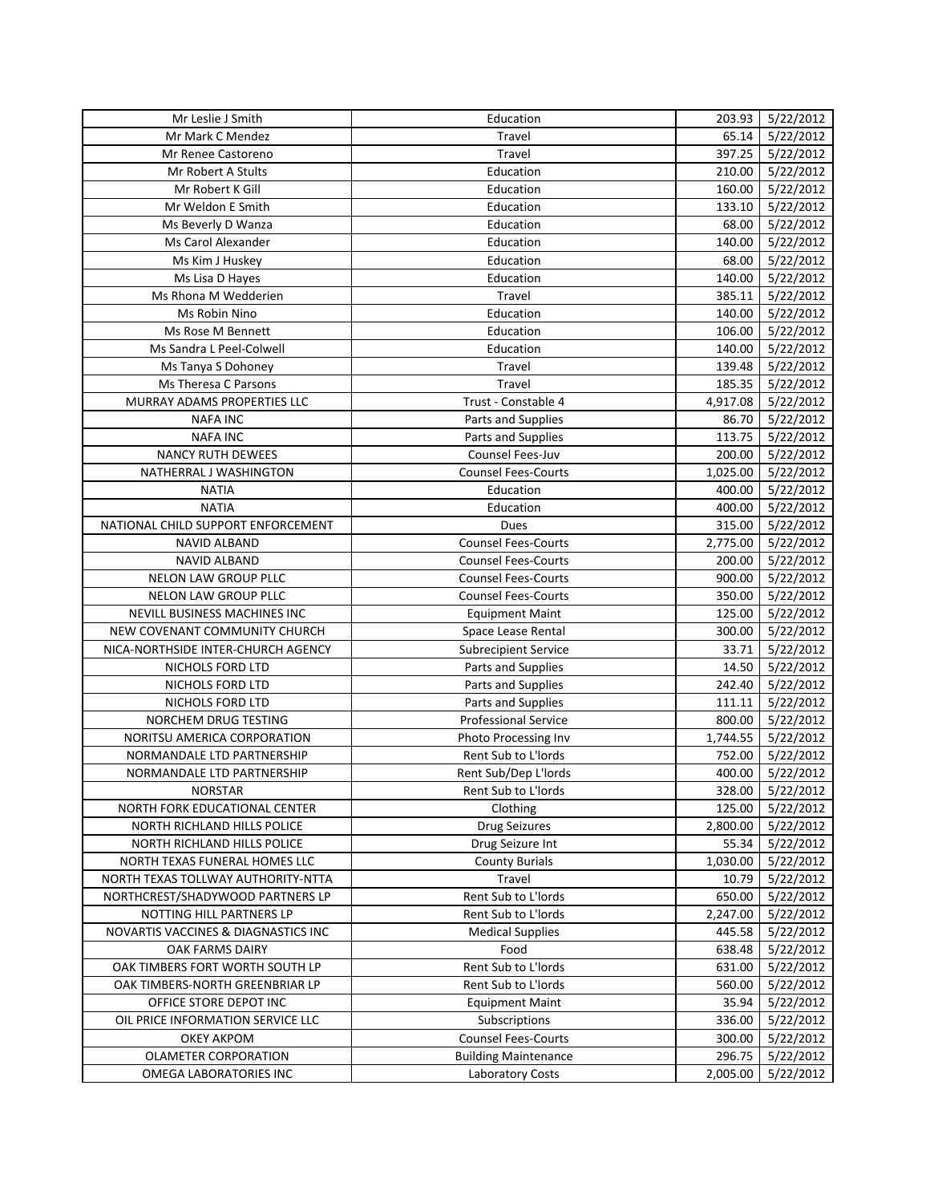| | | | |
|---|---|---|---|
| Mr Leslie J Smith | Education | 203.93 | 5/22/2012 |
| Mr Mark C Mendez | Travel | 65.14 | 5/22/2012 |
| Mr Renee Castoreno | Travel | 397.25 | 5/22/2012 |
| Mr Robert A Stults | Education | 210.00 | 5/22/2012 |
| Mr Robert K Gill | Education | 160.00 | 5/22/2012 |
| Mr Weldon E Smith | Education | 133.10 | 5/22/2012 |
| Ms Beverly D Wanza | Education | 68.00 | 5/22/2012 |
| Ms Carol Alexander | Education | 140.00 | 5/22/2012 |
| Ms Kim J Huskey | Education | 68.00 | 5/22/2012 |
| Ms Lisa D Hayes | Education | 140.00 | 5/22/2012 |
| Ms Rhona M Wedderien | Travel | 385.11 | 5/22/2012 |
| Ms Robin Nino | Education | 140.00 | 5/22/2012 |
| Ms Rose M Bennett | Education | 106.00 | 5/22/2012 |
| Ms Sandra L Peel-Colwell | Education | 140.00 | 5/22/2012 |
| Ms Tanya S Dohoney | Travel | 139.48 | 5/22/2012 |
| Ms Theresa C Parsons | Travel | 185.35 | 5/22/2012 |
| MURRAY ADAMS PROPERTIES LLC | Trust - Constable 4 | 4,917.08 | 5/22/2012 |
| NAFA INC | Parts and Supplies | 86.70 | 5/22/2012 |
| NAFA INC | Parts and Supplies | 113.75 | 5/22/2012 |
| NANCY RUTH DEWEES | Counsel Fees-Juv | 200.00 | 5/22/2012 |
| NATHERRAL J WASHINGTON | Counsel Fees-Courts | 1,025.00 | 5/22/2012 |
| NATIA | Education | 400.00 | 5/22/2012 |
| NATIA | Education | 400.00 | 5/22/2012 |
| NATIONAL CHILD SUPPORT ENFORCEMENT | Dues | 315.00 | 5/22/2012 |
| NAVID ALBAND | Counsel Fees-Courts | 2,775.00 | 5/22/2012 |
| NAVID ALBAND | Counsel Fees-Courts | 200.00 | 5/22/2012 |
| NELON LAW GROUP PLLC | Counsel Fees-Courts | 900.00 | 5/22/2012 |
| NELON LAW GROUP PLLC | Counsel Fees-Courts | 350.00 | 5/22/2012 |
| NEVILL BUSINESS MACHINES INC | Equipment Maint | 125.00 | 5/22/2012 |
| NEW COVENANT COMMUNITY CHURCH | Space Lease Rental | 300.00 | 5/22/2012 |
| NICA-NORTHSIDE INTER-CHURCH AGENCY | Subrecipient Service | 33.71 | 5/22/2012 |
| NICHOLS FORD LTD | Parts and Supplies | 14.50 | 5/22/2012 |
| NICHOLS FORD LTD | Parts and Supplies | 242.40 | 5/22/2012 |
| NICHOLS FORD LTD | Parts and Supplies | 111.11 | 5/22/2012 |
| NORCHEM DRUG TESTING | Professional Service | 800.00 | 5/22/2012 |
| NORITSU AMERICA CORPORATION | Photo Processing Inv | 1,744.55 | 5/22/2012 |
| NORMANDALE LTD PARTNERSHIP | Rent Sub to L'lords | 752.00 | 5/22/2012 |
| NORMANDALE LTD PARTNERSHIP | Rent Sub/Dep L'lords | 400.00 | 5/22/2012 |
| NORSTAR | Rent Sub to L'lords | 328.00 | 5/22/2012 |
| NORTH FORK EDUCATIONAL CENTER | Clothing | 125.00 | 5/22/2012 |
| NORTH RICHLAND HILLS POLICE | Drug Seizures | 2,800.00 | 5/22/2012 |
| NORTH RICHLAND HILLS POLICE | Drug Seizure Int | 55.34 | 5/22/2012 |
| NORTH TEXAS FUNERAL HOMES LLC | County Burials | 1,030.00 | 5/22/2012 |
| NORTH TEXAS TOLLWAY AUTHORITY-NTTA | Travel | 10.79 | 5/22/2012 |
| NORTHCREST/SHADYWOOD PARTNERS LP | Rent Sub to L'lords | 650.00 | 5/22/2012 |
| NOTTING HILL PARTNERS LP | Rent Sub to L'lords | 2,247.00 | 5/22/2012 |
| NOVARTIS VACCINES & DIAGNASTICS INC | Medical Supplies | 445.58 | 5/22/2012 |
| OAK FARMS DAIRY | Food | 638.48 | 5/22/2012 |
| OAK TIMBERS FORT WORTH SOUTH LP | Rent Sub to L'lords | 631.00 | 5/22/2012 |
| OAK TIMBERS-NORTH GREENBRIAR LP | Rent Sub to L'lords | 560.00 | 5/22/2012 |
| OFFICE STORE DEPOT INC | Equipment Maint | 35.94 | 5/22/2012 |
| OIL PRICE INFORMATION SERVICE LLC | Subscriptions | 336.00 | 5/22/2012 |
| OKEY AKPOM | Counsel Fees-Courts | 300.00 | 5/22/2012 |
| OLAMETER CORPORATION | Building Maintenance | 296.75 | 5/22/2012 |
| OMEGA LABORATORIES INC | Laboratory Costs | 2,005.00 | 5/22/2012 |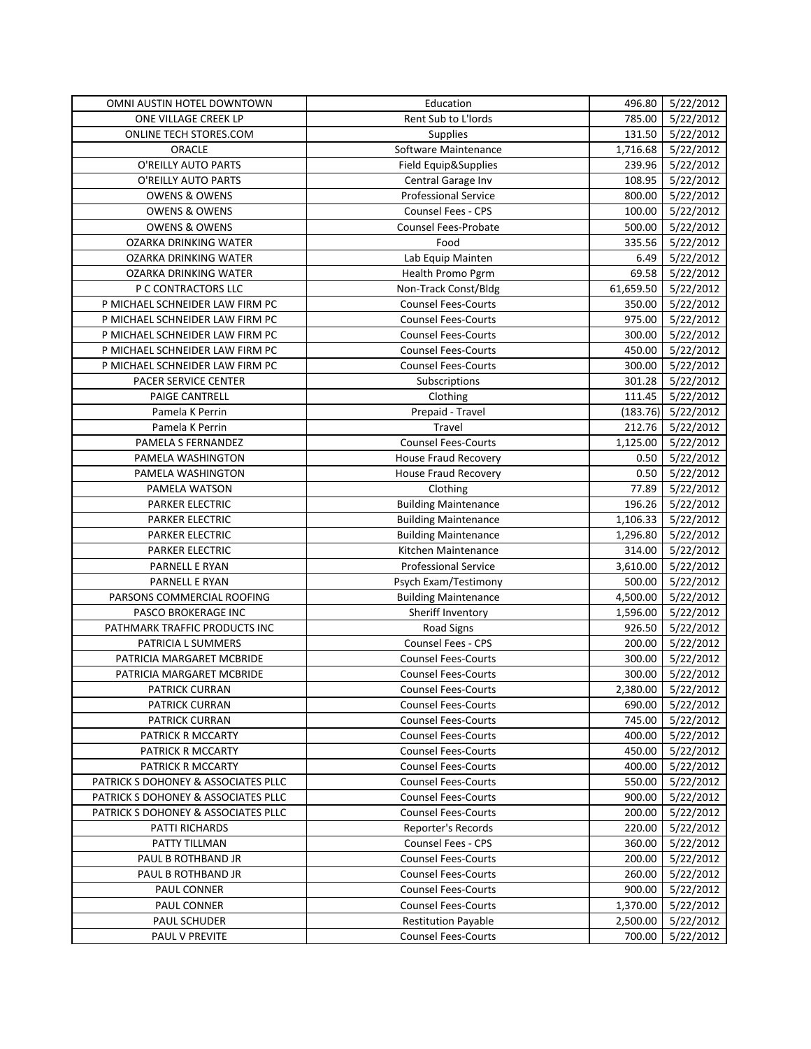| OMNI AUSTIN HOTEL DOWNTOWN | Education | 496.80 | 5/22/2012 |
|---|---|---|---|
| ONE VILLAGE CREEK LP | Rent Sub to L'lords | 785.00 | 5/22/2012 |
| ONLINE TECH STORES.COM | Supplies | 131.50 | 5/22/2012 |
| ORACLE | Software Maintenance | 1,716.68 | 5/22/2012 |
| O'REILLY AUTO PARTS | Field Equip&Supplies | 239.96 | 5/22/2012 |
| O'REILLY AUTO PARTS | Central Garage Inv | 108.95 | 5/22/2012 |
| OWENS & OWENS | Professional Service | 800.00 | 5/22/2012 |
| OWENS & OWENS | Counsel Fees - CPS | 100.00 | 5/22/2012 |
| OWENS & OWENS | Counsel Fees-Probate | 500.00 | 5/22/2012 |
| OZARKA DRINKING WATER | Food | 335.56 | 5/22/2012 |
| OZARKA DRINKING WATER | Lab Equip Mainten | 6.49 | 5/22/2012 |
| OZARKA DRINKING WATER | Health Promo Pgrm | 69.58 | 5/22/2012 |
| P C CONTRACTORS LLC | Non-Track Const/Bldg | 61,659.50 | 5/22/2012 |
| P MICHAEL SCHNEIDER LAW FIRM PC | Counsel Fees-Courts | 350.00 | 5/22/2012 |
| P MICHAEL SCHNEIDER LAW FIRM PC | Counsel Fees-Courts | 975.00 | 5/22/2012 |
| P MICHAEL SCHNEIDER LAW FIRM PC | Counsel Fees-Courts | 300.00 | 5/22/2012 |
| P MICHAEL SCHNEIDER LAW FIRM PC | Counsel Fees-Courts | 450.00 | 5/22/2012 |
| P MICHAEL SCHNEIDER LAW FIRM PC | Counsel Fees-Courts | 300.00 | 5/22/2012 |
| PACER SERVICE CENTER | Subscriptions | 301.28 | 5/22/2012 |
| PAIGE CANTRELL | Clothing | 111.45 | 5/22/2012 |
| Pamela K Perrin | Prepaid - Travel | (183.76) | 5/22/2012 |
| Pamela K Perrin | Travel | 212.76 | 5/22/2012 |
| PAMELA S FERNANDEZ | Counsel Fees-Courts | 1,125.00 | 5/22/2012 |
| PAMELA WASHINGTON | House Fraud Recovery | 0.50 | 5/22/2012 |
| PAMELA WASHINGTON | House Fraud Recovery | 0.50 | 5/22/2012 |
| PAMELA WATSON | Clothing | 77.89 | 5/22/2012 |
| PARKER ELECTRIC | Building Maintenance | 196.26 | 5/22/2012 |
| PARKER ELECTRIC | Building Maintenance | 1,106.33 | 5/22/2012 |
| PARKER ELECTRIC | Building Maintenance | 1,296.80 | 5/22/2012 |
| PARKER ELECTRIC | Kitchen Maintenance | 314.00 | 5/22/2012 |
| PARNELL E RYAN | Professional Service | 3,610.00 | 5/22/2012 |
| PARNELL E RYAN | Psych Exam/Testimony | 500.00 | 5/22/2012 |
| PARSONS COMMERCIAL ROOFING | Building Maintenance | 4,500.00 | 5/22/2012 |
| PASCO BROKERAGE INC | Sheriff Inventory | 1,596.00 | 5/22/2012 |
| PATHMARK TRAFFIC PRODUCTS INC | Road Signs | 926.50 | 5/22/2012 |
| PATRICIA L SUMMERS | Counsel Fees - CPS | 200.00 | 5/22/2012 |
| PATRICIA MARGARET MCBRIDE | Counsel Fees-Courts | 300.00 | 5/22/2012 |
| PATRICIA MARGARET MCBRIDE | Counsel Fees-Courts | 300.00 | 5/22/2012 |
| PATRICK CURRAN | Counsel Fees-Courts | 2,380.00 | 5/22/2012 |
| PATRICK CURRAN | Counsel Fees-Courts | 690.00 | 5/22/2012 |
| PATRICK CURRAN | Counsel Fees-Courts | 745.00 | 5/22/2012 |
| PATRICK R MCCARTY | Counsel Fees-Courts | 400.00 | 5/22/2012 |
| PATRICK R MCCARTY | Counsel Fees-Courts | 450.00 | 5/22/2012 |
| PATRICK R MCCARTY | Counsel Fees-Courts | 400.00 | 5/22/2012 |
| PATRICK S DOHONEY & ASSOCIATES PLLC | Counsel Fees-Courts | 550.00 | 5/22/2012 |
| PATRICK S DOHONEY & ASSOCIATES PLLC | Counsel Fees-Courts | 900.00 | 5/22/2012 |
| PATRICK S DOHONEY & ASSOCIATES PLLC | Counsel Fees-Courts | 200.00 | 5/22/2012 |
| PATTI RICHARDS | Reporter's Records | 220.00 | 5/22/2012 |
| PATTY TILLMAN | Counsel Fees - CPS | 360.00 | 5/22/2012 |
| PAUL B ROTHBAND JR | Counsel Fees-Courts | 200.00 | 5/22/2012 |
| PAUL B ROTHBAND JR | Counsel Fees-Courts | 260.00 | 5/22/2012 |
| PAUL CONNER | Counsel Fees-Courts | 900.00 | 5/22/2012 |
| PAUL CONNER | Counsel Fees-Courts | 1,370.00 | 5/22/2012 |
| PAUL SCHUDER | Restitution Payable | 2,500.00 | 5/22/2012 |
| PAUL V PREVITE | Counsel Fees-Courts | 700.00 | 5/22/2012 |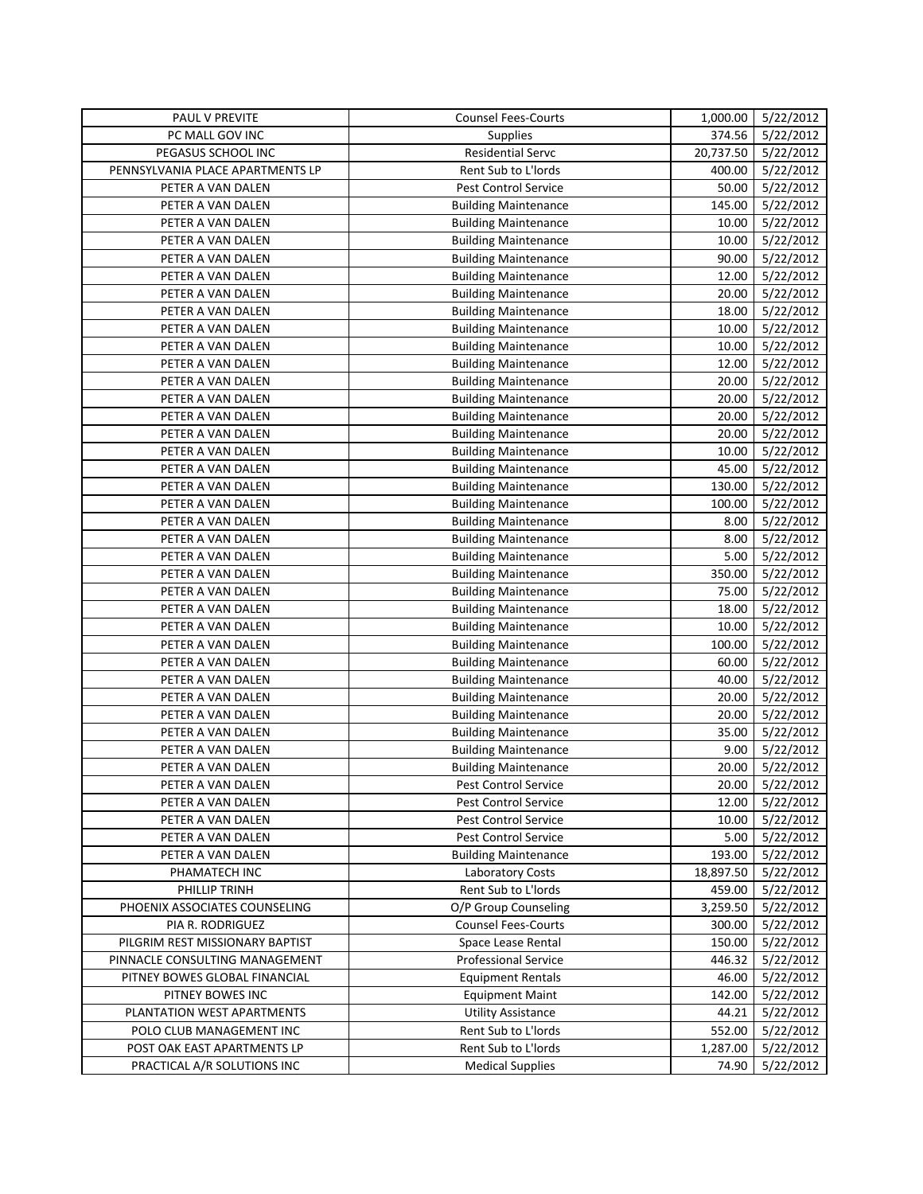| PAUL V PREVITE | Counsel Fees-Courts | 1,000.00 | 5/22/2012 |
|---|---|---|---|
| PC MALL GOV INC | Supplies | 374.56 | 5/22/2012 |
| PEGASUS SCHOOL INC | Residential Servc | 20,737.50 | 5/22/2012 |
| PENNSYLVANIA PLACE APARTMENTS LP | Rent Sub to L'lords | 400.00 | 5/22/2012 |
| PETER A VAN DALEN | Pest Control Service | 50.00 | 5/22/2012 |
| PETER A VAN DALEN | Building Maintenance | 145.00 | 5/22/2012 |
| PETER A VAN DALEN | Building Maintenance | 10.00 | 5/22/2012 |
| PETER A VAN DALEN | Building Maintenance | 10.00 | 5/22/2012 |
| PETER A VAN DALEN | Building Maintenance | 90.00 | 5/22/2012 |
| PETER A VAN DALEN | Building Maintenance | 12.00 | 5/22/2012 |
| PETER A VAN DALEN | Building Maintenance | 20.00 | 5/22/2012 |
| PETER A VAN DALEN | Building Maintenance | 18.00 | 5/22/2012 |
| PETER A VAN DALEN | Building Maintenance | 10.00 | 5/22/2012 |
| PETER A VAN DALEN | Building Maintenance | 10.00 | 5/22/2012 |
| PETER A VAN DALEN | Building Maintenance | 12.00 | 5/22/2012 |
| PETER A VAN DALEN | Building Maintenance | 20.00 | 5/22/2012 |
| PETER A VAN DALEN | Building Maintenance | 20.00 | 5/22/2012 |
| PETER A VAN DALEN | Building Maintenance | 20.00 | 5/22/2012 |
| PETER A VAN DALEN | Building Maintenance | 20.00 | 5/22/2012 |
| PETER A VAN DALEN | Building Maintenance | 10.00 | 5/22/2012 |
| PETER A VAN DALEN | Building Maintenance | 45.00 | 5/22/2012 |
| PETER A VAN DALEN | Building Maintenance | 130.00 | 5/22/2012 |
| PETER A VAN DALEN | Building Maintenance | 100.00 | 5/22/2012 |
| PETER A VAN DALEN | Building Maintenance | 8.00 | 5/22/2012 |
| PETER A VAN DALEN | Building Maintenance | 8.00 | 5/22/2012 |
| PETER A VAN DALEN | Building Maintenance | 5.00 | 5/22/2012 |
| PETER A VAN DALEN | Building Maintenance | 350.00 | 5/22/2012 |
| PETER A VAN DALEN | Building Maintenance | 75.00 | 5/22/2012 |
| PETER A VAN DALEN | Building Maintenance | 18.00 | 5/22/2012 |
| PETER A VAN DALEN | Building Maintenance | 10.00 | 5/22/2012 |
| PETER A VAN DALEN | Building Maintenance | 100.00 | 5/22/2012 |
| PETER A VAN DALEN | Building Maintenance | 60.00 | 5/22/2012 |
| PETER A VAN DALEN | Building Maintenance | 40.00 | 5/22/2012 |
| PETER A VAN DALEN | Building Maintenance | 20.00 | 5/22/2012 |
| PETER A VAN DALEN | Building Maintenance | 20.00 | 5/22/2012 |
| PETER A VAN DALEN | Building Maintenance | 35.00 | 5/22/2012 |
| PETER A VAN DALEN | Building Maintenance | 9.00 | 5/22/2012 |
| PETER A VAN DALEN | Building Maintenance | 20.00 | 5/22/2012 |
| PETER A VAN DALEN | Pest Control Service | 20.00 | 5/22/2012 |
| PETER A VAN DALEN | Pest Control Service | 12.00 | 5/22/2012 |
| PETER A VAN DALEN | Pest Control Service | 10.00 | 5/22/2012 |
| PETER A VAN DALEN | Pest Control Service | 5.00 | 5/22/2012 |
| PETER A VAN DALEN | Building Maintenance | 193.00 | 5/22/2012 |
| PHAMATECH INC | Laboratory Costs | 18,897.50 | 5/22/2012 |
| PHILLIP TRINH | Rent Sub to L'lords | 459.00 | 5/22/2012 |
| PHOENIX ASSOCIATES COUNSELING | O/P Group Counseling | 3,259.50 | 5/22/2012 |
| PIA R. RODRIGUEZ | Counsel Fees-Courts | 300.00 | 5/22/2012 |
| PILGRIM REST MISSIONARY BAPTIST | Space Lease Rental | 150.00 | 5/22/2012 |
| PINNACLE CONSULTING MANAGEMENT | Professional Service | 446.32 | 5/22/2012 |
| PITNEY BOWES GLOBAL FINANCIAL | Equipment Rentals | 46.00 | 5/22/2012 |
| PITNEY BOWES INC | Equipment Maint | 142.00 | 5/22/2012 |
| PLANTATION WEST APARTMENTS | Utility Assistance | 44.21 | 5/22/2012 |
| POLO CLUB MANAGEMENT INC | Rent Sub to L'lords | 552.00 | 5/22/2012 |
| POST OAK EAST APARTMENTS LP | Rent Sub to L'lords | 1,287.00 | 5/22/2012 |
| PRACTICAL A/R SOLUTIONS INC | Medical Supplies | 74.90 | 5/22/2012 |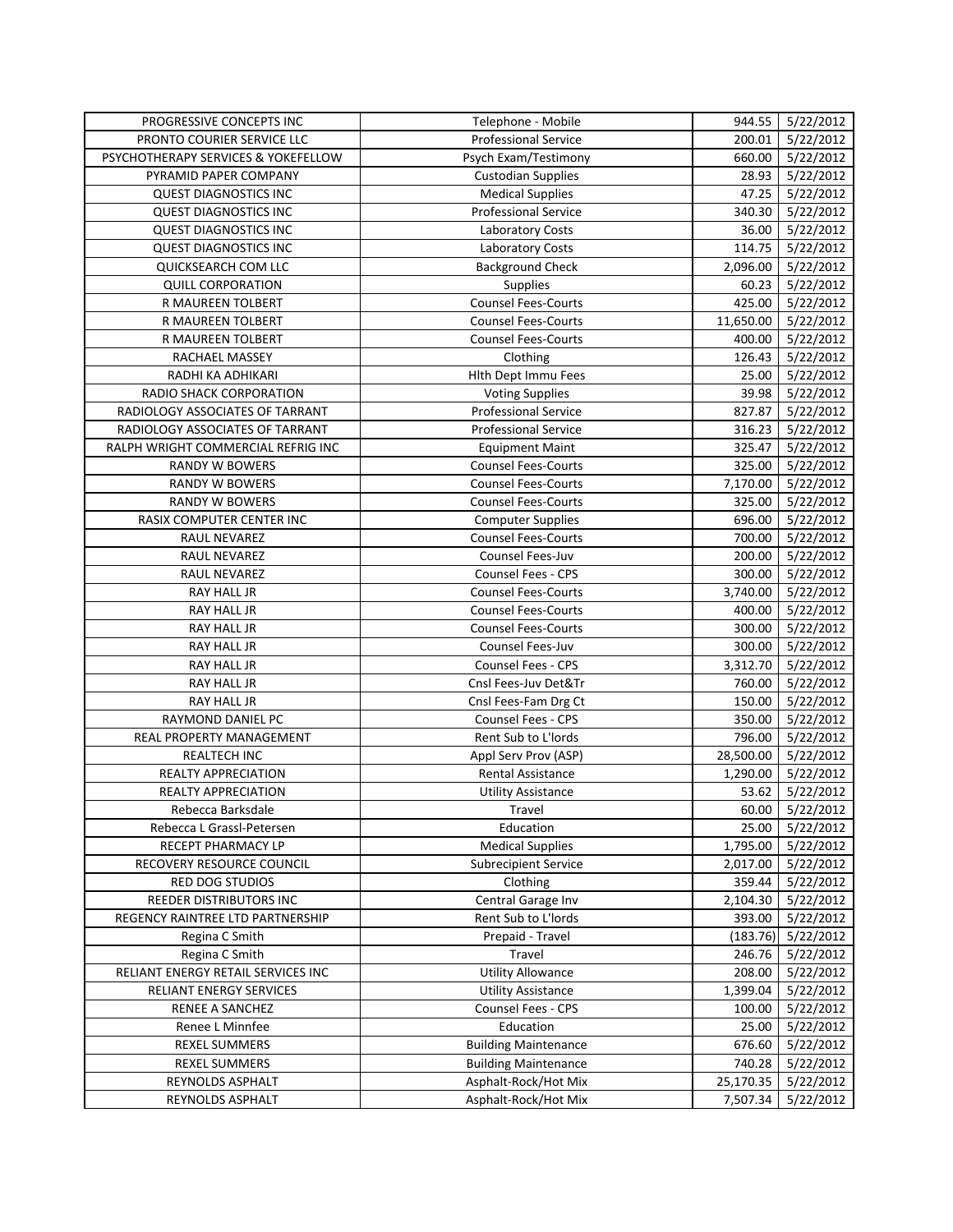| PROGRESSIVE CONCEPTS INC | Telephone - Mobile | 944.55 | 5/22/2012 |
|---|---|---|---|
| PRONTO COURIER SERVICE LLC | Professional Service | 200.01 | 5/22/2012 |
| PSYCHOTHERAPY SERVICES & YOKEFELLOW | Psych Exam/Testimony | 660.00 | 5/22/2012 |
| PYRAMID PAPER COMPANY | Custodian Supplies | 28.93 | 5/22/2012 |
| QUEST DIAGNOSTICS INC | Medical Supplies | 47.25 | 5/22/2012 |
| QUEST DIAGNOSTICS INC | Professional Service | 340.30 | 5/22/2012 |
| QUEST DIAGNOSTICS INC | Laboratory Costs | 36.00 | 5/22/2012 |
| QUEST DIAGNOSTICS INC | Laboratory Costs | 114.75 | 5/22/2012 |
| QUICKSEARCH COM LLC | Background Check | 2,096.00 | 5/22/2012 |
| QUILL CORPORATION | Supplies | 60.23 | 5/22/2012 |
| R MAUREEN TOLBERT | Counsel Fees-Courts | 425.00 | 5/22/2012 |
| R MAUREEN TOLBERT | Counsel Fees-Courts | 11,650.00 | 5/22/2012 |
| R MAUREEN TOLBERT | Counsel Fees-Courts | 400.00 | 5/22/2012 |
| RACHAEL MASSEY | Clothing | 126.43 | 5/22/2012 |
| RADHI KA ADHIKARI | Hlth Dept Immu Fees | 25.00 | 5/22/2012 |
| RADIO SHACK CORPORATION | Voting Supplies | 39.98 | 5/22/2012 |
| RADIOLOGY ASSOCIATES OF TARRANT | Professional Service | 827.87 | 5/22/2012 |
| RADIOLOGY ASSOCIATES OF TARRANT | Professional Service | 316.23 | 5/22/2012 |
| RALPH WRIGHT COMMERCIAL REFRIG INC | Equipment Maint | 325.47 | 5/22/2012 |
| RANDY W BOWERS | Counsel Fees-Courts | 325.00 | 5/22/2012 |
| RANDY W BOWERS | Counsel Fees-Courts | 7,170.00 | 5/22/2012 |
| RANDY W BOWERS | Counsel Fees-Courts | 325.00 | 5/22/2012 |
| RASIX COMPUTER CENTER INC | Computer Supplies | 696.00 | 5/22/2012 |
| RAUL NEVAREZ | Counsel Fees-Courts | 700.00 | 5/22/2012 |
| RAUL NEVAREZ | Counsel Fees-Juv | 200.00 | 5/22/2012 |
| RAUL NEVAREZ | Counsel Fees - CPS | 300.00 | 5/22/2012 |
| RAY HALL JR | Counsel Fees-Courts | 3,740.00 | 5/22/2012 |
| RAY HALL JR | Counsel Fees-Courts | 400.00 | 5/22/2012 |
| RAY HALL JR | Counsel Fees-Courts | 300.00 | 5/22/2012 |
| RAY HALL JR | Counsel Fees-Juv | 300.00 | 5/22/2012 |
| RAY HALL JR | Counsel Fees - CPS | 3,312.70 | 5/22/2012 |
| RAY HALL JR | Cnsl Fees-Juv Det&Tr | 760.00 | 5/22/2012 |
| RAY HALL JR | Cnsl Fees-Fam Drg Ct | 150.00 | 5/22/2012 |
| RAYMOND DANIEL PC | Counsel Fees - CPS | 350.00 | 5/22/2012 |
| REAL PROPERTY MANAGEMENT | Rent Sub to L'lords | 796.00 | 5/22/2012 |
| REALTECH INC | Appl Serv Prov (ASP) | 28,500.00 | 5/22/2012 |
| REALTY APPRECIATION | Rental Assistance | 1,290.00 | 5/22/2012 |
| REALTY APPRECIATION | Utility Assistance | 53.62 | 5/22/2012 |
| Rebecca Barksdale | Travel | 60.00 | 5/22/2012 |
| Rebecca L Grassl-Petersen | Education | 25.00 | 5/22/2012 |
| RECEPT PHARMACY LP | Medical Supplies | 1,795.00 | 5/22/2012 |
| RECOVERY RESOURCE COUNCIL | Subrecipient Service | 2,017.00 | 5/22/2012 |
| RED DOG STUDIOS | Clothing | 359.44 | 5/22/2012 |
| REEDER DISTRIBUTORS INC | Central Garage Inv | 2,104.30 | 5/22/2012 |
| REGENCY RAINTREE LTD PARTNERSHIP | Rent Sub to L'lords | 393.00 | 5/22/2012 |
| Regina C Smith | Prepaid - Travel | (183.76) | 5/22/2012 |
| Regina C Smith | Travel | 246.76 | 5/22/2012 |
| RELIANT ENERGY RETAIL SERVICES INC | Utility Allowance | 208.00 | 5/22/2012 |
| RELIANT ENERGY SERVICES | Utility Assistance | 1,399.04 | 5/22/2012 |
| RENEE A SANCHEZ | Counsel Fees - CPS | 100.00 | 5/22/2012 |
| Renee L Minnfee | Education | 25.00 | 5/22/2012 |
| REXEL SUMMERS | Building Maintenance | 676.60 | 5/22/2012 |
| REXEL SUMMERS | Building Maintenance | 740.28 | 5/22/2012 |
| REYNOLDS ASPHALT | Asphalt-Rock/Hot Mix | 25,170.35 | 5/22/2012 |
| REYNOLDS ASPHALT | Asphalt-Rock/Hot Mix | 7,507.34 | 5/22/2012 |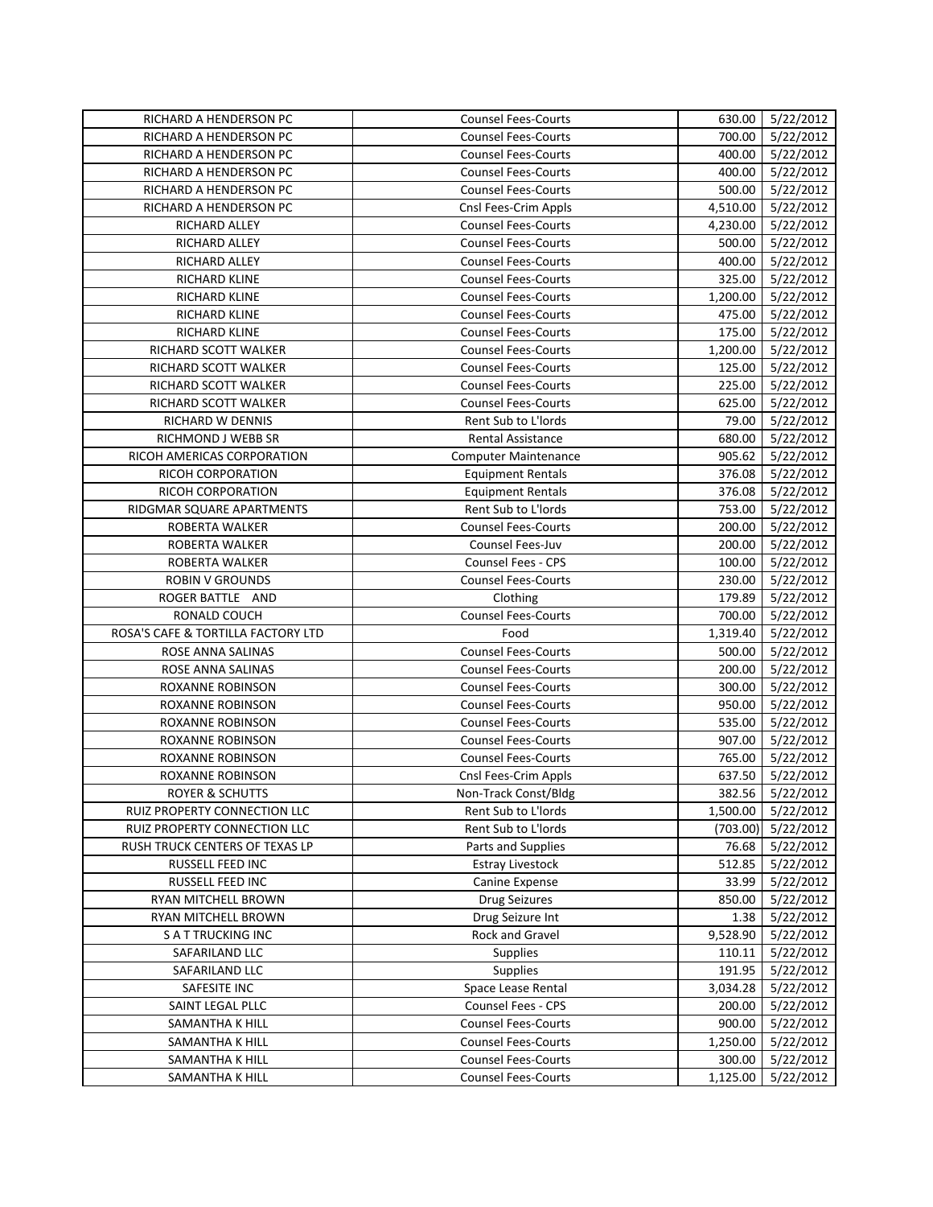| | | | |
|---|---|---|---|
| RICHARD A HENDERSON PC | Counsel Fees-Courts | 630.00 | 5/22/2012 |
| RICHARD A HENDERSON PC | Counsel Fees-Courts | 700.00 | 5/22/2012 |
| RICHARD A HENDERSON PC | Counsel Fees-Courts | 400.00 | 5/22/2012 |
| RICHARD A HENDERSON PC | Counsel Fees-Courts | 400.00 | 5/22/2012 |
| RICHARD A HENDERSON PC | Counsel Fees-Courts | 500.00 | 5/22/2012 |
| RICHARD A HENDERSON PC | Cnsl Fees-Crim Appls | 4,510.00 | 5/22/2012 |
| RICHARD ALLEY | Counsel Fees-Courts | 4,230.00 | 5/22/2012 |
| RICHARD ALLEY | Counsel Fees-Courts | 500.00 | 5/22/2012 |
| RICHARD ALLEY | Counsel Fees-Courts | 400.00 | 5/22/2012 |
| RICHARD KLINE | Counsel Fees-Courts | 325.00 | 5/22/2012 |
| RICHARD KLINE | Counsel Fees-Courts | 1,200.00 | 5/22/2012 |
| RICHARD KLINE | Counsel Fees-Courts | 475.00 | 5/22/2012 |
| RICHARD KLINE | Counsel Fees-Courts | 175.00 | 5/22/2012 |
| RICHARD SCOTT WALKER | Counsel Fees-Courts | 1,200.00 | 5/22/2012 |
| RICHARD SCOTT WALKER | Counsel Fees-Courts | 125.00 | 5/22/2012 |
| RICHARD SCOTT WALKER | Counsel Fees-Courts | 225.00 | 5/22/2012 |
| RICHARD SCOTT WALKER | Counsel Fees-Courts | 625.00 | 5/22/2012 |
| RICHARD W DENNIS | Rent Sub to L'lords | 79.00 | 5/22/2012 |
| RICHMOND J WEBB SR | Rental Assistance | 680.00 | 5/22/2012 |
| RICOH AMERICAS CORPORATION | Computer Maintenance | 905.62 | 5/22/2012 |
| RICOH CORPORATION | Equipment Rentals | 376.08 | 5/22/2012 |
| RICOH CORPORATION | Equipment Rentals | 376.08 | 5/22/2012 |
| RIDGMAR SQUARE APARTMENTS | Rent Sub to L'lords | 753.00 | 5/22/2012 |
| ROBERTA WALKER | Counsel Fees-Courts | 200.00 | 5/22/2012 |
| ROBERTA WALKER | Counsel Fees-Juv | 200.00 | 5/22/2012 |
| ROBERTA WALKER | Counsel Fees - CPS | 100.00 | 5/22/2012 |
| ROBIN V GROUNDS | Counsel Fees-Courts | 230.00 | 5/22/2012 |
| ROGER BATTLE AND | Clothing | 179.89 | 5/22/2012 |
| RONALD COUCH | Counsel Fees-Courts | 700.00 | 5/22/2012 |
| ROSA'S CAFE & TORTILLA FACTORY LTD | Food | 1,319.40 | 5/22/2012 |
| ROSE ANNA SALINAS | Counsel Fees-Courts | 500.00 | 5/22/2012 |
| ROSE ANNA SALINAS | Counsel Fees-Courts | 200.00 | 5/22/2012 |
| ROXANNE ROBINSON | Counsel Fees-Courts | 300.00 | 5/22/2012 |
| ROXANNE ROBINSON | Counsel Fees-Courts | 950.00 | 5/22/2012 |
| ROXANNE ROBINSON | Counsel Fees-Courts | 535.00 | 5/22/2012 |
| ROXANNE ROBINSON | Counsel Fees-Courts | 907.00 | 5/22/2012 |
| ROXANNE ROBINSON | Counsel Fees-Courts | 765.00 | 5/22/2012 |
| ROXANNE ROBINSON | Cnsl Fees-Crim Appls | 637.50 | 5/22/2012 |
| ROYER & SCHUTTS | Non-Track Const/Bldg | 382.56 | 5/22/2012 |
| RUIZ PROPERTY CONNECTION LLC | Rent Sub to L'lords | 1,500.00 | 5/22/2012 |
| RUIZ PROPERTY CONNECTION LLC | Rent Sub to L'lords | (703.00) | 5/22/2012 |
| RUSH TRUCK CENTERS OF TEXAS LP | Parts and Supplies | 76.68 | 5/22/2012 |
| RUSSELL FEED INC | Estray Livestock | 512.85 | 5/22/2012 |
| RUSSELL FEED INC | Canine Expense | 33.99 | 5/22/2012 |
| RYAN MITCHELL BROWN | Drug Seizures | 850.00 | 5/22/2012 |
| RYAN MITCHELL BROWN | Drug Seizure Int | 1.38 | 5/22/2012 |
| S A T TRUCKING INC | Rock and Gravel | 9,528.90 | 5/22/2012 |
| SAFARILAND LLC | Supplies | 110.11 | 5/22/2012 |
| SAFARILAND LLC | Supplies | 191.95 | 5/22/2012 |
| SAFESITE INC | Space Lease Rental | 3,034.28 | 5/22/2012 |
| SAINT LEGAL PLLC | Counsel Fees - CPS | 200.00 | 5/22/2012 |
| SAMANTHA K HILL | Counsel Fees-Courts | 900.00 | 5/22/2012 |
| SAMANTHA K HILL | Counsel Fees-Courts | 1,250.00 | 5/22/2012 |
| SAMANTHA K HILL | Counsel Fees-Courts | 300.00 | 5/22/2012 |
| SAMANTHA K HILL | Counsel Fees-Courts | 1,125.00 | 5/22/2012 |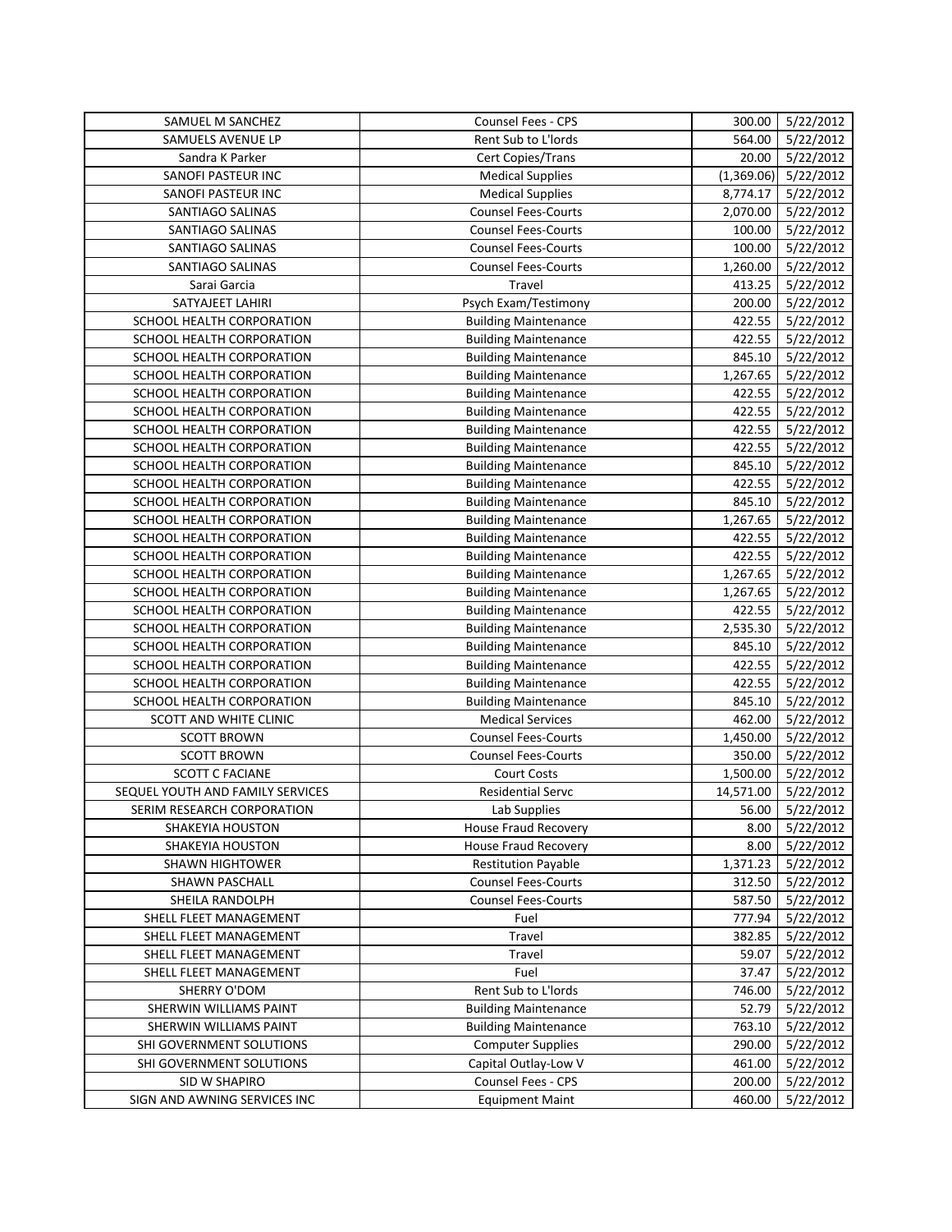| | | | |
|---|---|---|---|
| SAMUEL M SANCHEZ | Counsel Fees - CPS | 300.00 | 5/22/2012 |
| SAMUELS AVENUE LP | Rent Sub to L'lords | 564.00 | 5/22/2012 |
| Sandra K Parker | Cert Copies/Trans | 20.00 | 5/22/2012 |
| SANOFI PASTEUR INC | Medical Supplies | (1,369.06) | 5/22/2012 |
| SANOFI PASTEUR INC | Medical Supplies | 8,774.17 | 5/22/2012 |
| SANTIAGO SALINAS | Counsel Fees-Courts | 2,070.00 | 5/22/2012 |
| SANTIAGO SALINAS | Counsel Fees-Courts | 100.00 | 5/22/2012 |
| SANTIAGO SALINAS | Counsel Fees-Courts | 100.00 | 5/22/2012 |
| SANTIAGO SALINAS | Counsel Fees-Courts | 1,260.00 | 5/22/2012 |
| Sarai Garcia | Travel | 413.25 | 5/22/2012 |
| SATYAJEET LAHIRI | Psych Exam/Testimony | 200.00 | 5/22/2012 |
| SCHOOL HEALTH CORPORATION | Building Maintenance | 422.55 | 5/22/2012 |
| SCHOOL HEALTH CORPORATION | Building Maintenance | 422.55 | 5/22/2012 |
| SCHOOL HEALTH CORPORATION | Building Maintenance | 845.10 | 5/22/2012 |
| SCHOOL HEALTH CORPORATION | Building Maintenance | 1,267.65 | 5/22/2012 |
| SCHOOL HEALTH CORPORATION | Building Maintenance | 422.55 | 5/22/2012 |
| SCHOOL HEALTH CORPORATION | Building Maintenance | 422.55 | 5/22/2012 |
| SCHOOL HEALTH CORPORATION | Building Maintenance | 422.55 | 5/22/2012 |
| SCHOOL HEALTH CORPORATION | Building Maintenance | 422.55 | 5/22/2012 |
| SCHOOL HEALTH CORPORATION | Building Maintenance | 845.10 | 5/22/2012 |
| SCHOOL HEALTH CORPORATION | Building Maintenance | 422.55 | 5/22/2012 |
| SCHOOL HEALTH CORPORATION | Building Maintenance | 845.10 | 5/22/2012 |
| SCHOOL HEALTH CORPORATION | Building Maintenance | 1,267.65 | 5/22/2012 |
| SCHOOL HEALTH CORPORATION | Building Maintenance | 422.55 | 5/22/2012 |
| SCHOOL HEALTH CORPORATION | Building Maintenance | 422.55 | 5/22/2012 |
| SCHOOL HEALTH CORPORATION | Building Maintenance | 1,267.65 | 5/22/2012 |
| SCHOOL HEALTH CORPORATION | Building Maintenance | 1,267.65 | 5/22/2012 |
| SCHOOL HEALTH CORPORATION | Building Maintenance | 422.55 | 5/22/2012 |
| SCHOOL HEALTH CORPORATION | Building Maintenance | 2,535.30 | 5/22/2012 |
| SCHOOL HEALTH CORPORATION | Building Maintenance | 845.10 | 5/22/2012 |
| SCHOOL HEALTH CORPORATION | Building Maintenance | 422.55 | 5/22/2012 |
| SCHOOL HEALTH CORPORATION | Building Maintenance | 422.55 | 5/22/2012 |
| SCHOOL HEALTH CORPORATION | Building Maintenance | 845.10 | 5/22/2012 |
| SCOTT AND WHITE CLINIC | Medical Services | 462.00 | 5/22/2012 |
| SCOTT BROWN | Counsel Fees-Courts | 1,450.00 | 5/22/2012 |
| SCOTT BROWN | Counsel Fees-Courts | 350.00 | 5/22/2012 |
| SCOTT C FACIANE | Court Costs | 1,500.00 | 5/22/2012 |
| SEQUEL YOUTH AND FAMILY SERVICES | Residential Servc | 14,571.00 | 5/22/2012 |
| SERIM RESEARCH CORPORATION | Lab Supplies | 56.00 | 5/22/2012 |
| SHAKEYIA HOUSTON | House Fraud Recovery | 8.00 | 5/22/2012 |
| SHAKEYIA HOUSTON | House Fraud Recovery | 8.00 | 5/22/2012 |
| SHAWN HIGHTOWER | Restitution Payable | 1,371.23 | 5/22/2012 |
| SHAWN PASCHALL | Counsel Fees-Courts | 312.50 | 5/22/2012 |
| SHEILA RANDOLPH | Counsel Fees-Courts | 587.50 | 5/22/2012 |
| SHELL FLEET MANAGEMENT | Fuel | 777.94 | 5/22/2012 |
| SHELL FLEET MANAGEMENT | Travel | 382.85 | 5/22/2012 |
| SHELL FLEET MANAGEMENT | Travel | 59.07 | 5/22/2012 |
| SHELL FLEET MANAGEMENT | Fuel | 37.47 | 5/22/2012 |
| SHERRY O'DOM | Rent Sub to L'lords | 746.00 | 5/22/2012 |
| SHERWIN WILLIAMS PAINT | Building Maintenance | 52.79 | 5/22/2012 |
| SHERWIN WILLIAMS PAINT | Building Maintenance | 763.10 | 5/22/2012 |
| SHI GOVERNMENT SOLUTIONS | Computer Supplies | 290.00 | 5/22/2012 |
| SHI GOVERNMENT SOLUTIONS | Capital Outlay-Low V | 461.00 | 5/22/2012 |
| SID W SHAPIRO | Counsel Fees - CPS | 200.00 | 5/22/2012 |
| SIGN AND AWNING SERVICES INC | Equipment Maint | 460.00 | 5/22/2012 |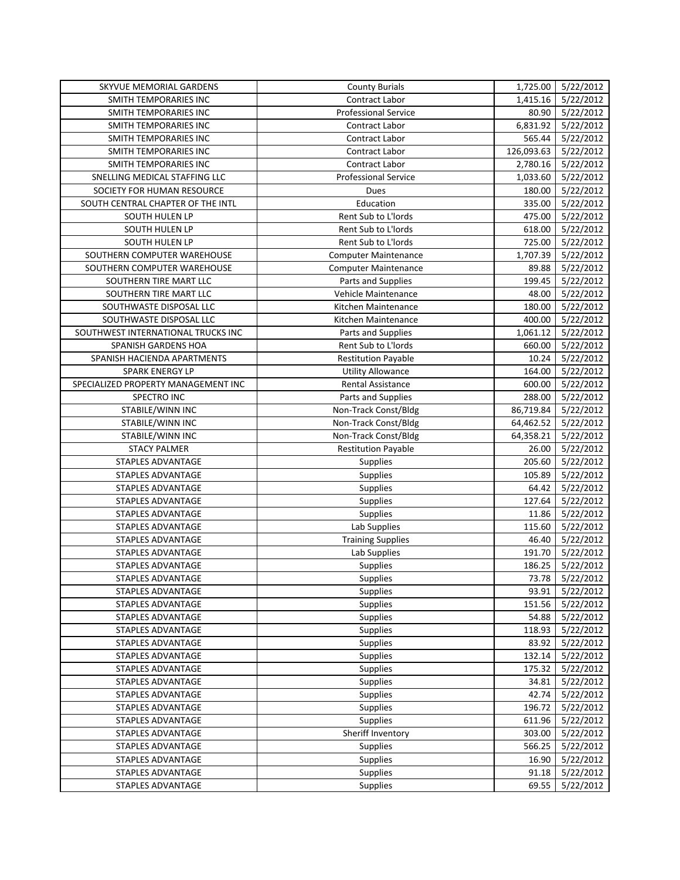| SKYVUE MEMORIAL GARDENS | County Burials | 1,725.00 | 5/22/2012 |
|---|---|---|---|
| SMITH TEMPORARIES INC | Contract Labor | 1,415.16 | 5/22/2012 |
| SMITH TEMPORARIES INC | Professional Service | 80.90 | 5/22/2012 |
| SMITH TEMPORARIES INC | Contract Labor | 6,831.92 | 5/22/2012 |
| SMITH TEMPORARIES INC | Contract Labor | 565.44 | 5/22/2012 |
| SMITH TEMPORARIES INC | Contract Labor | 126,093.63 | 5/22/2012 |
| SMITH TEMPORARIES INC | Contract Labor | 2,780.16 | 5/22/2012 |
| SNELLING MEDICAL STAFFING LLC | Professional Service | 1,033.60 | 5/22/2012 |
| SOCIETY FOR HUMAN RESOURCE | Dues | 180.00 | 5/22/2012 |
| SOUTH CENTRAL CHAPTER OF THE INTL | Education | 335.00 | 5/22/2012 |
| SOUTH HULEN LP | Rent Sub to L'lords | 475.00 | 5/22/2012 |
| SOUTH HULEN LP | Rent Sub to L'lords | 618.00 | 5/22/2012 |
| SOUTH HULEN LP | Rent Sub to L'lords | 725.00 | 5/22/2012 |
| SOUTHERN COMPUTER WAREHOUSE | Computer Maintenance | 1,707.39 | 5/22/2012 |
| SOUTHERN COMPUTER WAREHOUSE | Computer Maintenance | 89.88 | 5/22/2012 |
| SOUTHERN TIRE MART LLC | Parts and Supplies | 199.45 | 5/22/2012 |
| SOUTHERN TIRE MART LLC | Vehicle Maintenance | 48.00 | 5/22/2012 |
| SOUTHWASTE DISPOSAL LLC | Kitchen Maintenance | 180.00 | 5/22/2012 |
| SOUTHWASTE DISPOSAL LLC | Kitchen Maintenance | 400.00 | 5/22/2012 |
| SOUTHWEST INTERNATIONAL TRUCKS INC | Parts and Supplies | 1,061.12 | 5/22/2012 |
| SPANISH GARDENS HOA | Rent Sub to L'lords | 660.00 | 5/22/2012 |
| SPANISH HACIENDA APARTMENTS | Restitution Payable | 10.24 | 5/22/2012 |
| SPARK ENERGY LP | Utility Allowance | 164.00 | 5/22/2012 |
| SPECIALIZED PROPERTY MANAGEMENT INC | Rental Assistance | 600.00 | 5/22/2012 |
| SPECTRO INC | Parts and Supplies | 288.00 | 5/22/2012 |
| STABILE/WINN INC | Non-Track Const/Bldg | 86,719.84 | 5/22/2012 |
| STABILE/WINN INC | Non-Track Const/Bldg | 64,462.52 | 5/22/2012 |
| STABILE/WINN INC | Non-Track Const/Bldg | 64,358.21 | 5/22/2012 |
| STACY PALMER | Restitution Payable | 26.00 | 5/22/2012 |
| STAPLES ADVANTAGE | Supplies | 205.60 | 5/22/2012 |
| STAPLES ADVANTAGE | Supplies | 105.89 | 5/22/2012 |
| STAPLES ADVANTAGE | Supplies | 64.42 | 5/22/2012 |
| STAPLES ADVANTAGE | Supplies | 127.64 | 5/22/2012 |
| STAPLES ADVANTAGE | Supplies | 11.86 | 5/22/2012 |
| STAPLES ADVANTAGE | Lab Supplies | 115.60 | 5/22/2012 |
| STAPLES ADVANTAGE | Training Supplies | 46.40 | 5/22/2012 |
| STAPLES ADVANTAGE | Lab Supplies | 191.70 | 5/22/2012 |
| STAPLES ADVANTAGE | Supplies | 186.25 | 5/22/2012 |
| STAPLES ADVANTAGE | Supplies | 73.78 | 5/22/2012 |
| STAPLES ADVANTAGE | Supplies | 93.91 | 5/22/2012 |
| STAPLES ADVANTAGE | Supplies | 151.56 | 5/22/2012 |
| STAPLES ADVANTAGE | Supplies | 54.88 | 5/22/2012 |
| STAPLES ADVANTAGE | Supplies | 118.93 | 5/22/2012 |
| STAPLES ADVANTAGE | Supplies | 83.92 | 5/22/2012 |
| STAPLES ADVANTAGE | Supplies | 132.14 | 5/22/2012 |
| STAPLES ADVANTAGE | Supplies | 175.32 | 5/22/2012 |
| STAPLES ADVANTAGE | Supplies | 34.81 | 5/22/2012 |
| STAPLES ADVANTAGE | Supplies | 42.74 | 5/22/2012 |
| STAPLES ADVANTAGE | Supplies | 196.72 | 5/22/2012 |
| STAPLES ADVANTAGE | Supplies | 611.96 | 5/22/2012 |
| STAPLES ADVANTAGE | Sheriff Inventory | 303.00 | 5/22/2012 |
| STAPLES ADVANTAGE | Supplies | 566.25 | 5/22/2012 |
| STAPLES ADVANTAGE | Supplies | 16.90 | 5/22/2012 |
| STAPLES ADVANTAGE | Supplies | 91.18 | 5/22/2012 |
| STAPLES ADVANTAGE | Supplies | 69.55 | 5/22/2012 |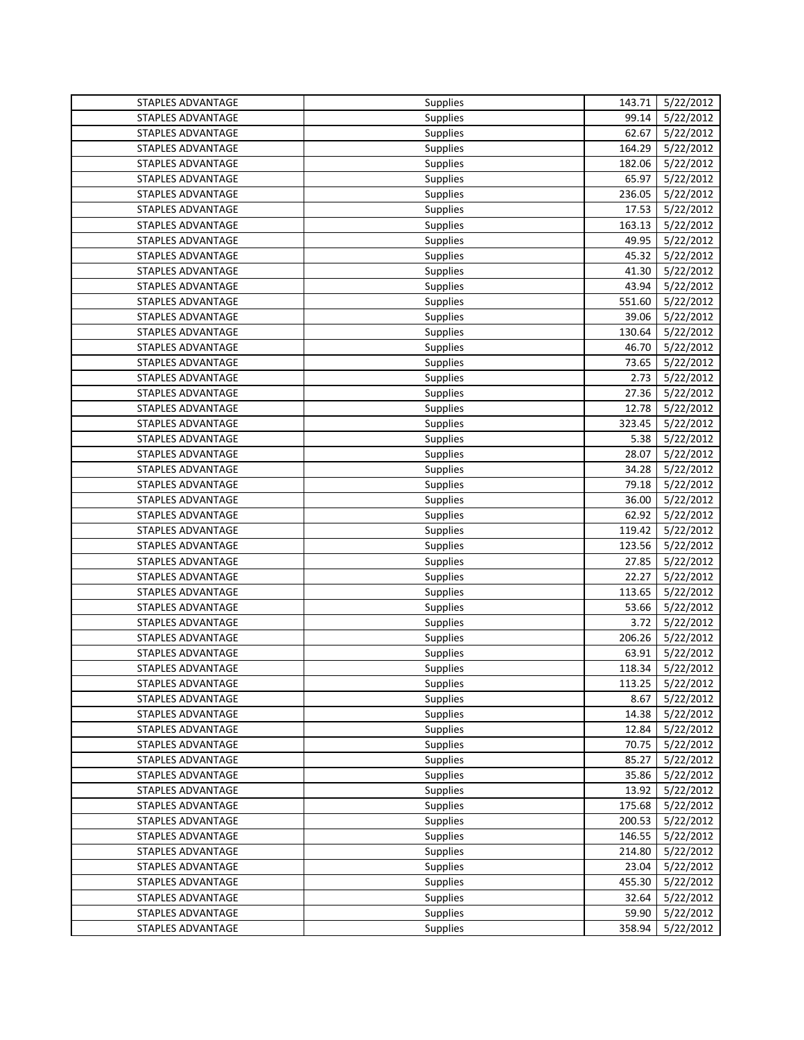| STAPLES ADVANTAGE | Supplies | 143.71 | 5/22/2012 |
|---|---|---|---|
| STAPLES ADVANTAGE | Supplies | 99.14 | 5/22/2012 |
| STAPLES ADVANTAGE | Supplies | 62.67 | 5/22/2012 |
| STAPLES ADVANTAGE | Supplies | 164.29 | 5/22/2012 |
| STAPLES ADVANTAGE | Supplies | 182.06 | 5/22/2012 |
| STAPLES ADVANTAGE | Supplies | 65.97 | 5/22/2012 |
| STAPLES ADVANTAGE | Supplies | 236.05 | 5/22/2012 |
| STAPLES ADVANTAGE | Supplies | 17.53 | 5/22/2012 |
| STAPLES ADVANTAGE | Supplies | 163.13 | 5/22/2012 |
| STAPLES ADVANTAGE | Supplies | 49.95 | 5/22/2012 |
| STAPLES ADVANTAGE | Supplies | 45.32 | 5/22/2012 |
| STAPLES ADVANTAGE | Supplies | 41.30 | 5/22/2012 |
| STAPLES ADVANTAGE | Supplies | 43.94 | 5/22/2012 |
| STAPLES ADVANTAGE | Supplies | 551.60 | 5/22/2012 |
| STAPLES ADVANTAGE | Supplies | 39.06 | 5/22/2012 |
| STAPLES ADVANTAGE | Supplies | 130.64 | 5/22/2012 |
| STAPLES ADVANTAGE | Supplies | 46.70 | 5/22/2012 |
| STAPLES ADVANTAGE | Supplies | 73.65 | 5/22/2012 |
| STAPLES ADVANTAGE | Supplies | 2.73 | 5/22/2012 |
| STAPLES ADVANTAGE | Supplies | 27.36 | 5/22/2012 |
| STAPLES ADVANTAGE | Supplies | 12.78 | 5/22/2012 |
| STAPLES ADVANTAGE | Supplies | 323.45 | 5/22/2012 |
| STAPLES ADVANTAGE | Supplies | 5.38 | 5/22/2012 |
| STAPLES ADVANTAGE | Supplies | 28.07 | 5/22/2012 |
| STAPLES ADVANTAGE | Supplies | 34.28 | 5/22/2012 |
| STAPLES ADVANTAGE | Supplies | 79.18 | 5/22/2012 |
| STAPLES ADVANTAGE | Supplies | 36.00 | 5/22/2012 |
| STAPLES ADVANTAGE | Supplies | 62.92 | 5/22/2012 |
| STAPLES ADVANTAGE | Supplies | 119.42 | 5/22/2012 |
| STAPLES ADVANTAGE | Supplies | 123.56 | 5/22/2012 |
| STAPLES ADVANTAGE | Supplies | 27.85 | 5/22/2012 |
| STAPLES ADVANTAGE | Supplies | 22.27 | 5/22/2012 |
| STAPLES ADVANTAGE | Supplies | 113.65 | 5/22/2012 |
| STAPLES ADVANTAGE | Supplies | 53.66 | 5/22/2012 |
| STAPLES ADVANTAGE | Supplies | 3.72 | 5/22/2012 |
| STAPLES ADVANTAGE | Supplies | 206.26 | 5/22/2012 |
| STAPLES ADVANTAGE | Supplies | 63.91 | 5/22/2012 |
| STAPLES ADVANTAGE | Supplies | 118.34 | 5/22/2012 |
| STAPLES ADVANTAGE | Supplies | 113.25 | 5/22/2012 |
| STAPLES ADVANTAGE | Supplies | 8.67 | 5/22/2012 |
| STAPLES ADVANTAGE | Supplies | 14.38 | 5/22/2012 |
| STAPLES ADVANTAGE | Supplies | 12.84 | 5/22/2012 |
| STAPLES ADVANTAGE | Supplies | 70.75 | 5/22/2012 |
| STAPLES ADVANTAGE | Supplies | 85.27 | 5/22/2012 |
| STAPLES ADVANTAGE | Supplies | 35.86 | 5/22/2012 |
| STAPLES ADVANTAGE | Supplies | 13.92 | 5/22/2012 |
| STAPLES ADVANTAGE | Supplies | 175.68 | 5/22/2012 |
| STAPLES ADVANTAGE | Supplies | 200.53 | 5/22/2012 |
| STAPLES ADVANTAGE | Supplies | 146.55 | 5/22/2012 |
| STAPLES ADVANTAGE | Supplies | 214.80 | 5/22/2012 |
| STAPLES ADVANTAGE | Supplies | 23.04 | 5/22/2012 |
| STAPLES ADVANTAGE | Supplies | 455.30 | 5/22/2012 |
| STAPLES ADVANTAGE | Supplies | 32.64 | 5/22/2012 |
| STAPLES ADVANTAGE | Supplies | 59.90 | 5/22/2012 |
| STAPLES ADVANTAGE | Supplies | 358.94 | 5/22/2012 |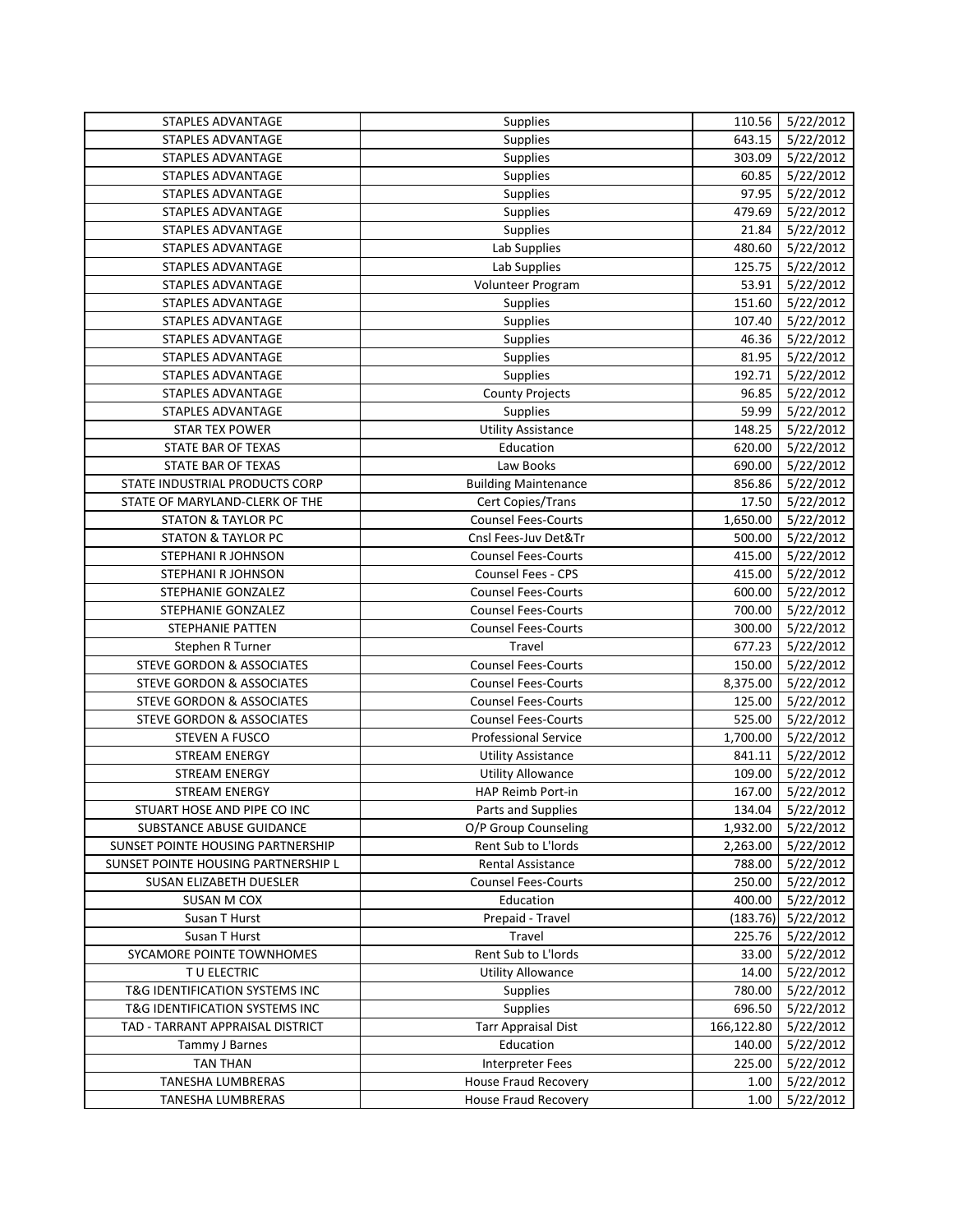| | | | |
|---|---|---|---|
| STAPLES ADVANTAGE | Supplies | 110.56 | 5/22/2012 |
| STAPLES ADVANTAGE | Supplies | 643.15 | 5/22/2012 |
| STAPLES ADVANTAGE | Supplies | 303.09 | 5/22/2012 |
| STAPLES ADVANTAGE | Supplies | 60.85 | 5/22/2012 |
| STAPLES ADVANTAGE | Supplies | 97.95 | 5/22/2012 |
| STAPLES ADVANTAGE | Supplies | 479.69 | 5/22/2012 |
| STAPLES ADVANTAGE | Supplies | 21.84 | 5/22/2012 |
| STAPLES ADVANTAGE | Lab Supplies | 480.60 | 5/22/2012 |
| STAPLES ADVANTAGE | Lab Supplies | 125.75 | 5/22/2012 |
| STAPLES ADVANTAGE | Volunteer Program | 53.91 | 5/22/2012 |
| STAPLES ADVANTAGE | Supplies | 151.60 | 5/22/2012 |
| STAPLES ADVANTAGE | Supplies | 107.40 | 5/22/2012 |
| STAPLES ADVANTAGE | Supplies | 46.36 | 5/22/2012 |
| STAPLES ADVANTAGE | Supplies | 81.95 | 5/22/2012 |
| STAPLES ADVANTAGE | Supplies | 192.71 | 5/22/2012 |
| STAPLES ADVANTAGE | County Projects | 96.85 | 5/22/2012 |
| STAPLES ADVANTAGE | Supplies | 59.99 | 5/22/2012 |
| STAR TEX POWER | Utility Assistance | 148.25 | 5/22/2012 |
| STATE BAR OF TEXAS | Education | 620.00 | 5/22/2012 |
| STATE BAR OF TEXAS | Law Books | 690.00 | 5/22/2012 |
| STATE INDUSTRIAL PRODUCTS CORP | Building Maintenance | 856.86 | 5/22/2012 |
| STATE OF MARYLAND-CLERK OF THE | Cert Copies/Trans | 17.50 | 5/22/2012 |
| STATON & TAYLOR PC | Counsel Fees-Courts | 1,650.00 | 5/22/2012 |
| STATON & TAYLOR PC | Cnsl Fees-Juv Det&Tr | 500.00 | 5/22/2012 |
| STEPHANI R JOHNSON | Counsel Fees-Courts | 415.00 | 5/22/2012 |
| STEPHANI R JOHNSON | Counsel Fees - CPS | 415.00 | 5/22/2012 |
| STEPHANIE GONZALEZ | Counsel Fees-Courts | 600.00 | 5/22/2012 |
| STEPHANIE GONZALEZ | Counsel Fees-Courts | 700.00 | 5/22/2012 |
| STEPHANIE PATTEN | Counsel Fees-Courts | 300.00 | 5/22/2012 |
| Stephen R Turner | Travel | 677.23 | 5/22/2012 |
| STEVE GORDON & ASSOCIATES | Counsel Fees-Courts | 150.00 | 5/22/2012 |
| STEVE GORDON & ASSOCIATES | Counsel Fees-Courts | 8,375.00 | 5/22/2012 |
| STEVE GORDON & ASSOCIATES | Counsel Fees-Courts | 125.00 | 5/22/2012 |
| STEVE GORDON & ASSOCIATES | Counsel Fees-Courts | 525.00 | 5/22/2012 |
| STEVEN A FUSCO | Professional Service | 1,700.00 | 5/22/2012 |
| STREAM ENERGY | Utility Assistance | 841.11 | 5/22/2012 |
| STREAM ENERGY | Utility Allowance | 109.00 | 5/22/2012 |
| STREAM ENERGY | HAP Reimb Port-in | 167.00 | 5/22/2012 |
| STUART HOSE AND PIPE CO INC | Parts and Supplies | 134.04 | 5/22/2012 |
| SUBSTANCE ABUSE GUIDANCE | O/P Group Counseling | 1,932.00 | 5/22/2012 |
| SUNSET POINTE HOUSING PARTNERSHIP | Rent Sub to L'lords | 2,263.00 | 5/22/2012 |
| SUNSET POINTE HOUSING PARTNERSHIP L | Rental Assistance | 788.00 | 5/22/2012 |
| SUSAN ELIZABETH DUESLER | Counsel Fees-Courts | 250.00 | 5/22/2012 |
| SUSAN M COX | Education | 400.00 | 5/22/2012 |
| Susan T Hurst | Prepaid - Travel | (183.76) | 5/22/2012 |
| Susan T Hurst | Travel | 225.76 | 5/22/2012 |
| SYCAMORE POINTE TOWNHOMES | Rent Sub to L'lords | 33.00 | 5/22/2012 |
| T U ELECTRIC | Utility Allowance | 14.00 | 5/22/2012 |
| T&G IDENTIFICATION SYSTEMS INC | Supplies | 780.00 | 5/22/2012 |
| T&G IDENTIFICATION SYSTEMS INC | Supplies | 696.50 | 5/22/2012 |
| TAD - TARRANT APPRAISAL DISTRICT | Tarr Appraisal Dist | 166,122.80 | 5/22/2012 |
| Tammy J Barnes | Education | 140.00 | 5/22/2012 |
| TAN THAN | Interpreter Fees | 225.00 | 5/22/2012 |
| TANESHA LUMBRERAS | House Fraud Recovery | 1.00 | 5/22/2012 |
| TANESHA LUMBRERAS | House Fraud Recovery | 1.00 | 5/22/2012 |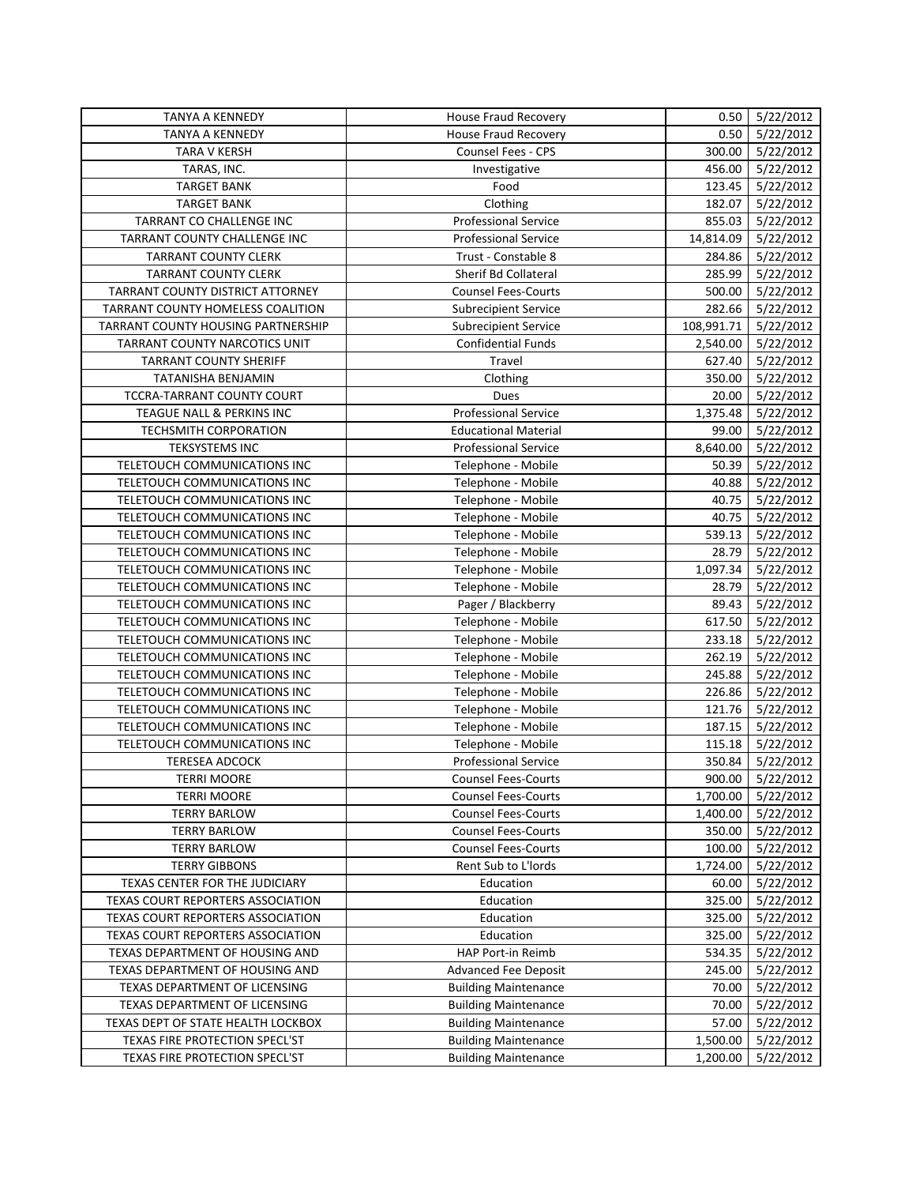| TANYA A KENNEDY | House Fraud Recovery | 0.50 | 5/22/2012 |
|---|---|---|---|
| TANYA A KENNEDY | House Fraud Recovery | 0.50 | 5/22/2012 |
| TARA V KERSH | Counsel Fees - CPS | 300.00 | 5/22/2012 |
| TARAS, INC. | Investigative | 456.00 | 5/22/2012 |
| TARGET BANK | Food | 123.45 | 5/22/2012 |
| TARGET BANK | Clothing | 182.07 | 5/22/2012 |
| TARRANT CO CHALLENGE INC | Professional Service | 855.03 | 5/22/2012 |
| TARRANT COUNTY CHALLENGE INC | Professional Service | 14,814.09 | 5/22/2012 |
| TARRANT COUNTY CLERK | Trust - Constable 8 | 284.86 | 5/22/2012 |
| TARRANT COUNTY CLERK | Sherif Bd Collateral | 285.99 | 5/22/2012 |
| TARRANT COUNTY DISTRICT ATTORNEY | Counsel Fees-Courts | 500.00 | 5/22/2012 |
| TARRANT COUNTY HOMELESS COALITION | Subrecipient Service | 282.66 | 5/22/2012 |
| TARRANT COUNTY HOUSING PARTNERSHIP | Subrecipient Service | 108,991.71 | 5/22/2012 |
| TARRANT COUNTY NARCOTICS UNIT | Confidential Funds | 2,540.00 | 5/22/2012 |
| TARRANT COUNTY SHERIFF | Travel | 627.40 | 5/22/2012 |
| TATANISHA BENJAMIN | Clothing | 350.00 | 5/22/2012 |
| TCCRA-TARRANT COUNTY COURT | Dues | 20.00 | 5/22/2012 |
| TEAGUE NALL & PERKINS INC | Professional Service | 1,375.48 | 5/22/2012 |
| TECHSMITH CORPORATION | Educational Material | 99.00 | 5/22/2012 |
| TEKSYSTEMS INC | Professional Service | 8,640.00 | 5/22/2012 |
| TELETOUCH COMMUNICATIONS INC | Telephone - Mobile | 50.39 | 5/22/2012 |
| TELETOUCH COMMUNICATIONS INC | Telephone - Mobile | 40.88 | 5/22/2012 |
| TELETOUCH COMMUNICATIONS INC | Telephone - Mobile | 40.75 | 5/22/2012 |
| TELETOUCH COMMUNICATIONS INC | Telephone - Mobile | 40.75 | 5/22/2012 |
| TELETOUCH COMMUNICATIONS INC | Telephone - Mobile | 539.13 | 5/22/2012 |
| TELETOUCH COMMUNICATIONS INC | Telephone - Mobile | 28.79 | 5/22/2012 |
| TELETOUCH COMMUNICATIONS INC | Telephone - Mobile | 1,097.34 | 5/22/2012 |
| TELETOUCH COMMUNICATIONS INC | Telephone - Mobile | 28.79 | 5/22/2012 |
| TELETOUCH COMMUNICATIONS INC | Pager / Blackberry | 89.43 | 5/22/2012 |
| TELETOUCH COMMUNICATIONS INC | Telephone - Mobile | 617.50 | 5/22/2012 |
| TELETOUCH COMMUNICATIONS INC | Telephone - Mobile | 233.18 | 5/22/2012 |
| TELETOUCH COMMUNICATIONS INC | Telephone - Mobile | 262.19 | 5/22/2012 |
| TELETOUCH COMMUNICATIONS INC | Telephone - Mobile | 245.88 | 5/22/2012 |
| TELETOUCH COMMUNICATIONS INC | Telephone - Mobile | 226.86 | 5/22/2012 |
| TELETOUCH COMMUNICATIONS INC | Telephone - Mobile | 121.76 | 5/22/2012 |
| TELETOUCH COMMUNICATIONS INC | Telephone - Mobile | 187.15 | 5/22/2012 |
| TELETOUCH COMMUNICATIONS INC | Telephone - Mobile | 115.18 | 5/22/2012 |
| TERESEA ADCOCK | Professional Service | 350.84 | 5/22/2012 |
| TERRI MOORE | Counsel Fees-Courts | 900.00 | 5/22/2012 |
| TERRI MOORE | Counsel Fees-Courts | 1,700.00 | 5/22/2012 |
| TERRY BARLOW | Counsel Fees-Courts | 1,400.00 | 5/22/2012 |
| TERRY BARLOW | Counsel Fees-Courts | 350.00 | 5/22/2012 |
| TERRY BARLOW | Counsel Fees-Courts | 100.00 | 5/22/2012 |
| TERRY GIBBONS | Rent Sub to L'lords | 1,724.00 | 5/22/2012 |
| TEXAS CENTER FOR THE JUDICIARY | Education | 60.00 | 5/22/2012 |
| TEXAS COURT REPORTERS ASSOCIATION | Education | 325.00 | 5/22/2012 |
| TEXAS COURT REPORTERS ASSOCIATION | Education | 325.00 | 5/22/2012 |
| TEXAS COURT REPORTERS ASSOCIATION | Education | 325.00 | 5/22/2012 |
| TEXAS DEPARTMENT OF HOUSING AND | HAP Port-in Reimb | 534.35 | 5/22/2012 |
| TEXAS DEPARTMENT OF HOUSING AND | Advanced Fee Deposit | 245.00 | 5/22/2012 |
| TEXAS DEPARTMENT OF LICENSING | Building Maintenance | 70.00 | 5/22/2012 |
| TEXAS DEPARTMENT OF LICENSING | Building Maintenance | 70.00 | 5/22/2012 |
| TEXAS DEPT OF STATE HEALTH LOCKBOX | Building Maintenance | 57.00 | 5/22/2012 |
| TEXAS FIRE PROTECTION SPECL'ST | Building Maintenance | 1,500.00 | 5/22/2012 |
| TEXAS FIRE PROTECTION SPECL'ST | Building Maintenance | 1,200.00 | 5/22/2012 |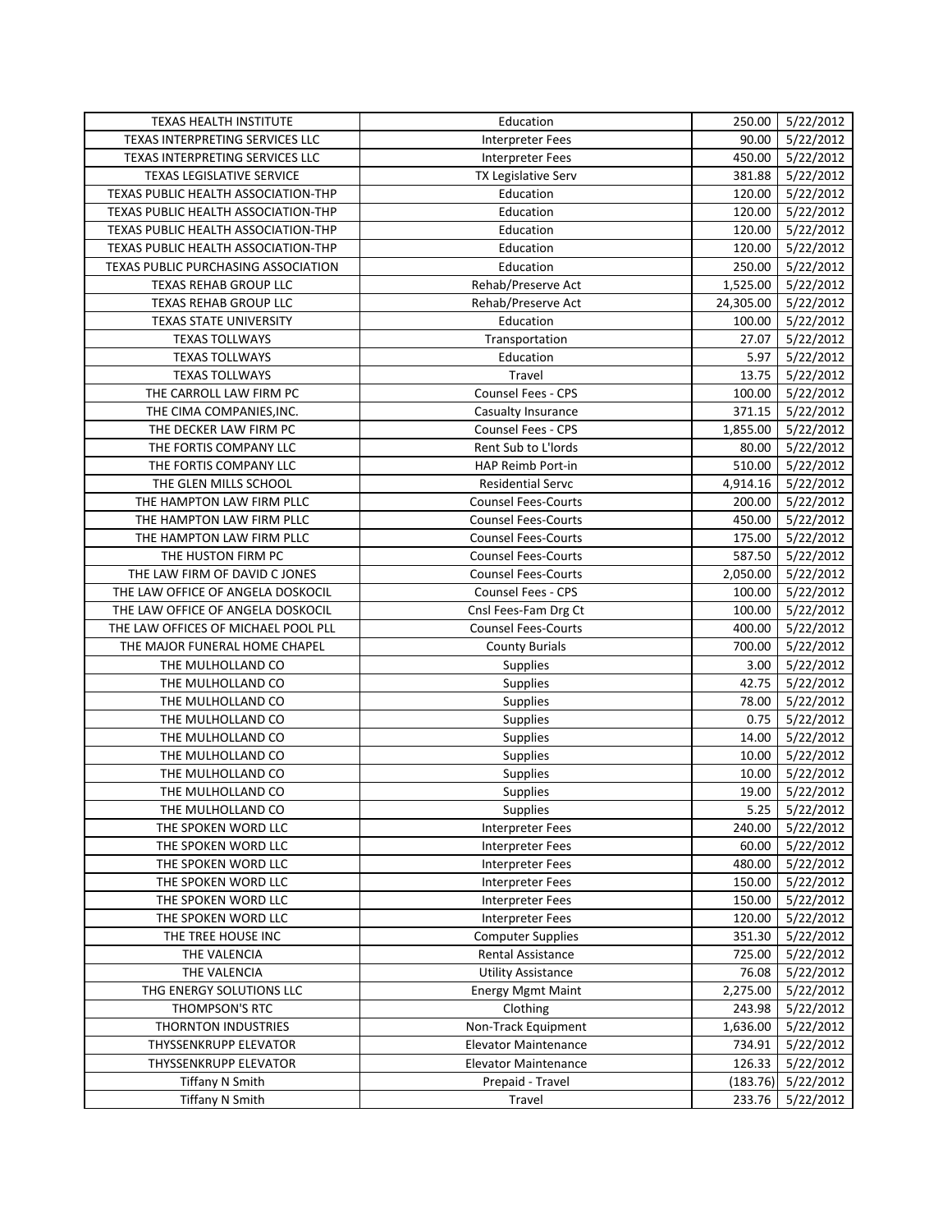| | | | |
|---|---|---|---|
| TEXAS HEALTH INSTITUTE | Education | 250.00 | 5/22/2012 |
| TEXAS INTERPRETING SERVICES LLC | Interpreter Fees | 90.00 | 5/22/2012 |
| TEXAS INTERPRETING SERVICES LLC | Interpreter Fees | 450.00 | 5/22/2012 |
| TEXAS LEGISLATIVE SERVICE | TX Legislative Serv | 381.88 | 5/22/2012 |
| TEXAS PUBLIC HEALTH ASSOCIATION-THP | Education | 120.00 | 5/22/2012 |
| TEXAS PUBLIC HEALTH ASSOCIATION-THP | Education | 120.00 | 5/22/2012 |
| TEXAS PUBLIC HEALTH ASSOCIATION-THP | Education | 120.00 | 5/22/2012 |
| TEXAS PUBLIC HEALTH ASSOCIATION-THP | Education | 120.00 | 5/22/2012 |
| TEXAS PUBLIC PURCHASING ASSOCIATION | Education | 250.00 | 5/22/2012 |
| TEXAS REHAB GROUP LLC | Rehab/Preserve Act | 1,525.00 | 5/22/2012 |
| TEXAS REHAB GROUP LLC | Rehab/Preserve Act | 24,305.00 | 5/22/2012 |
| TEXAS STATE UNIVERSITY | Education | 100.00 | 5/22/2012 |
| TEXAS TOLLWAYS | Transportation | 27.07 | 5/22/2012 |
| TEXAS TOLLWAYS | Education | 5.97 | 5/22/2012 |
| TEXAS TOLLWAYS | Travel | 13.75 | 5/22/2012 |
| THE CARROLL LAW FIRM PC | Counsel Fees - CPS | 100.00 | 5/22/2012 |
| THE CIMA COMPANIES,INC. | Casualty Insurance | 371.15 | 5/22/2012 |
| THE DECKER LAW FIRM PC | Counsel Fees - CPS | 1,855.00 | 5/22/2012 |
| THE FORTIS COMPANY LLC | Rent Sub to L'lords | 80.00 | 5/22/2012 |
| THE FORTIS COMPANY LLC | HAP Reimb Port-in | 510.00 | 5/22/2012 |
| THE GLEN MILLS SCHOOL | Residential Servc | 4,914.16 | 5/22/2012 |
| THE HAMPTON LAW FIRM PLLC | Counsel Fees-Courts | 200.00 | 5/22/2012 |
| THE HAMPTON LAW FIRM PLLC | Counsel Fees-Courts | 450.00 | 5/22/2012 |
| THE HAMPTON LAW FIRM PLLC | Counsel Fees-Courts | 175.00 | 5/22/2012 |
| THE HUSTON FIRM PC | Counsel Fees-Courts | 587.50 | 5/22/2012 |
| THE LAW FIRM OF DAVID C JONES | Counsel Fees-Courts | 2,050.00 | 5/22/2012 |
| THE LAW OFFICE OF ANGELA DOSKOCIL | Counsel Fees - CPS | 100.00 | 5/22/2012 |
| THE LAW OFFICE OF ANGELA DOSKOCIL | Cnsl Fees-Fam Drg Ct | 100.00 | 5/22/2012 |
| THE LAW OFFICES OF MICHAEL POOL PLL | Counsel Fees-Courts | 400.00 | 5/22/2012 |
| THE MAJOR FUNERAL HOME CHAPEL | County Burials | 700.00 | 5/22/2012 |
| THE MULHOLLAND CO | Supplies | 3.00 | 5/22/2012 |
| THE MULHOLLAND CO | Supplies | 42.75 | 5/22/2012 |
| THE MULHOLLAND CO | Supplies | 78.00 | 5/22/2012 |
| THE MULHOLLAND CO | Supplies | 0.75 | 5/22/2012 |
| THE MULHOLLAND CO | Supplies | 14.00 | 5/22/2012 |
| THE MULHOLLAND CO | Supplies | 10.00 | 5/22/2012 |
| THE MULHOLLAND CO | Supplies | 10.00 | 5/22/2012 |
| THE MULHOLLAND CO | Supplies | 19.00 | 5/22/2012 |
| THE MULHOLLAND CO | Supplies | 5.25 | 5/22/2012 |
| THE SPOKEN WORD LLC | Interpreter Fees | 240.00 | 5/22/2012 |
| THE SPOKEN WORD LLC | Interpreter Fees | 60.00 | 5/22/2012 |
| THE SPOKEN WORD LLC | Interpreter Fees | 480.00 | 5/22/2012 |
| THE SPOKEN WORD LLC | Interpreter Fees | 150.00 | 5/22/2012 |
| THE SPOKEN WORD LLC | Interpreter Fees | 150.00 | 5/22/2012 |
| THE SPOKEN WORD LLC | Interpreter Fees | 120.00 | 5/22/2012 |
| THE TREE HOUSE INC | Computer Supplies | 351.30 | 5/22/2012 |
| THE VALENCIA | Rental Assistance | 725.00 | 5/22/2012 |
| THE VALENCIA | Utility Assistance | 76.08 | 5/22/2012 |
| THG ENERGY SOLUTIONS LLC | Energy Mgmt Maint | 2,275.00 | 5/22/2012 |
| THOMPSON'S RTC | Clothing | 243.98 | 5/22/2012 |
| THORNTON INDUSTRIES | Non-Track Equipment | 1,636.00 | 5/22/2012 |
| THYSSENKRUPP ELEVATOR | Elevator Maintenance | 734.91 | 5/22/2012 |
| THYSSENKRUPP ELEVATOR | Elevator Maintenance | 126.33 | 5/22/2012 |
| Tiffany N Smith | Prepaid - Travel | (183.76) | 5/22/2012 |
| Tiffany N Smith | Travel | 233.76 | 5/22/2012 |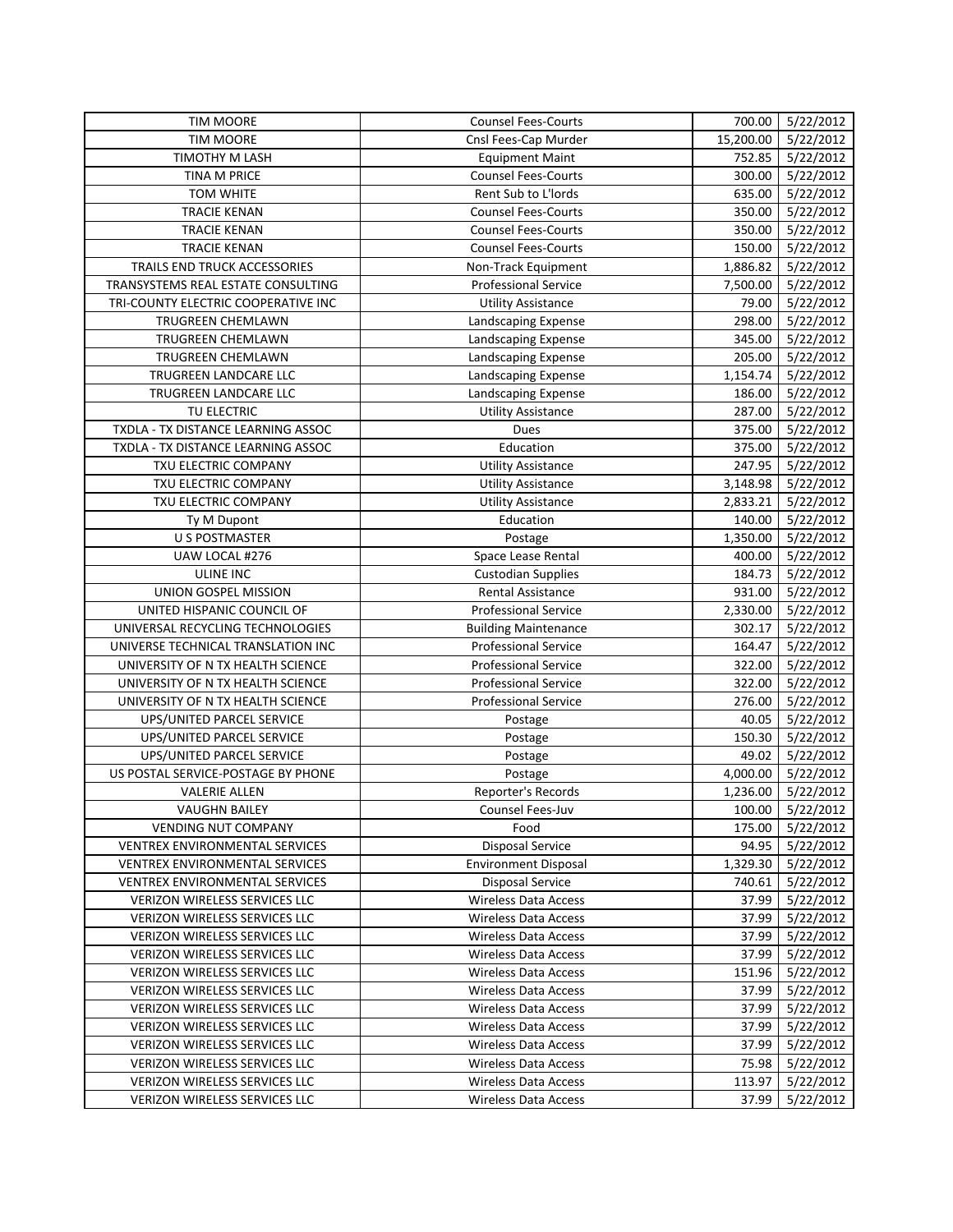| TIM MOORE | Counsel Fees-Courts | 700.00 | 5/22/2012 |
|---|---|---|---|
| TIM MOORE | Cnsl Fees-Cap Murder | 15,200.00 | 5/22/2012 |
| TIMOTHY M LASH | Equipment Maint | 752.85 | 5/22/2012 |
| TINA M PRICE | Counsel Fees-Courts | 300.00 | 5/22/2012 |
| TOM WHITE | Rent Sub to L'lords | 635.00 | 5/22/2012 |
| TRACIE KENAN | Counsel Fees-Courts | 350.00 | 5/22/2012 |
| TRACIE KENAN | Counsel Fees-Courts | 350.00 | 5/22/2012 |
| TRACIE KENAN | Counsel Fees-Courts | 150.00 | 5/22/2012 |
| TRAILS END TRUCK ACCESSORIES | Non-Track Equipment | 1,886.82 | 5/22/2012 |
| TRANSYSTEMS REAL ESTATE CONSULTING | Professional Service | 7,500.00 | 5/22/2012 |
| TRI-COUNTY ELECTRIC COOPERATIVE INC | Utility Assistance | 79.00 | 5/22/2012 |
| TRUGREEN CHEMLAWN | Landscaping Expense | 298.00 | 5/22/2012 |
| TRUGREEN CHEMLAWN | Landscaping Expense | 345.00 | 5/22/2012 |
| TRUGREEN CHEMLAWN | Landscaping Expense | 205.00 | 5/22/2012 |
| TRUGREEN LANDCARE LLC | Landscaping Expense | 1,154.74 | 5/22/2012 |
| TRUGREEN LANDCARE LLC | Landscaping Expense | 186.00 | 5/22/2012 |
| TU ELECTRIC | Utility Assistance | 287.00 | 5/22/2012 |
| TXDLA - TX DISTANCE LEARNING ASSOC | Dues | 375.00 | 5/22/2012 |
| TXDLA - TX DISTANCE LEARNING ASSOC | Education | 375.00 | 5/22/2012 |
| TXU ELECTRIC COMPANY | Utility Assistance | 247.95 | 5/22/2012 |
| TXU ELECTRIC COMPANY | Utility Assistance | 3,148.98 | 5/22/2012 |
| TXU ELECTRIC COMPANY | Utility Assistance | 2,833.21 | 5/22/2012 |
| Ty M Dupont | Education | 140.00 | 5/22/2012 |
| U S POSTMASTER | Postage | 1,350.00 | 5/22/2012 |
| UAW LOCAL #276 | Space Lease Rental | 400.00 | 5/22/2012 |
| ULINE INC | Custodian Supplies | 184.73 | 5/22/2012 |
| UNION GOSPEL MISSION | Rental Assistance | 931.00 | 5/22/2012 |
| UNITED HISPANIC COUNCIL OF | Professional Service | 2,330.00 | 5/22/2012 |
| UNIVERSAL RECYCLING TECHNOLOGIES | Building Maintenance | 302.17 | 5/22/2012 |
| UNIVERSE TECHNICAL TRANSLATION INC | Professional Service | 164.47 | 5/22/2012 |
| UNIVERSITY OF N TX HEALTH SCIENCE | Professional Service | 322.00 | 5/22/2012 |
| UNIVERSITY OF N TX HEALTH SCIENCE | Professional Service | 322.00 | 5/22/2012 |
| UNIVERSITY OF N TX HEALTH SCIENCE | Professional Service | 276.00 | 5/22/2012 |
| UPS/UNITED PARCEL SERVICE | Postage | 40.05 | 5/22/2012 |
| UPS/UNITED PARCEL SERVICE | Postage | 150.30 | 5/22/2012 |
| UPS/UNITED PARCEL SERVICE | Postage | 49.02 | 5/22/2012 |
| US POSTAL SERVICE-POSTAGE BY PHONE | Postage | 4,000.00 | 5/22/2012 |
| VALERIE ALLEN | Reporter's Records | 1,236.00 | 5/22/2012 |
| VAUGHN BAILEY | Counsel Fees-Juv | 100.00 | 5/22/2012 |
| VENDING NUT COMPANY | Food | 175.00 | 5/22/2012 |
| VENTREX ENVIRONMENTAL SERVICES | Disposal Service | 94.95 | 5/22/2012 |
| VENTREX ENVIRONMENTAL SERVICES | Environment Disposal | 1,329.30 | 5/22/2012 |
| VENTREX ENVIRONMENTAL SERVICES | Disposal Service | 740.61 | 5/22/2012 |
| VERIZON WIRELESS SERVICES LLC | Wireless Data Access | 37.99 | 5/22/2012 |
| VERIZON WIRELESS SERVICES LLC | Wireless Data Access | 37.99 | 5/22/2012 |
| VERIZON WIRELESS SERVICES LLC | Wireless Data Access | 37.99 | 5/22/2012 |
| VERIZON WIRELESS SERVICES LLC | Wireless Data Access | 37.99 | 5/22/2012 |
| VERIZON WIRELESS SERVICES LLC | Wireless Data Access | 151.96 | 5/22/2012 |
| VERIZON WIRELESS SERVICES LLC | Wireless Data Access | 37.99 | 5/22/2012 |
| VERIZON WIRELESS SERVICES LLC | Wireless Data Access | 37.99 | 5/22/2012 |
| VERIZON WIRELESS SERVICES LLC | Wireless Data Access | 37.99 | 5/22/2012 |
| VERIZON WIRELESS SERVICES LLC | Wireless Data Access | 37.99 | 5/22/2012 |
| VERIZON WIRELESS SERVICES LLC | Wireless Data Access | 75.98 | 5/22/2012 |
| VERIZON WIRELESS SERVICES LLC | Wireless Data Access | 113.97 | 5/22/2012 |
| VERIZON WIRELESS SERVICES LLC | Wireless Data Access | 37.99 | 5/22/2012 |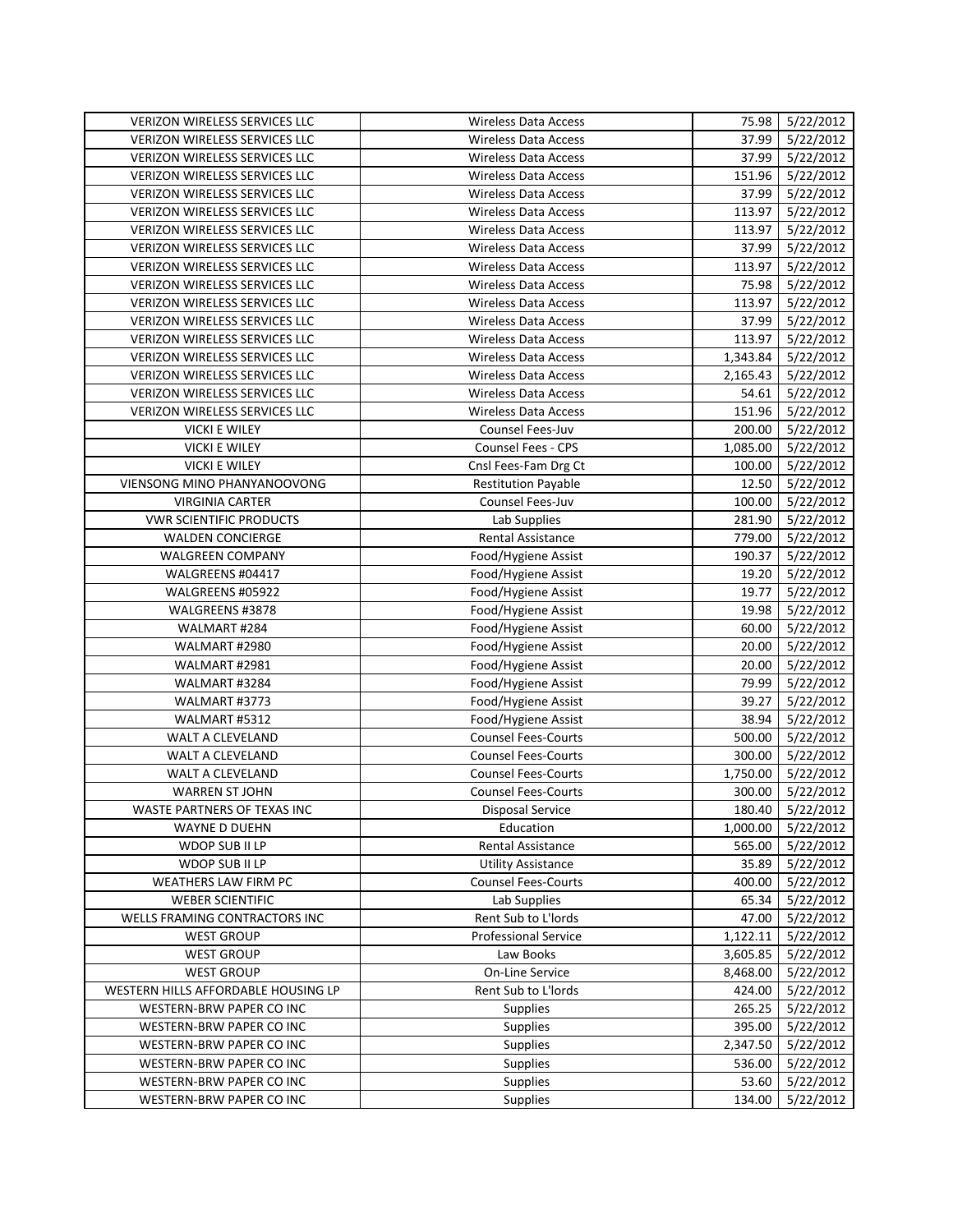| VERIZON WIRELESS SERVICES LLC | Wireless Data Access | 75.98 | 5/22/2012 |
|---|---|---|---|
| VERIZON WIRELESS SERVICES LLC | Wireless Data Access | 37.99 | 5/22/2012 |
| VERIZON WIRELESS SERVICES LLC | Wireless Data Access | 37.99 | 5/22/2012 |
| VERIZON WIRELESS SERVICES LLC | Wireless Data Access | 151.96 | 5/22/2012 |
| VERIZON WIRELESS SERVICES LLC | Wireless Data Access | 37.99 | 5/22/2012 |
| VERIZON WIRELESS SERVICES LLC | Wireless Data Access | 113.97 | 5/22/2012 |
| VERIZON WIRELESS SERVICES LLC | Wireless Data Access | 113.97 | 5/22/2012 |
| VERIZON WIRELESS SERVICES LLC | Wireless Data Access | 37.99 | 5/22/2012 |
| VERIZON WIRELESS SERVICES LLC | Wireless Data Access | 113.97 | 5/22/2012 |
| VERIZON WIRELESS SERVICES LLC | Wireless Data Access | 75.98 | 5/22/2012 |
| VERIZON WIRELESS SERVICES LLC | Wireless Data Access | 113.97 | 5/22/2012 |
| VERIZON WIRELESS SERVICES LLC | Wireless Data Access | 37.99 | 5/22/2012 |
| VERIZON WIRELESS SERVICES LLC | Wireless Data Access | 113.97 | 5/22/2012 |
| VERIZON WIRELESS SERVICES LLC | Wireless Data Access | 1,343.84 | 5/22/2012 |
| VERIZON WIRELESS SERVICES LLC | Wireless Data Access | 2,165.43 | 5/22/2012 |
| VERIZON WIRELESS SERVICES LLC | Wireless Data Access | 54.61 | 5/22/2012 |
| VERIZON WIRELESS SERVICES LLC | Wireless Data Access | 151.96 | 5/22/2012 |
| VICKI E WILEY | Counsel Fees-Juv | 200.00 | 5/22/2012 |
| VICKI E WILEY | Counsel Fees - CPS | 1,085.00 | 5/22/2012 |
| VICKI E WILEY | Cnsl Fees-Fam Drg Ct | 100.00 | 5/22/2012 |
| VIENSONG MINO PHANYANOOVONG | Restitution Payable | 12.50 | 5/22/2012 |
| VIRGINIA CARTER | Counsel Fees-Juv | 100.00 | 5/22/2012 |
| VWR SCIENTIFIC PRODUCTS | Lab Supplies | 281.90 | 5/22/2012 |
| WALDEN CONCIERGE | Rental Assistance | 779.00 | 5/22/2012 |
| WALGREEN COMPANY | Food/Hygiene Assist | 190.37 | 5/22/2012 |
| WALGREENS #04417 | Food/Hygiene Assist | 19.20 | 5/22/2012 |
| WALGREENS #05922 | Food/Hygiene Assist | 19.77 | 5/22/2012 |
| WALGREENS #3878 | Food/Hygiene Assist | 19.98 | 5/22/2012 |
| WALMART #284 | Food/Hygiene Assist | 60.00 | 5/22/2012 |
| WALMART #2980 | Food/Hygiene Assist | 20.00 | 5/22/2012 |
| WALMART #2981 | Food/Hygiene Assist | 20.00 | 5/22/2012 |
| WALMART #3284 | Food/Hygiene Assist | 79.99 | 5/22/2012 |
| WALMART #3773 | Food/Hygiene Assist | 39.27 | 5/22/2012 |
| WALMART #5312 | Food/Hygiene Assist | 38.94 | 5/22/2012 |
| WALT A CLEVELAND | Counsel Fees-Courts | 500.00 | 5/22/2012 |
| WALT A CLEVELAND | Counsel Fees-Courts | 300.00 | 5/22/2012 |
| WALT A CLEVELAND | Counsel Fees-Courts | 1,750.00 | 5/22/2012 |
| WARREN ST JOHN | Counsel Fees-Courts | 300.00 | 5/22/2012 |
| WASTE PARTNERS OF TEXAS INC | Disposal Service | 180.40 | 5/22/2012 |
| WAYNE D DUEHN | Education | 1,000.00 | 5/22/2012 |
| WDOP SUB II LP | Rental Assistance | 565.00 | 5/22/2012 |
| WDOP SUB II LP | Utility Assistance | 35.89 | 5/22/2012 |
| WEATHERS LAW FIRM PC | Counsel Fees-Courts | 400.00 | 5/22/2012 |
| WEBER SCIENTIFIC | Lab Supplies | 65.34 | 5/22/2012 |
| WELLS FRAMING CONTRACTORS INC | Rent Sub to L'lords | 47.00 | 5/22/2012 |
| WEST GROUP | Professional Service | 1,122.11 | 5/22/2012 |
| WEST GROUP | Law Books | 3,605.85 | 5/22/2012 |
| WEST GROUP | On-Line Service | 8,468.00 | 5/22/2012 |
| WESTERN HILLS AFFORDABLE HOUSING LP | Rent Sub to L'lords | 424.00 | 5/22/2012 |
| WESTERN-BRW PAPER CO INC | Supplies | 265.25 | 5/22/2012 |
| WESTERN-BRW PAPER CO INC | Supplies | 395.00 | 5/22/2012 |
| WESTERN-BRW PAPER CO INC | Supplies | 2,347.50 | 5/22/2012 |
| WESTERN-BRW PAPER CO INC | Supplies | 536.00 | 5/22/2012 |
| WESTERN-BRW PAPER CO INC | Supplies | 53.60 | 5/22/2012 |
| WESTERN-BRW PAPER CO INC | Supplies | 134.00 | 5/22/2012 |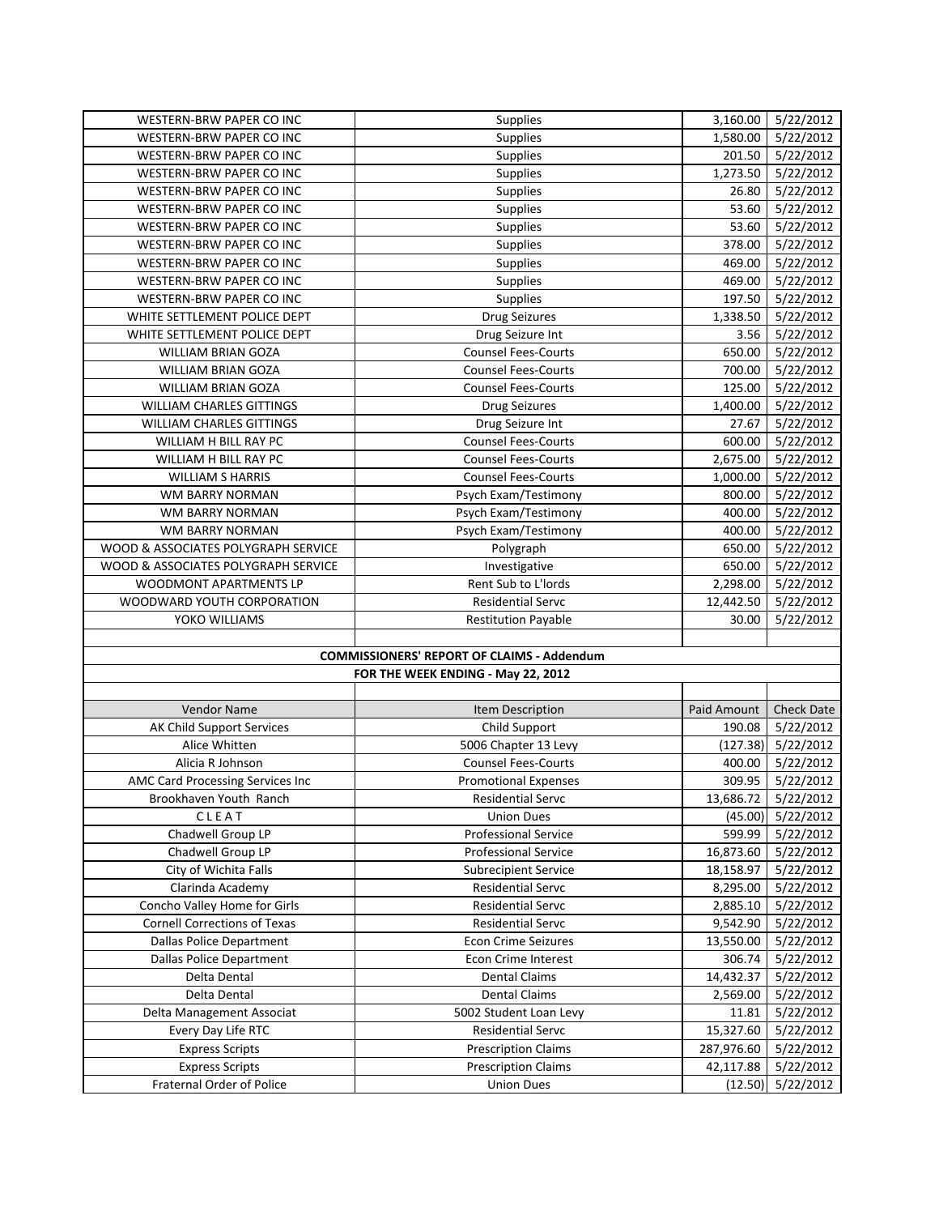| | | | |
|---|---|---|---|
| WESTERN-BRW PAPER CO INC | Supplies | 3,160.00 | 5/22/2012 |
| WESTERN-BRW PAPER CO INC | Supplies | 1,580.00 | 5/22/2012 |
| WESTERN-BRW PAPER CO INC | Supplies | 201.50 | 5/22/2012 |
| WESTERN-BRW PAPER CO INC | Supplies | 1,273.50 | 5/22/2012 |
| WESTERN-BRW PAPER CO INC | Supplies | 26.80 | 5/22/2012 |
| WESTERN-BRW PAPER CO INC | Supplies | 53.60 | 5/22/2012 |
| WESTERN-BRW PAPER CO INC | Supplies | 53.60 | 5/22/2012 |
| WESTERN-BRW PAPER CO INC | Supplies | 378.00 | 5/22/2012 |
| WESTERN-BRW PAPER CO INC | Supplies | 469.00 | 5/22/2012 |
| WESTERN-BRW PAPER CO INC | Supplies | 469.00 | 5/22/2012 |
| WESTERN-BRW PAPER CO INC | Supplies | 197.50 | 5/22/2012 |
| WHITE SETTLEMENT POLICE DEPT | Drug Seizures | 1,338.50 | 5/22/2012 |
| WHITE SETTLEMENT POLICE DEPT | Drug Seizure Int | 3.56 | 5/22/2012 |
| WILLIAM BRIAN GOZA | Counsel Fees-Courts | 650.00 | 5/22/2012 |
| WILLIAM BRIAN GOZA | Counsel Fees-Courts | 700.00 | 5/22/2012 |
| WILLIAM BRIAN GOZA | Counsel Fees-Courts | 125.00 | 5/22/2012 |
| WILLIAM CHARLES GITTINGS | Drug Seizures | 1,400.00 | 5/22/2012 |
| WILLIAM CHARLES GITTINGS | Drug Seizure Int | 27.67 | 5/22/2012 |
| WILLIAM H BILL RAY PC | Counsel Fees-Courts | 600.00 | 5/22/2012 |
| WILLIAM H BILL RAY PC | Counsel Fees-Courts | 2,675.00 | 5/22/2012 |
| WILLIAM S HARRIS | Counsel Fees-Courts | 1,000.00 | 5/22/2012 |
| WM BARRY NORMAN | Psych Exam/Testimony | 800.00 | 5/22/2012 |
| WM BARRY NORMAN | Psych Exam/Testimony | 400.00 | 5/22/2012 |
| WM BARRY NORMAN | Psych Exam/Testimony | 400.00 | 5/22/2012 |
| WOOD & ASSOCIATES POLYGRAPH SERVICE | Polygraph | 650.00 | 5/22/2012 |
| WOOD & ASSOCIATES POLYGRAPH SERVICE | Investigative | 650.00 | 5/22/2012 |
| WOODMONT APARTMENTS LP | Rent Sub to L'lords | 2,298.00 | 5/22/2012 |
| WOODWARD YOUTH CORPORATION | Residential Servc | 12,442.50 | 5/22/2012 |
| YOKO WILLIAMS | Restitution Payable | 30.00 | 5/22/2012 |

**COMMISSIONERS' REPORT OF CLAIMS - Addendum**

**FOR THE WEEK ENDING - May 22, 2012**

| Vendor Name | Item Description | Paid Amount | Check Date |
|---|---|---|---|
| AK Child Support Services | Child Support | 190.08 | 5/22/2012 |
| Alice Whitten | 5006 Chapter 13 Levy | (127.38) | 5/22/2012 |
| Alicia R Johnson | Counsel Fees-Courts | 400.00 | 5/22/2012 |
| AMC Card Processing Services Inc | Promotional Expenses | 309.95 | 5/22/2012 |
| Brookhaven Youth Ranch | Residential Servc | 13,686.72 | 5/22/2012 |
| C L E A T | Union Dues | (45.00) | 5/22/2012 |
| Chadwell Group LP | Professional Service | 599.99 | 5/22/2012 |
| Chadwell Group LP | Professional Service | 16,873.60 | 5/22/2012 |
| City of Wichita Falls | Subrecipient Service | 18,158.97 | 5/22/2012 |
| Clarinda Academy | Residential Servc | 8,295.00 | 5/22/2012 |
| Concho Valley Home for Girls | Residential Servc | 2,885.10 | 5/22/2012 |
| Cornell Corrections of Texas | Residential Servc | 9,542.90 | 5/22/2012 |
| Dallas Police Department | Econ Crime Seizures | 13,550.00 | 5/22/2012 |
| Dallas Police Department | Econ Crime Interest | 306.74 | 5/22/2012 |
| Delta Dental | Dental Claims | 14,432.37 | 5/22/2012 |
| Delta Dental | Dental Claims | 2,569.00 | 5/22/2012 |
| Delta Management Associat | 5002 Student Loan Levy | 11.81 | 5/22/2012 |
| Every Day Life RTC | Residential Servc | 15,327.60 | 5/22/2012 |
| Express Scripts | Prescription Claims | 287,976.60 | 5/22/2012 |
| Express Scripts | Prescription Claims | 42,117.88 | 5/22/2012 |
| Fraternal Order of Police | Union Dues | (12.50) | 5/22/2012 |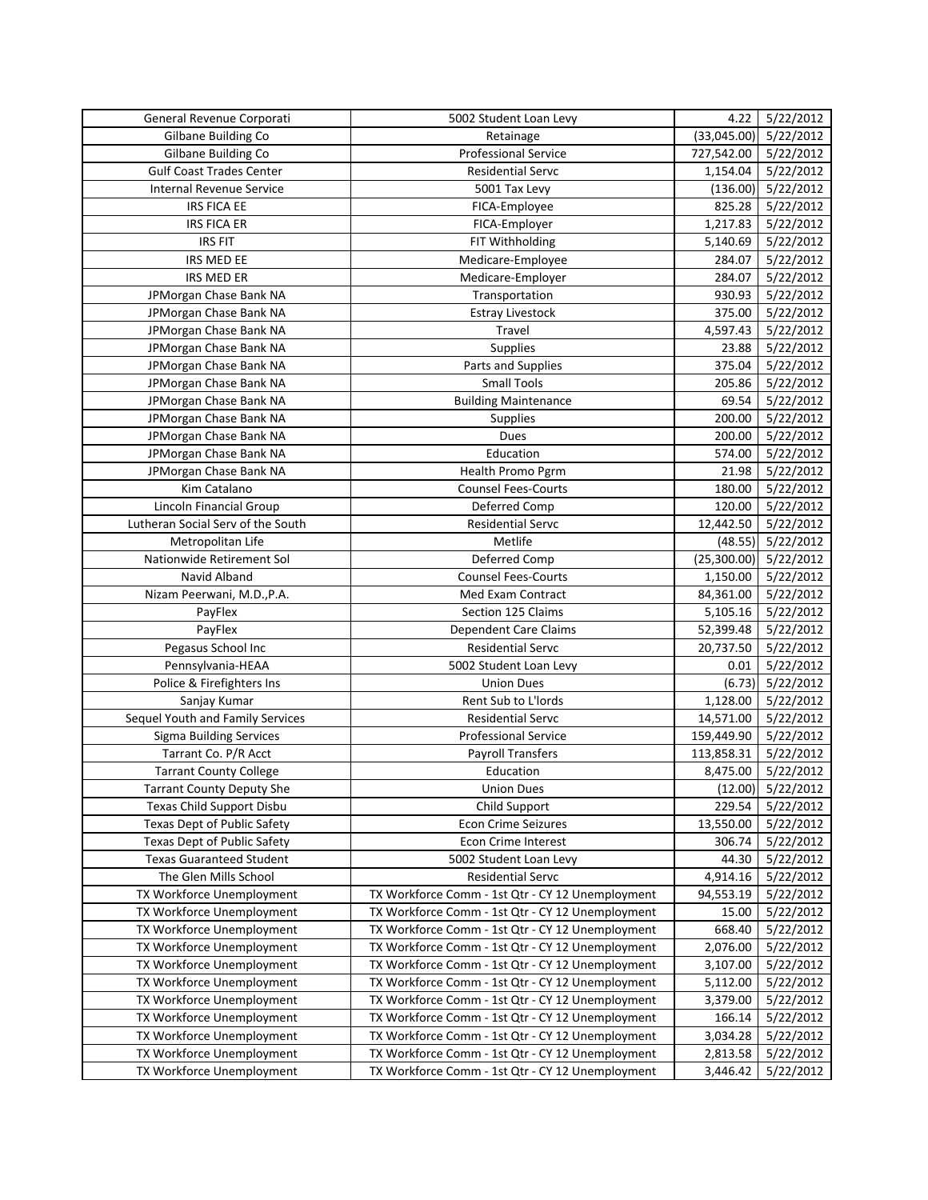| General Revenue Corporati | 5002 Student Loan Levy | 4.22 | 5/22/2012 |
|---|---|---|---|
| Gilbane Building Co | Retainage | (33,045.00) | 5/22/2012 |
| Gilbane Building Co | Professional Service | 727,542.00 | 5/22/2012 |
| Gulf Coast Trades Center | Residential Servc | 1,154.04 | 5/22/2012 |
| Internal Revenue Service | 5001 Tax Levy | (136.00) | 5/22/2012 |
| IRS FICA EE | FICA-Employee | 825.28 | 5/22/2012 |
| IRS FICA ER | FICA-Employer | 1,217.83 | 5/22/2012 |
| IRS FIT | FIT Withholding | 5,140.69 | 5/22/2012 |
| IRS MED EE | Medicare-Employee | 284.07 | 5/22/2012 |
| IRS MED ER | Medicare-Employer | 284.07 | 5/22/2012 |
| JPMorgan Chase Bank NA | Transportation | 930.93 | 5/22/2012 |
| JPMorgan Chase Bank NA | Estray Livestock | 375.00 | 5/22/2012 |
| JPMorgan Chase Bank NA | Travel | 4,597.43 | 5/22/2012 |
| JPMorgan Chase Bank NA | Supplies | 23.88 | 5/22/2012 |
| JPMorgan Chase Bank NA | Parts and Supplies | 375.04 | 5/22/2012 |
| JPMorgan Chase Bank NA | Small Tools | 205.86 | 5/22/2012 |
| JPMorgan Chase Bank NA | Building Maintenance | 69.54 | 5/22/2012 |
| JPMorgan Chase Bank NA | Supplies | 200.00 | 5/22/2012 |
| JPMorgan Chase Bank NA | Dues | 200.00 | 5/22/2012 |
| JPMorgan Chase Bank NA | Education | 574.00 | 5/22/2012 |
| JPMorgan Chase Bank NA | Health Promo Pgrm | 21.98 | 5/22/2012 |
| Kim Catalano | Counsel Fees-Courts | 180.00 | 5/22/2012 |
| Lincoln Financial Group | Deferred Comp | 120.00 | 5/22/2012 |
| Lutheran Social Serv of the South | Residential Servc | 12,442.50 | 5/22/2012 |
| Metropolitan Life | Metlife | (48.55) | 5/22/2012 |
| Nationwide Retirement Sol | Deferred Comp | (25,300.00) | 5/22/2012 |
| Navid Alband | Counsel Fees-Courts | 1,150.00 | 5/22/2012 |
| Nizam Peerwani, M.D.,P.A. | Med Exam Contract | 84,361.00 | 5/22/2012 |
| PayFlex | Section 125 Claims | 5,105.16 | 5/22/2012 |
| PayFlex | Dependent Care Claims | 52,399.48 | 5/22/2012 |
| Pegasus School Inc | Residential Servc | 20,737.50 | 5/22/2012 |
| Pennsylvania-HEAA | 5002 Student Loan Levy | 0.01 | 5/22/2012 |
| Police & Firefighters Ins | Union Dues | (6.73) | 5/22/2012 |
| Sanjay Kumar | Rent Sub to L'lords | 1,128.00 | 5/22/2012 |
| Sequel Youth and Family Services | Residential Servc | 14,571.00 | 5/22/2012 |
| Sigma Building Services | Professional Service | 159,449.90 | 5/22/2012 |
| Tarrant Co. P/R Acct | Payroll Transfers | 113,858.31 | 5/22/2012 |
| Tarrant County College | Education | 8,475.00 | 5/22/2012 |
| Tarrant County Deputy She | Union Dues | (12.00) | 5/22/2012 |
| Texas Child Support Disbu | Child Support | 229.54 | 5/22/2012 |
| Texas Dept of Public Safety | Econ Crime Seizures | 13,550.00 | 5/22/2012 |
| Texas Dept of Public Safety | Econ Crime Interest | 306.74 | 5/22/2012 |
| Texas Guaranteed Student | 5002 Student Loan Levy | 44.30 | 5/22/2012 |
| The Glen Mills School | Residential Servc | 4,914.16 | 5/22/2012 |
| TX Workforce Unemployment | TX Workforce Comm - 1st Qtr - CY 12 Unemployment | 94,553.19 | 5/22/2012 |
| TX Workforce Unemployment | TX Workforce Comm - 1st Qtr - CY 12 Unemployment | 15.00 | 5/22/2012 |
| TX Workforce Unemployment | TX Workforce Comm - 1st Qtr - CY 12 Unemployment | 668.40 | 5/22/2012 |
| TX Workforce Unemployment | TX Workforce Comm - 1st Qtr - CY 12 Unemployment | 2,076.00 | 5/22/2012 |
| TX Workforce Unemployment | TX Workforce Comm - 1st Qtr - CY 12 Unemployment | 3,107.00 | 5/22/2012 |
| TX Workforce Unemployment | TX Workforce Comm - 1st Qtr - CY 12 Unemployment | 5,112.00 | 5/22/2012 |
| TX Workforce Unemployment | TX Workforce Comm - 1st Qtr - CY 12 Unemployment | 3,379.00 | 5/22/2012 |
| TX Workforce Unemployment | TX Workforce Comm - 1st Qtr - CY 12 Unemployment | 166.14 | 5/22/2012 |
| TX Workforce Unemployment | TX Workforce Comm - 1st Qtr - CY 12 Unemployment | 3,034.28 | 5/22/2012 |
| TX Workforce Unemployment | TX Workforce Comm - 1st Qtr - CY 12 Unemployment | 2,813.58 | 5/22/2012 |
| TX Workforce Unemployment | TX Workforce Comm - 1st Qtr - CY 12 Unemployment | 3,446.42 | 5/22/2012 |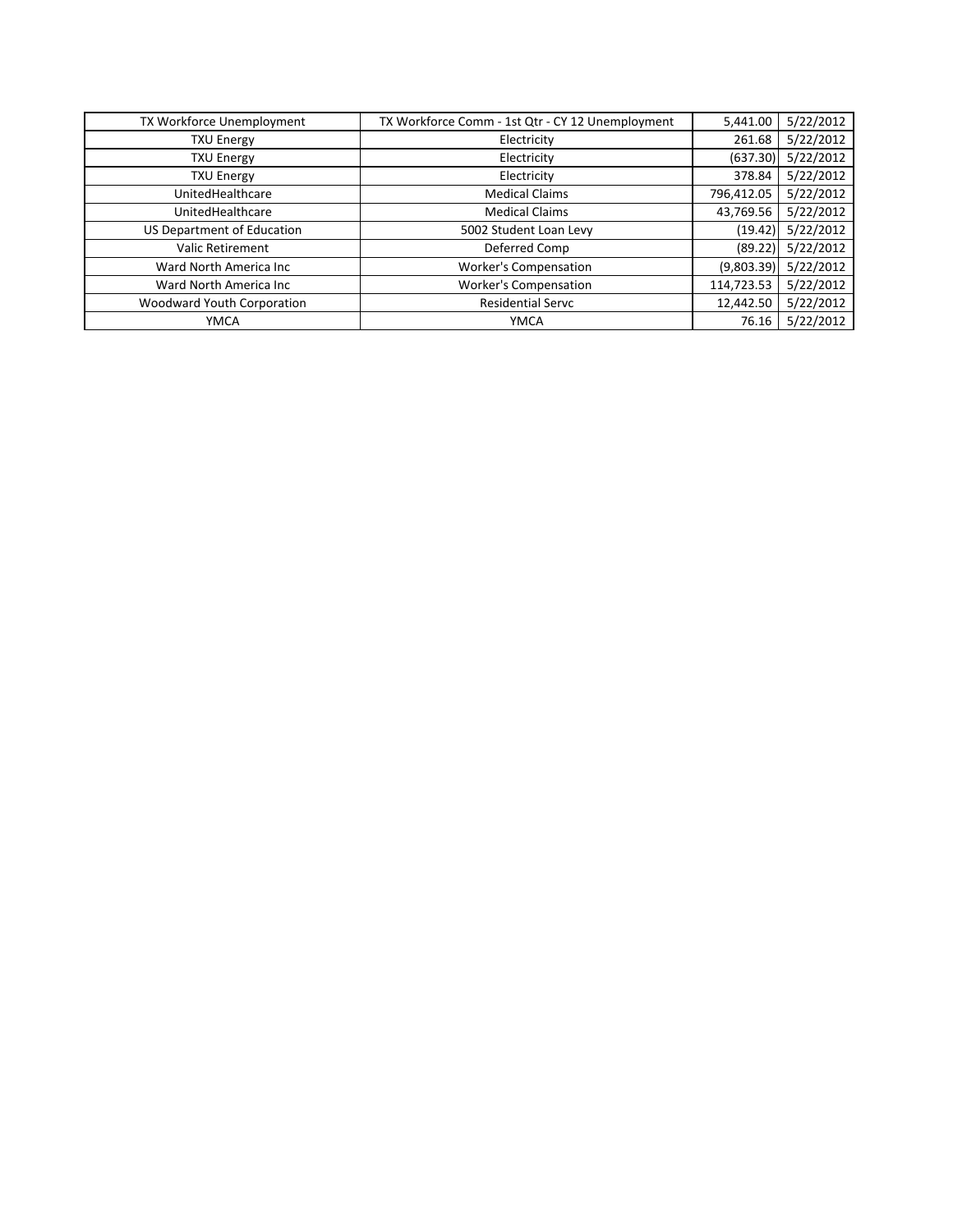| | | | |
|---|---|---|---|
| TX Workforce Unemployment | TX Workforce Comm - 1st Qtr - CY 12 Unemployment | 5,441.00 | 5/22/2012 |
| TXU Energy | Electricity | 261.68 | 5/22/2012 |
| TXU Energy | Electricity | (637.30) | 5/22/2012 |
| TXU Energy | Electricity | 378.84 | 5/22/2012 |
| UnitedHealthcare | Medical Claims | 796,412.05 | 5/22/2012 |
| UnitedHealthcare | Medical Claims | 43,769.56 | 5/22/2012 |
| US Department of Education | 5002 Student Loan Levy | (19.42) | 5/22/2012 |
| Valic Retirement | Deferred Comp | (89.22) | 5/22/2012 |
| Ward North America Inc | Worker's Compensation | (9,803.39) | 5/22/2012 |
| Ward North America Inc | Worker's Compensation | 114,723.53 | 5/22/2012 |
| Woodward Youth Corporation | Residential Servc | 12,442.50 | 5/22/2012 |
| YMCA | YMCA | 76.16 | 5/22/2012 |